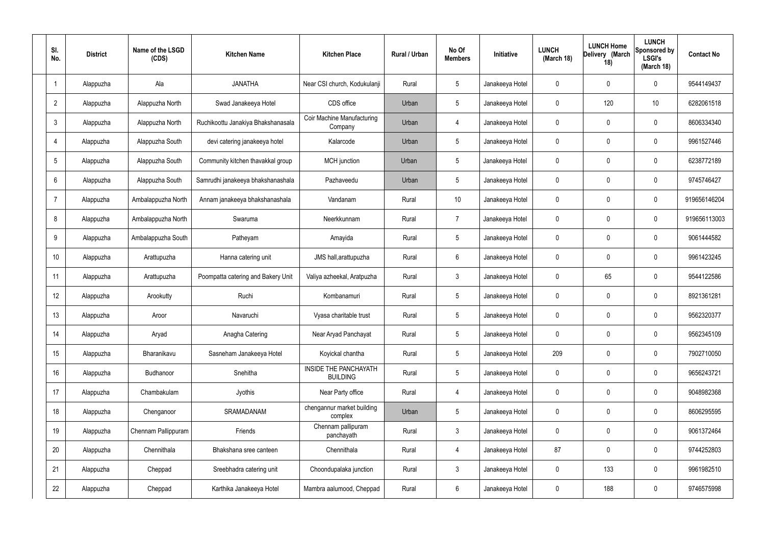| Sl. No. | District | Name of the LSGD (CDS) | Kitchen Name | Kitchen Place | Rural / Urban | No Of Members | Initiative | LUNCH (March 18) | LUNCH Home Delivery (March 18) | LUNCH Sponsored by LSGI's (March 18) | Contact No |
|---|---|---|---|---|---|---|---|---|---|---|---|
| 1 | Alappuzha | Ala | JANATHA | Near CSI church, Kodukulanji | Rural | 5 | Janakeeya Hotel | 0 | 0 | 0 | 9544149437 |
| 2 | Alappuzha | Alappuzha North | Swad Janakeeya Hotel | CDS office | Urban | 5 | Janakeeya Hotel | 0 | 120 | 10 | 6282061518 |
| 3 | Alappuzha | Alappuzha North | Ruchikoottu Janakiya Bhakshanasala | Coir Machine Manufacturing Company | Urban | 4 | Janakeeya Hotel | 0 | 0 | 0 | 8606334340 |
| 4 | Alappuzha | Alappuzha South | devi catering janakeeya hotel | Kalarcode | Urban | 5 | Janakeeya Hotel | 0 | 0 | 0 | 9961527446 |
| 5 | Alappuzha | Alappuzha South | Community kitchen thavakkal group | MCH junction | Urban | 5 | Janakeeya Hotel | 0 | 0 | 0 | 6238772189 |
| 6 | Alappuzha | Alappuzha South | Samrudhi janakeeya bhakshanashala | Pazhaveedu | Urban | 5 | Janakeeya Hotel | 0 | 0 | 0 | 9745746427 |
| 7 | Alappuzha | Ambalappuzha North | Annam janakeeya bhakshanashala | Vandanam | Rural | 10 | Janakeeya Hotel | 0 | 0 | 0 | 919656146204 |
| 8 | Alappuzha | Ambalappuzha North | Swaruma | Neerkkunnam | Rural | 7 | Janakeeya Hotel | 0 | 0 | 0 | 919656113003 |
| 9 | Alappuzha | Ambalappuzha South | Patheyam | Amayida | Rural | 5 | Janakeeya Hotel | 0 | 0 | 0 | 9061444582 |
| 10 | Alappuzha | Arattupuzha | Hanna catering unit | JMS hall,arattupuzha | Rural | 6 | Janakeeya Hotel | 0 | 0 | 0 | 9961423245 |
| 11 | Alappuzha | Arattupuzha | Poompatta catering and Bakery Unit | Valiya azheekal, Aratpuzha | Rural | 3 | Janakeeya Hotel | 0 | 65 | 0 | 9544122586 |
| 12 | Alappuzha | Arookutty | Ruchi | Kombanamuri | Rural | 5 | Janakeeya Hotel | 0 | 0 | 0 | 8921361281 |
| 13 | Alappuzha | Aroor | Navaruchi | Vyasa charitable trust | Rural | 5 | Janakeeya Hotel | 0 | 0 | 0 | 9562320377 |
| 14 | Alappuzha | Aryad | Anagha Catering | Near Aryad Panchayat | Rural | 5 | Janakeeya Hotel | 0 | 0 | 0 | 9562345109 |
| 15 | Alappuzha | Bharanikavu | Sasneham Janakeeya Hotel | Koyickal chantha | Rural | 5 | Janakeeya Hotel | 209 | 0 | 0 | 7902710050 |
| 16 | Alappuzha | Budhanoor | Snehitha | INSIDE THE PANCHAYATH BUILDING | Rural | 5 | Janakeeya Hotel | 0 | 0 | 0 | 9656243721 |
| 17 | Alappuzha | Chambakulam | Jyothis | Near Party office | Rural | 4 | Janakeeya Hotel | 0 | 0 | 0 | 9048982368 |
| 18 | Alappuzha | Chenganoor | SRAMADANAM | chengannur market building complex | Urban | 5 | Janakeeya Hotel | 0 | 0 | 0 | 8606295595 |
| 19 | Alappuzha | Chennam Pallippuram | Friends | Chennam pallipuram panchayath | Rural | 3 | Janakeeya Hotel | 0 | 0 | 0 | 9061372464 |
| 20 | Alappuzha | Chennithala | Bhakshana sree canteen | Chennithala | Rural | 4 | Janakeeya Hotel | 87 | 0 | 0 | 9744252803 |
| 21 | Alappuzha | Cheppad | Sreebhadra catering unit | Choondupalaka junction | Rural | 3 | Janakeeya Hotel | 0 | 133 | 0 | 9961982510 |
| 22 | Alappuzha | Cheppad | Karthika Janakeeya Hotel | Mambra aalumood, Cheppad | Rural | 6 | Janakeeya Hotel | 0 | 188 | 0 | 9746575998 |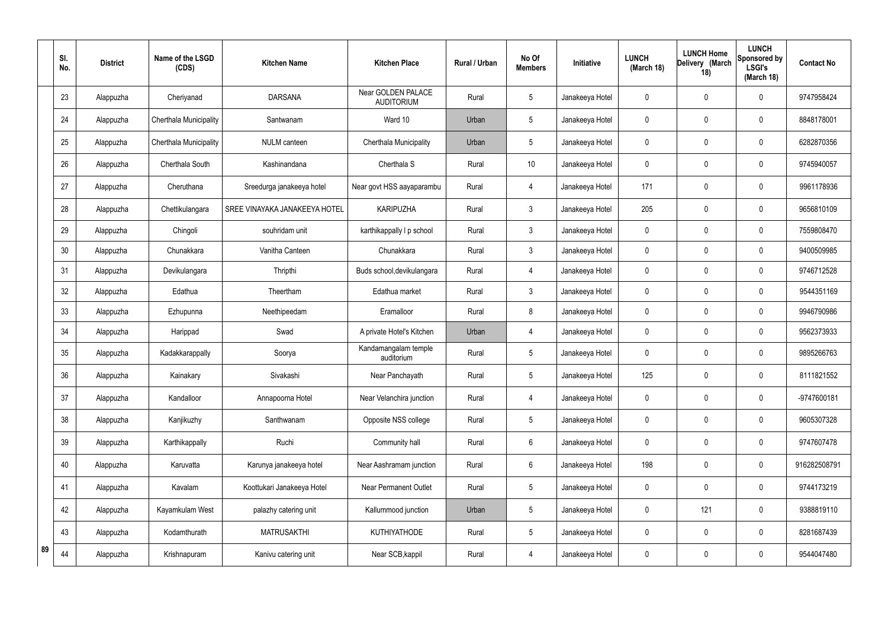| Sl. No. | District | Name of the LSGD (CDS) | Kitchen Name | Kitchen Place | Rural / Urban | No Of Members | Initiative | LUNCH (March 18) | LUNCH Home Delivery (March 18) | LUNCH Sponsored by LSGI's (March 18) | Contact No |
|---|---|---|---|---|---|---|---|---|---|---|---|
| 23 | Alappuzha | Cheriyanad | DARSANA | Near GOLDEN PALACE AUDITORIUM | Rural | 5 | Janakeeya Hotel | 0 | 0 | 0 | 9747958424 |
| 24 | Alappuzha | Cherthala Municipality | Santwanam | Ward 10 | Urban | 5 | Janakeeya Hotel | 0 | 0 | 0 | 8848178001 |
| 25 | Alappuzha | Cherthala Municipality | NULM canteen | Cherthala Municipality | Urban | 5 | Janakeeya Hotel | 0 | 0 | 0 | 6282870356 |
| 26 | Alappuzha | Cherthala South | Kashinandana | Cherthala S | Rural | 10 | Janakeeya Hotel | 0 | 0 | 0 | 9745940057 |
| 27 | Alappuzha | Cheruthana | Sreedurga janakeeya hotel | Near govt HSS aayaparambu | Rural | 4 | Janakeeya Hotel | 171 | 0 | 0 | 9961178936 |
| 28 | Alappuzha | Chettikulangara | SREE VINAYAKA JANAKEEYA HOTEL | KARIPUZHA | Rural | 3 | Janakeeya Hotel | 205 | 0 | 0 | 9656810109 |
| 29 | Alappuzha | Chingoli | souhridam unit | karthikappally l p school | Rural | 3 | Janakeeya Hotel | 0 | 0 | 0 | 7559808470 |
| 30 | Alappuzha | Chunakkara | Vanitha Canteen | Chunakkara | Rural | 3 | Janakeeya Hotel | 0 | 0 | 0 | 9400509985 |
| 31 | Alappuzha | Devikulangara | Thripthi | Buds school,devikulangara | Rural | 4 | Janakeeya Hotel | 0 | 0 | 0 | 9746712528 |
| 32 | Alappuzha | Edathua | Theertham | Edathua market | Rural | 3 | Janakeeya Hotel | 0 | 0 | 0 | 9544351169 |
| 33 | Alappuzha | Ezhupunna | Neethipeedam | Eramalloor | Rural | 8 | Janakeeya Hotel | 0 | 0 | 0 | 9946790986 |
| 34 | Alappuzha | Harippad | Swad | A private Hotel's Kitchen | Urban | 4 | Janakeeya Hotel | 0 | 0 | 0 | 9562373933 |
| 35 | Alappuzha | Kadakkarappally | Soorya | Kandamangalam temple auditorium | Rural | 5 | Janakeeya Hotel | 0 | 0 | 0 | 9895266763 |
| 36 | Alappuzha | Kainakary | Sivakashi | Near Panchayath | Rural | 5 | Janakeeya Hotel | 125 | 0 | 0 | 8111821552 |
| 37 | Alappuzha | Kandalloor | Annapoorna Hotel | Near Velanchira junction | Rural | 4 | Janakeeya Hotel | 0 | 0 | 0 | -9747600181 |
| 38 | Alappuzha | Kanjikuzhy | Santhwanam | Opposite NSS college | Rural | 5 | Janakeeya Hotel | 0 | 0 | 0 | 9605307328 |
| 39 | Alappuzha | Karthikappally | Ruchi | Community hall | Rural | 6 | Janakeeya Hotel | 0 | 0 | 0 | 9747607478 |
| 40 | Alappuzha | Karuvatta | Karunya janakeeya hotel | Near Aashramam junction | Rural | 6 | Janakeeya Hotel | 198 | 0 | 0 | 916282508791 |
| 41 | Alappuzha | Kavalam | Koottukari Janakeeya Hotel | Near Permanent Outlet | Rural | 5 | Janakeeya Hotel | 0 | 0 | 0 | 9744173219 |
| 42 | Alappuzha | Kayamkulam West | palazhy catering unit | Kallummood junction | Urban | 5 | Janakeeya Hotel | 0 | 121 | 0 | 9388819110 |
| 43 | Alappuzha | Kodamthurath | MATRUSAKTHI | KUTHIYATHODE | Rural | 5 | Janakeeya Hotel | 0 | 0 | 0 | 8281687439 |
| 44 | Alappuzha | Krishnapuram | Kanivu catering unit | Near SCB,kappil | Rural | 4 | Janakeeya Hotel | 0 | 0 | 0 | 9544047480 |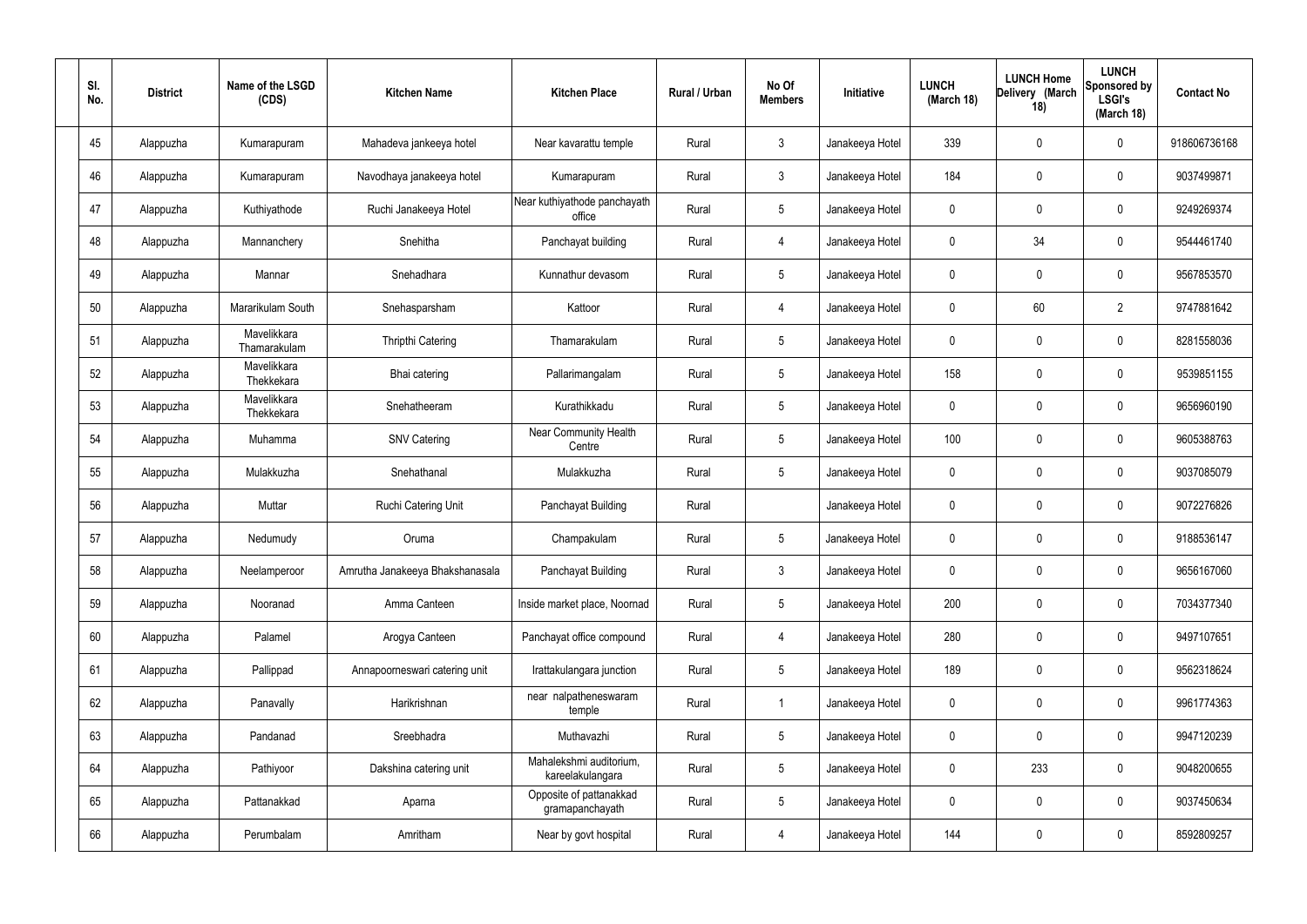| Sl. No. | District | Name of the LSGD (CDS) | Kitchen Name | Kitchen Place | Rural / Urban | No Of Members | Initiative | LUNCH (March 18) | LUNCH Home Delivery (March 18) | LUNCH Sponsored by LSGI's (March 18) | Contact No |
|---|---|---|---|---|---|---|---|---|---|---|---|
| 45 | Alappuzha | Kumarapuram | Mahadeva jankeeya hotel | Near kavarattu temple | Rural | 3 | Janakeeya Hotel | 339 | 0 | 0 | 918606736168 |
| 46 | Alappuzha | Kumarapuram | Navodhaya janakeeya hotel | Kumarapuram | Rural | 3 | Janakeeya Hotel | 184 | 0 | 0 | 9037499871 |
| 47 | Alappuzha | Kuthiyathode | Ruchi Janakeeya Hotel | Near kuthiyathode panchayath office | Rural | 5 | Janakeeya Hotel | 0 | 0 | 0 | 9249269374 |
| 48 | Alappuzha | Mannanchery | Snehitha | Panchayat building | Rural | 4 | Janakeeya Hotel | 0 | 34 | 0 | 9544461740 |
| 49 | Alappuzha | Mannar | Snehadhara | Kunnathur devasom | Rural | 5 | Janakeeya Hotel | 0 | 0 | 0 | 9567853570 |
| 50 | Alappuzha | Mararikulam South | Snehasparsham | Kattoor | Rural | 4 | Janakeeya Hotel | 0 | 60 | 2 | 9747881642 |
| 51 | Alappuzha | Mavelikkara Thamarakulam | Thripthi Catering | Thamarakulam | Rural | 5 | Janakeeya Hotel | 0 | 0 | 0 | 8281558036 |
| 52 | Alappuzha | Mavelikkara Thekkekara | Bhai catering | Pallarimangalam | Rural | 5 | Janakeeya Hotel | 158 | 0 | 0 | 9539851155 |
| 53 | Alappuzha | Mavelikkara Thekkekara | Snehatheeram | Kurathikkadu | Rural | 5 | Janakeeya Hotel | 0 | 0 | 0 | 9656960190 |
| 54 | Alappuzha | Muhamma | SNV Catering | Near Community Health Centre | Rural | 5 | Janakeeya Hotel | 100 | 0 | 0 | 9605388763 |
| 55 | Alappuzha | Mulakkuzha | Snehathanal | Mulakkuzha | Rural | 5 | Janakeeya Hotel | 0 | 0 | 0 | 9037085079 |
| 56 | Alappuzha | Muttar | Ruchi Catering Unit | Panchayat Building | Rural | | Janakeeya Hotel | 0 | 0 | 0 | 9072276826 |
| 57 | Alappuzha | Nedumudy | Oruma | Champakulam | Rural | 5 | Janakeeya Hotel | 0 | 0 | 0 | 9188536147 |
| 58 | Alappuzha | Neelamperoor | Amrutha Janakeeya Bhakshanasala | Panchayat Building | Rural | 3 | Janakeeya Hotel | 0 | 0 | 0 | 9656167060 |
| 59 | Alappuzha | Nooranad | Amma Canteen | Inside market place, Noornad | Rural | 5 | Janakeeya Hotel | 200 | 0 | 0 | 7034377340 |
| 60 | Alappuzha | Palamel | Arogya Canteen | Panchayat office compound | Rural | 4 | Janakeeya Hotel | 280 | 0 | 0 | 9497107651 |
| 61 | Alappuzha | Pallippad | Annapoorneswari catering unit | Irattakulangara junction | Rural | 5 | Janakeeya Hotel | 189 | 0 | 0 | 9562318624 |
| 62 | Alappuzha | Panavally | Harikrishnan | near nalpatheneswaram temple | Rural | 1 | Janakeeya Hotel | 0 | 0 | 0 | 9961774363 |
| 63 | Alappuzha | Pandanad | Sreebhadra | Muthavazhi | Rural | 5 | Janakeeya Hotel | 0 | 0 | 0 | 9947120239 |
| 64 | Alappuzha | Pathiyoor | Dakshina catering unit | Mahalekshmi auditorium, kareelakulangara | Rural | 5 | Janakeeya Hotel | 0 | 233 | 0 | 9048200655 |
| 65 | Alappuzha | Pattanakkad | Aparna | Opposite of pattanakkad gramapanchayath | Rural | 5 | Janakeeya Hotel | 0 | 0 | 0 | 9037450634 |
| 66 | Alappuzha | Perumbalam | Amritham | Near by govt hospital | Rural | 4 | Janakeeya Hotel | 144 | 0 | 0 | 8592809257 |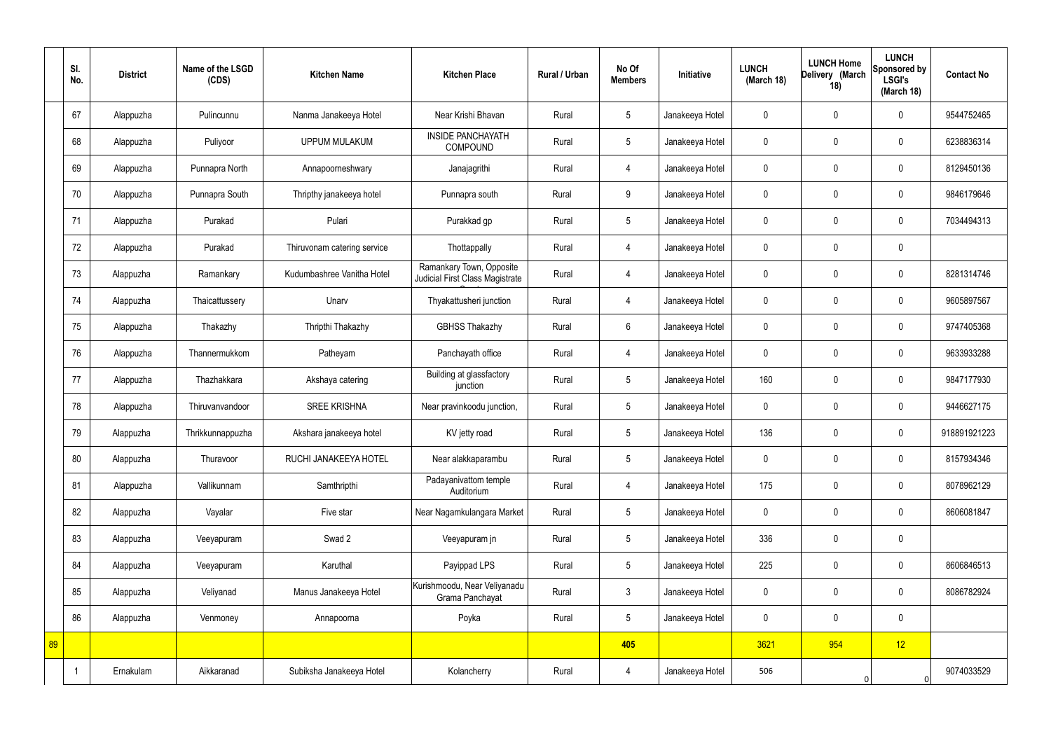| | Sl. No. | District | Name of the LSGD (CDS) | Kitchen Name | Kitchen Place | Rural / Urban | No Of Members | Initiative | LUNCH (March 18) | LUNCH Home Delivery (March 18) | LUNCH Sponsored by LSGI's (March 18) | Contact No |
|---|---|---|---|---|---|---|---|---|---|---|---|---|
| | 67 | Alappuzha | Pulincunnu | Nanma Janakeeya Hotel | Near Krishi Bhavan | Rural | 5 | Janakeeya Hotel | 0 | 0 | 0 | 9544752465 |
| | 68 | Alappuzha | Puliyoor | UPPUM MULAKUM | INSIDE PANCHAYATH COMPOUND | Rural | 5 | Janakeeya Hotel | 0 | 0 | 0 | 6238836314 |
| | 69 | Alappuzha | Punnapra North | Annapoorneshwary | Janajagrithi | Rural | 4 | Janakeeya Hotel | 0 | 0 | 0 | 8129450136 |
| | 70 | Alappuzha | Punnapra South | Thripthy janakeeya hotel | Punnapra south | Rural | 9 | Janakeeya Hotel | 0 | 0 | 0 | 9846179646 |
| | 71 | Alappuzha | Purakad | Pulari | Purakkad gp | Rural | 5 | Janakeeya Hotel | 0 | 0 | 0 | 7034494313 |
| | 72 | Alappuzha | Purakad | Thiruvonam catering service | Thottappally | Rural | 4 | Janakeeya Hotel | 0 | 0 | 0 | |
| | 73 | Alappuzha | Ramankary | Kudumbashree Vanitha Hotel | Ramankary Town, Opposite Judicial First Class Magistrate Court | Rural | 4 | Janakeeya Hotel | 0 | 0 | 0 | 8281314746 |
| | 74 | Alappuzha | Thaicattussery | Unarv | Thyakattusheri junction | Rural | 4 | Janakeeya Hotel | 0 | 0 | 0 | 9605897567 |
| | 75 | Alappuzha | Thakazhy | Thripthi Thakazhy | GBHSS Thakazhy | Rural | 6 | Janakeeya Hotel | 0 | 0 | 0 | 9747405368 |
| | 76 | Alappuzha | Thannermukkom | Patheyam | Panchayath office | Rural | 4 | Janakeeya Hotel | 0 | 0 | 0 | 9633933288 |
| | 77 | Alappuzha | Thazhakkara | Akshaya catering | Building at glassfactory junction | Rural | 5 | Janakeeya Hotel | 160 | 0 | 0 | 9847177930 |
| | 78 | Alappuzha | Thiruvanvandoor | SREE KRISHNA | Near pravinkoodu junction, | Rural | 5 | Janakeeya Hotel | 0 | 0 | 0 | 9446627175 |
| | 79 | Alappuzha | Thrikkunnappuzha | Akshara janakeeya hotel | KV jetty road | Rural | 5 | Janakeeya Hotel | 136 | 0 | 0 | 918891921223 |
| | 80 | Alappuzha | Thuravoor | RUCHI JANAKEEYA HOTEL | Near alakkaparambu | Rural | 5 | Janakeeya Hotel | 0 | 0 | 0 | 8157934346 |
| | 81 | Alappuzha | Vallikunnam | Samthripthi | Padayanivattom temple Auditorium | Rural | 4 | Janakeeya Hotel | 175 | 0 | 0 | 8078962129 |
| | 82 | Alappuzha | Vayalar | Five star | Near Nagamkulangara Market | Rural | 5 | Janakeeya Hotel | 0 | 0 | 0 | 8606081847 |
| | 83 | Alappuzha | Veeyapuram | Swad 2 | Veeyapuram jn | Rural | 5 | Janakeeya Hotel | 336 | 0 | 0 | |
| | 84 | Alappuzha | Veeyapuram | Karuthal | Payippad LPS | Rural | 5 | Janakeeya Hotel | 225 | 0 | 0 | 8606846513 |
| | 85 | Alappuzha | Veliyanad | Manus Janakeeya Hotel | Kurishmoodu, Near Veliyanadu Grama Panchayat | Rural | 3 | Janakeeya Hotel | 0 | 0 | 0 | 8086782924 |
| | 86 | Alappuzha | Venmoney | Annapoorna | Poyka | Rural | 5 | Janakeeya Hotel | 0 | 0 | 0 | |
| 89 | | | | | | | 405 | | 3621 | 954 | 12 | |
| | 1 | Ernakulam | Aikkaranad | Subiksha Janakeeya Hotel | Kolancherry | Rural | 4 | Janakeeya Hotel | 506 | 0 | 0 | 9074033529 |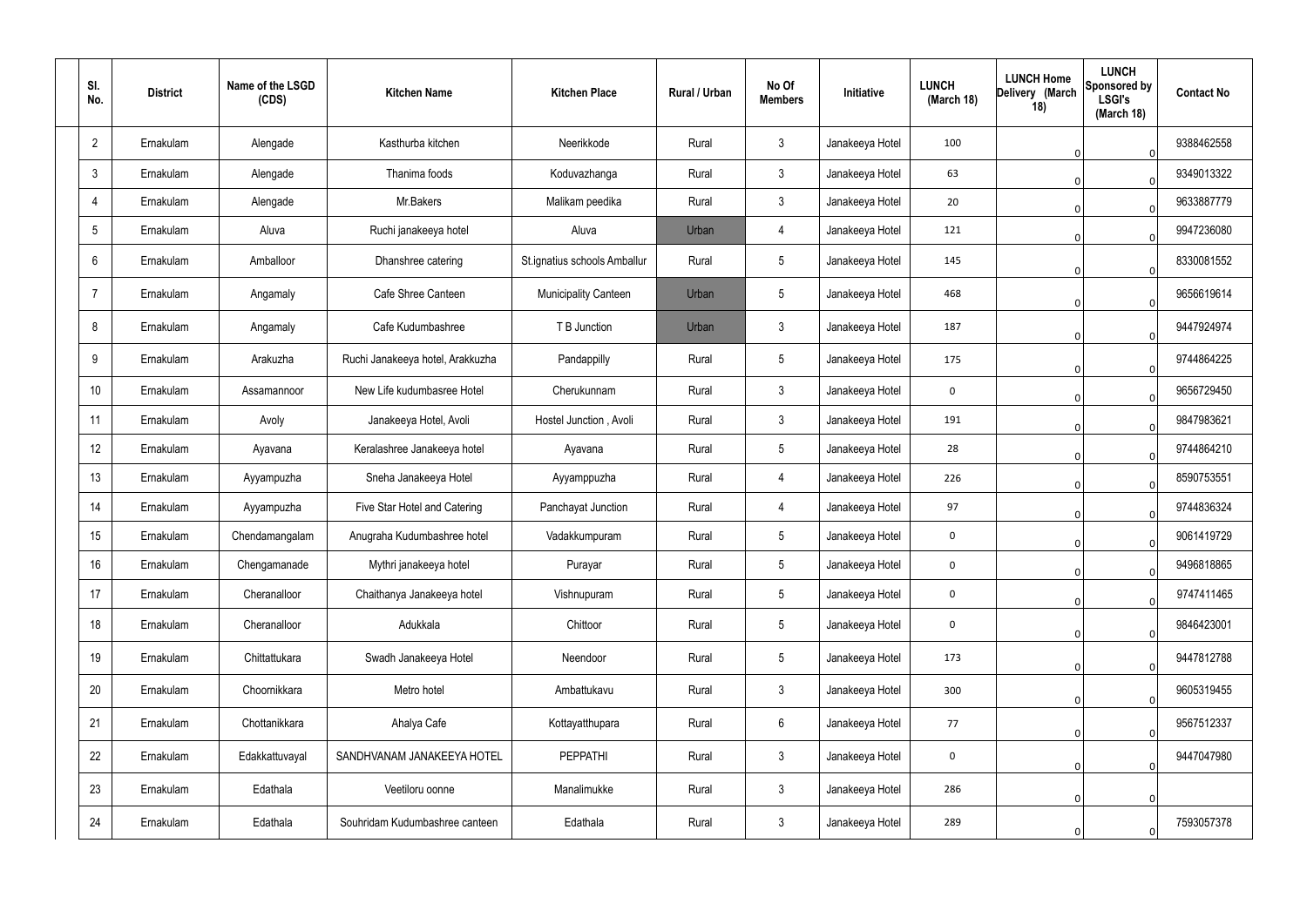| Sl. No. | District | Name of the LSGD (CDS) | Kitchen Name | Kitchen Place | Rural / Urban | No Of Members | Initiative | LUNCH (March 18) | LUNCH Home Delivery (March 18) | LUNCH Sponsored by LSGI's (March 18) | Contact No |
|---|---|---|---|---|---|---|---|---|---|---|---|
| 2 | Ernakulam | Alengade | Kasthurba kitchen | Neerikkode | Rural | 3 | Janakeeya Hotel | 100 | 0 | 0 | 9388462558 |
| 3 | Ernakulam | Alengade | Thanima foods | Koduvazhanga | Rural | 3 | Janakeeya Hotel | 63 | 0 | 0 | 9349013322 |
| 4 | Ernakulam | Alengade | Mr.Bakers | Malikam peedika | Rural | 3 | Janakeeya Hotel | 20 | 0 | 0 | 9633887779 |
| 5 | Ernakulam | Aluva | Ruchi janakeeya hotel | Aluva | Urban | 4 | Janakeeya Hotel | 121 | 0 | 0 | 9947236080 |
| 6 | Ernakulam | Amballoor | Dhanshree catering | St.ignatius schools Amballur | Rural | 5 | Janakeeya Hotel | 145 | 0 | 0 | 8330081552 |
| 7 | Ernakulam | Angamaly | Cafe Shree Canteen | Municipality Canteen | Urban | 5 | Janakeeya Hotel | 468 | 0 | 0 | 9656619614 |
| 8 | Ernakulam | Angamaly | Cafe Kudumbashree | T B Junction | Urban | 3 | Janakeeya Hotel | 187 | 0 | 0 | 9447924974 |
| 9 | Ernakulam | Arakuzha | Ruchi Janakeeya hotel, Arakkuzha | Pandappilly | Rural | 5 | Janakeeya Hotel | 175 | 0 | 0 | 9744864225 |
| 10 | Ernakulam | Assamannoor | New Life kudumbasree Hotel | Cherukunnam | Rural | 3 | Janakeeya Hotel | 0 | 0 | 0 | 9656729450 |
| 11 | Ernakulam | Avoly | Janakeeya Hotel, Avoli | Hostel Junction , Avoli | Rural | 3 | Janakeeya Hotel | 191 | 0 | 0 | 9847983621 |
| 12 | Ernakulam | Ayavana | Keralashree Janakeeya hotel | Ayavana | Rural | 5 | Janakeeya Hotel | 28 | 0 | 0 | 9744864210 |
| 13 | Ernakulam | Ayyampuzha | Sneha Janakeeya Hotel | Ayyamppuzha | Rural | 4 | Janakeeya Hotel | 226 | 0 | 0 | 8590753551 |
| 14 | Ernakulam | Ayyampuzha | Five Star Hotel and Catering | Panchayat Junction | Rural | 4 | Janakeeya Hotel | 97 | 0 | 0 | 9744836324 |
| 15 | Ernakulam | Chendamangalam | Anugraha Kudumbashree hotel | Vadakkumpuram | Rural | 5 | Janakeeya Hotel | 0 | 0 | 0 | 9061419729 |
| 16 | Ernakulam | Chengamanade | Mythri janakeeya hotel | Purayar | Rural | 5 | Janakeeya Hotel | 0 | 0 | 0 | 9496818865 |
| 17 | Ernakulam | Cheranalloor | Chaithanya Janakeeya hotel | Vishnupuram | Rural | 5 | Janakeeya Hotel | 0 | 0 | 0 | 9747411465 |
| 18 | Ernakulam | Cheranalloor | Adukkala | Chittoor | Rural | 5 | Janakeeya Hotel | 0 | 0 | 0 | 9846423001 |
| 19 | Ernakulam | Chittattukara | Swadh Janakeeya Hotel | Neendoor | Rural | 5 | Janakeeya Hotel | 173 | 0 | 0 | 9447812788 |
| 20 | Ernakulam | Choornikkara | Metro hotel | Ambattukavu | Rural | 3 | Janakeeya Hotel | 300 | 0 | 0 | 9605319455 |
| 21 | Ernakulam | Chottanikkara | Ahalya Cafe | Kottayatthupara | Rural | 6 | Janakeeya Hotel | 77 | 0 | 0 | 9567512337 |
| 22 | Ernakulam | Edakkattuvayal | SANDHVANAM JANAKEEYA HOTEL | PEPPATHI | Rural | 3 | Janakeeya Hotel | 0 | 0 | 0 | 9447047980 |
| 23 | Ernakulam | Edathala | Veetiloru oonne | Manalimukke | Rural | 3 | Janakeeya Hotel | 286 | 0 | 0 | |
| 24 | Ernakulam | Edathala | Souhridam Kudumbashree canteen | Edathala | Rural | 3 | Janakeeya Hotel | 289 | 0 | 0 | 7593057378 |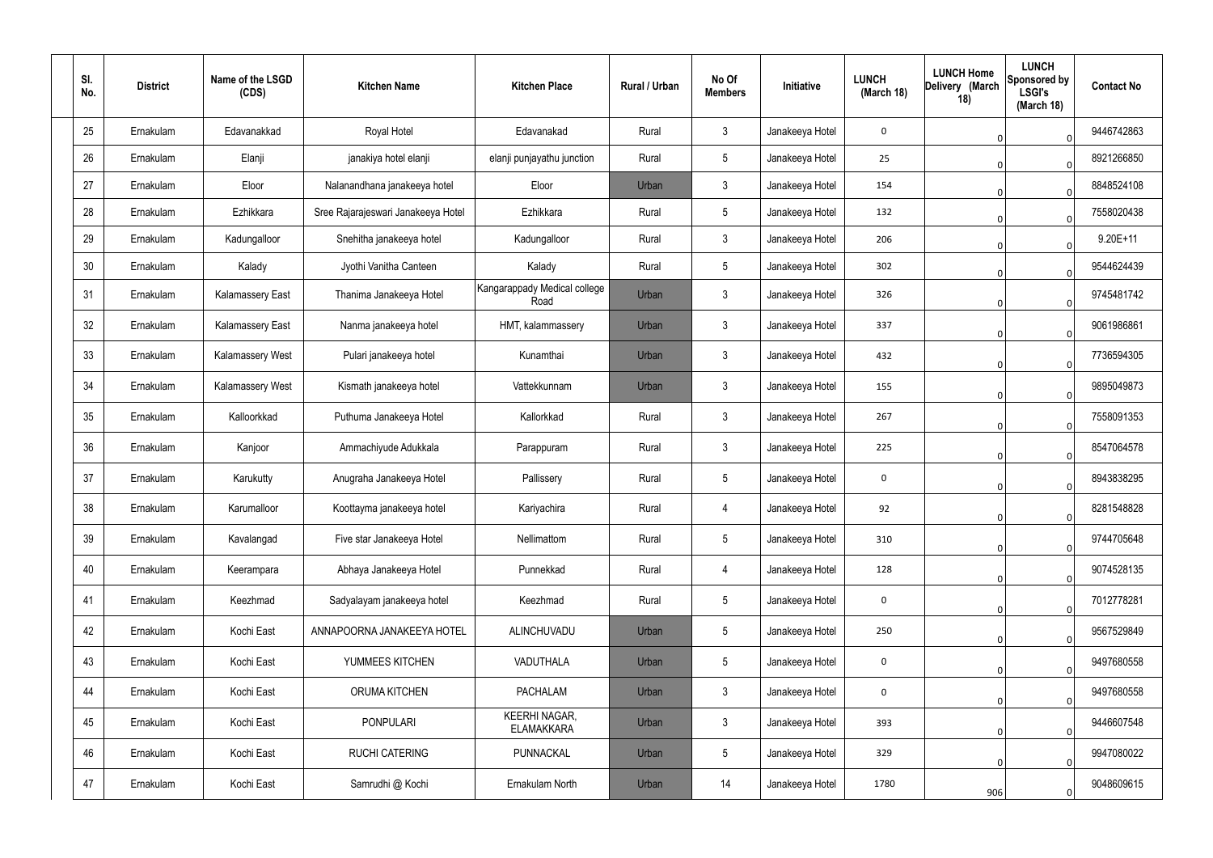| Sl. No. | District | Name of the LSGD (CDS) | Kitchen Name | Kitchen Place | Rural / Urban | No Of Members | Initiative | LUNCH (March 18) | LUNCH Home Delivery (March 18) | LUNCH Sponsored by LSGI's (March 18) | Contact No |
|---|---|---|---|---|---|---|---|---|---|---|---|
| 25 | Ernakulam | Edavanakkad | Royal Hotel | Edavanakad | Rural | 3 | Janakeeya Hotel | 0 | 0 | 0 | 9446742863 |
| 26 | Ernakulam | Elanji | janakiya hotel elanji | elanji punjayathu junction | Rural | 5 | Janakeeya Hotel | 25 | 0 | 0 | 8921266850 |
| 27 | Ernakulam | Eloor | Nalanandhana janakeeya hotel | Eloor | Urban | 3 | Janakeeya Hotel | 154 | 0 | 0 | 8848524108 |
| 28 | Ernakulam | Ezhikkara | Sree Rajarajeswari Janakeeya Hotel | Ezhikkara | Rural | 5 | Janakeeya Hotel | 132 | 0 | 0 | 7558020438 |
| 29 | Ernakulam | Kadungalloor | Snehitha janakeeya hotel | Kadungalloor | Rural | 3 | Janakeeya Hotel | 206 | 0 | 0 | 9.20E+11 |
| 30 | Ernakulam | Kalady | Jyothi Vanitha Canteen | Kalady | Rural | 5 | Janakeeya Hotel | 302 | 0 | 0 | 9544624439 |
| 31 | Ernakulam | Kalamassery East | Thanima Janakeeya Hotel | Kangarappady Medical college Road | Urban | 3 | Janakeeya Hotel | 326 | 0 | 0 | 9745481742 |
| 32 | Ernakulam | Kalamassery East | Nanma janakeeya hotel | HMT, kalammassery | Urban | 3 | Janakeeya Hotel | 337 | 0 | 0 | 9061986861 |
| 33 | Ernakulam | Kalamassery West | Pulari janakeeya hotel | Kunamthai | Urban | 3 | Janakeeya Hotel | 432 | 0 | 0 | 7736594305 |
| 34 | Ernakulam | Kalamassery West | Kismath janakeeya hotel | Vattekkunnam | Urban | 3 | Janakeeya Hotel | 155 | 0 | 0 | 9895049873 |
| 35 | Ernakulam | Kalloorkkad | Puthuma Janakeeya Hotel | Kallorkkad | Rural | 3 | Janakeeya Hotel | 267 | 0 | 0 | 7558091353 |
| 36 | Ernakulam | Kanjoor | Ammachiyude Adukkala | Parappuram | Rural | 3 | Janakeeya Hotel | 225 | 0 | 0 | 8547064578 |
| 37 | Ernakulam | Karukutty | Anugraha Janakeeya Hotel | Pallissery | Rural | 5 | Janakeeya Hotel | 0 | 0 | 0 | 8943838295 |
| 38 | Ernakulam | Karumalloor | Koottayma janakeeya hotel | Kariyachira | Rural | 4 | Janakeeya Hotel | 92 | 0 | 0 | 8281548828 |
| 39 | Ernakulam | Kavalangad | Five star Janakeeya Hotel | Nellimattom | Rural | 5 | Janakeeya Hotel | 310 | 0 | 0 | 9744705648 |
| 40 | Ernakulam | Keerampara | Abhaya Janakeeya Hotel | Punnekkad | Rural | 4 | Janakeeya Hotel | 128 | 0 | 0 | 9074528135 |
| 41 | Ernakulam | Keezhmad | Sadyalayam janakeeya hotel | Keezhmad | Rural | 5 | Janakeeya Hotel | 0 | 0 | 0 | 7012778281 |
| 42 | Ernakulam | Kochi East | ANNAPOORNA JANAKEEYA HOTEL | ALINCHUVADU | Urban | 5 | Janakeeya Hotel | 250 | 0 | 0 | 9567529849 |
| 43 | Ernakulam | Kochi East | YUMMEES KITCHEN | VADUTHALA | Urban | 5 | Janakeeya Hotel | 0 | 0 | 0 | 9497680558 |
| 44 | Ernakulam | Kochi East | ORUMA KITCHEN | PACHALAM | Urban | 3 | Janakeeya Hotel | 0 | 0 | 0 | 9497680558 |
| 45 | Ernakulam | Kochi East | PONPULARI | KEERHI NAGAR, ELAMAKKARA | Urban | 3 | Janakeeya Hotel | 393 | 0 | 0 | 9446607548 |
| 46 | Ernakulam | Kochi East | RUCHI CATERING | PUNNACKAL | Urban | 5 | Janakeeya Hotel | 329 | 0 | 0 | 9947080022 |
| 47 | Ernakulam | Kochi East | Samrudhi @ Kochi | Ernakulam North | Urban | 14 | Janakeeya Hotel | 1780 | 906 | 0 | 9048609615 |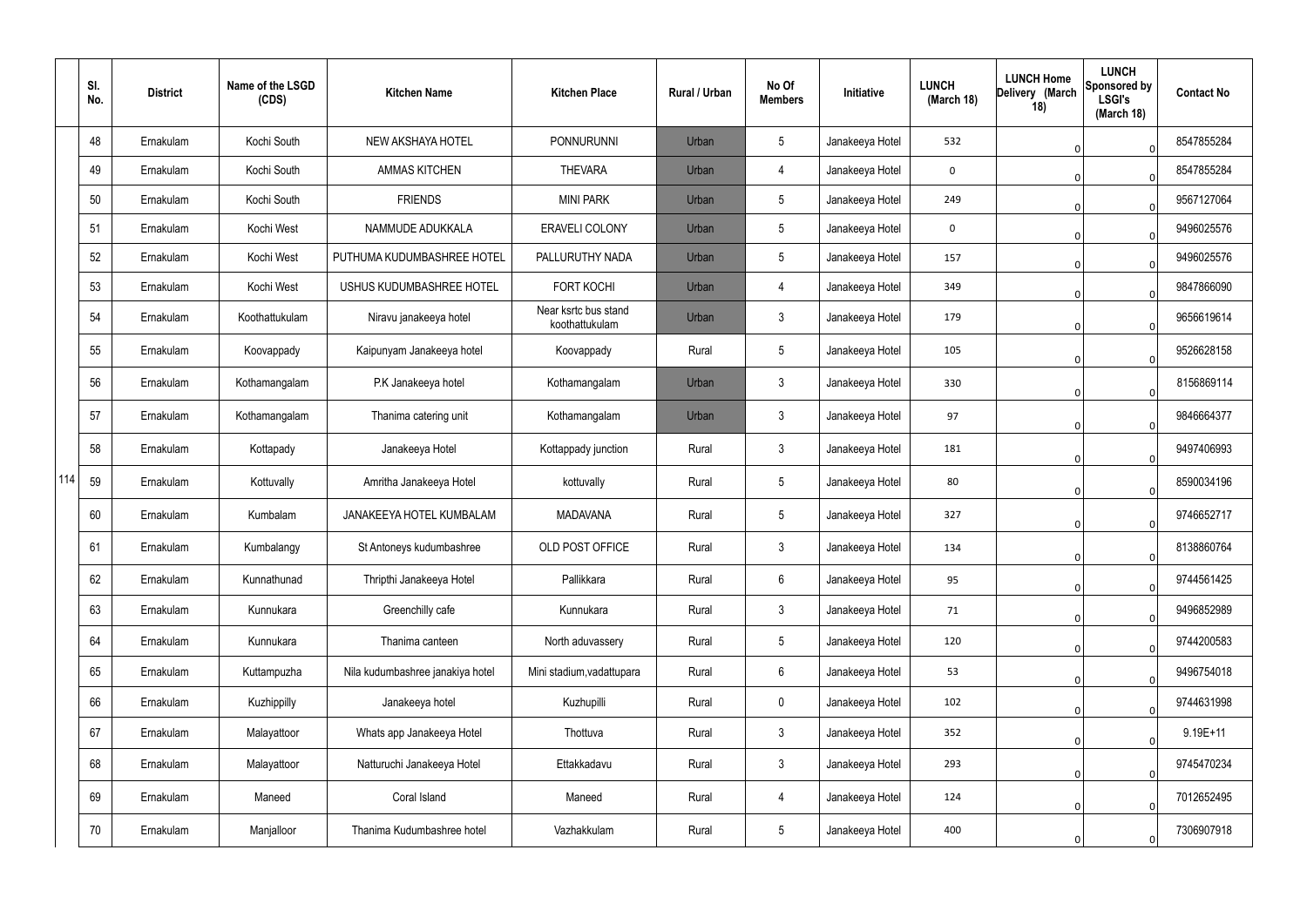|  | Sl. No. | District | Name of the LSGD (CDS) | Kitchen Name | Kitchen Place | Rural / Urban | No Of Members | Initiative | LUNCH (March 18) | LUNCH Home Delivery (March 18) | LUNCH Sponsored by LSGI's (March 18) | Contact No |
|---|---|---|---|---|---|---|---|---|---|---|---|---|
| 114 | 48 | Ernakulam | Kochi South | NEW AKSHAYA HOTEL | PONNURUNNI | Urban | 5 | Janakeeya Hotel | 532 | 0 | 0 | 8547855284 |
|  | 49 | Ernakulam | Kochi South | AMMAS KITCHEN | THEVARA | Urban | 4 | Janakeeya Hotel | 0 | 0 | 0 | 8547855284 |
|  | 50 | Ernakulam | Kochi South | FRIENDS | MINI PARK | Urban | 5 | Janakeeya Hotel | 249 | 0 | 0 | 9567127064 |
|  | 51 | Ernakulam | Kochi West | NAMMUDE ADUKKALA | ERAVELI COLONY | Urban | 5 | Janakeeya Hotel | 0 | 0 | 0 | 9496025576 |
|  | 52 | Ernakulam | Kochi West | PUTHUMA KUDUMBASHREE HOTEL | PALLURUTHY NADA | Urban | 5 | Janakeeya Hotel | 157 | 0 | 0 | 9496025576 |
|  | 53 | Ernakulam | Kochi West | USHUS KUDUMBASHREE HOTEL | FORT KOCHI | Urban | 4 | Janakeeya Hotel | 349 | 0 | 0 | 9847866090 |
|  | 54 | Ernakulam | Koothattukulam | Niravu janakeeya hotel | Near ksrtc bus stand koothattukulam | Urban | 3 | Janakeeya Hotel | 179 | 0 | 0 | 9656619614 |
|  | 55 | Ernakulam | Koovappady | Kaipunyam Janakeeya hotel | Koovappady | Rural | 5 | Janakeeya Hotel | 105 | 0 | 0 | 9526628158 |
|  | 56 | Ernakulam | Kothamangalam | P.K Janakeeya hotel | Kothamangalam | Urban | 3 | Janakeeya Hotel | 330 | 0 | 0 | 8156869114 |
|  | 57 | Ernakulam | Kothamangalam | Thanima catering unit | Kothamangalam | Urban | 3 | Janakeeya Hotel | 97 | 0 | 0 | 9846664377 |
|  | 58 | Ernakulam | Kottapady | Janakeeya Hotel | Kottappady junction | Rural | 3 | Janakeeya Hotel | 181 | 0 | 0 | 9497406993 |
|  | 59 | Ernakulam | Kottuvally | Amritha Janakeeya Hotel | kottuvally | Rural | 5 | Janakeeya Hotel | 80 | 0 | 0 | 8590034196 |
|  | 60 | Ernakulam | Kumbalam | JANAKEEYA HOTEL KUMBALAM | MADAVANA | Rural | 5 | Janakeeya Hotel | 327 | 0 | 0 | 9746652717 |
|  | 61 | Ernakulam | Kumbalangy | St Antoneys kudumbashree | OLD POST OFFICE | Rural | 3 | Janakeeya Hotel | 134 | 0 | 0 | 8138860764 |
|  | 62 | Ernakulam | Kunnathunad | Thripthi Janakeeya Hotel | Pallikkara | Rural | 6 | Janakeeya Hotel | 95 | 0 | 0 | 9744561425 |
|  | 63 | Ernakulam | Kunnukara | Greenchilly cafe | Kunnukara | Rural | 3 | Janakeeya Hotel | 71 | 0 | 0 | 9496852989 |
|  | 64 | Ernakulam | Kunnukara | Thanima canteen | North aduvassery | Rural | 5 | Janakeeya Hotel | 120 | 0 | 0 | 9744200583 |
|  | 65 | Ernakulam | Kuttampuzha | Nila kudumbashree janakiya hotel | Mini stadium,vadattupara | Rural | 6 | Janakeeya Hotel | 53 | 0 | 0 | 9496754018 |
|  | 66 | Ernakulam | Kuzhippilly | Janakeeya hotel | Kuzhupilli | Rural | 0 | Janakeeya Hotel | 102 | 0 | 0 | 9744631998 |
|  | 67 | Ernakulam | Malayattoor | Whats app Janakeeya Hotel | Thottuva | Rural | 3 | Janakeeya Hotel | 352 | 0 | 0 | 9.19E+11 |
|  | 68 | Ernakulam | Malayattoor | Natturuchi Janakeeya Hotel | Ettakkadavu | Rural | 3 | Janakeeya Hotel | 293 | 0 | 0 | 9745470234 |
|  | 69 | Ernakulam | Maneed | Coral Island | Maneed | Rural | 4 | Janakeeya Hotel | 124 | 0 | 0 | 7012652495 |
|  | 70 | Ernakulam | Manjalloor | Thanima Kudumbashree hotel | Vazhakkulam | Rural | 5 | Janakeeya Hotel | 400 | 0 | 0 | 7306907918 |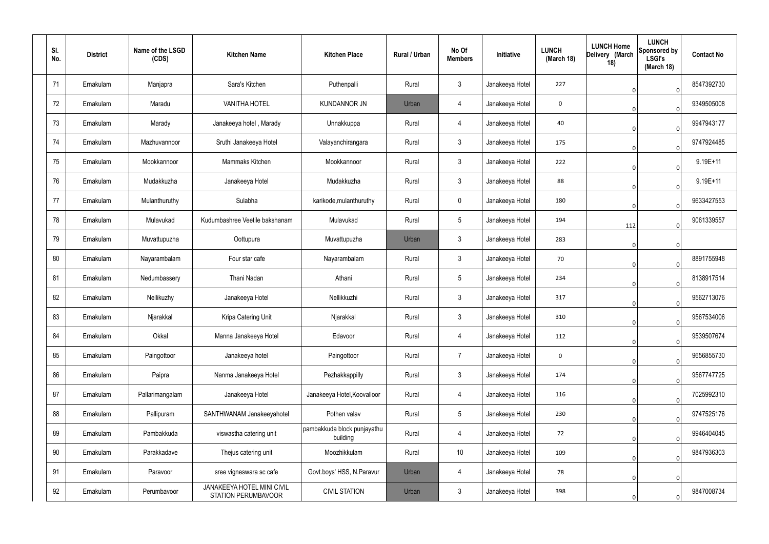| Sl. No. | District | Name of the LSGD (CDS) | Kitchen Name | Kitchen Place | Rural / Urban | No Of Members | Initiative | LUNCH (March 18) | LUNCH Home Delivery (March 18) | LUNCH Sponsored by LSGI's (March 18) | Contact No |
|---|---|---|---|---|---|---|---|---|---|---|---|
| 71 | Ernakulam | Manjapra | Sara's Kitchen | Puthenpalli | Rural | 3 | Janakeeya Hotel | 227 | 0 | 0 | 8547392730 |
| 72 | Ernakulam | Maradu | VANITHA HOTEL | KUNDANNOR JN | Urban | 4 | Janakeeya Hotel | 0 | 0 | 0 | 9349505008 |
| 73 | Ernakulam | Marady | Janakeeya hotel , Marady | Unnakkuppa | Rural | 4 | Janakeeya Hotel | 40 | 0 | 0 | 9947943177 |
| 74 | Ernakulam | Mazhuvannoor | Sruthi Janakeeya Hotel | Valayanchirangara | Rural | 3 | Janakeeya Hotel | 175 | 0 | 0 | 9747924485 |
| 75 | Ernakulam | Mookkannoor | Mammaks Kitchen | Mookkannoor | Rural | 3 | Janakeeya Hotel | 222 | 0 | 0 | 9.19E+11 |
| 76 | Ernakulam | Mudakkuzha | Janakeeya Hotel | Mudakkuzha | Rural | 3 | Janakeeya Hotel | 88 | 0 | 0 | 9.19E+11 |
| 77 | Ernakulam | Mulanthuruthy | Sulabha | karikode,mulanthuruthy | Rural | 0 | Janakeeya Hotel | 180 | 0 | 0 | 9633427553 |
| 78 | Ernakulam | Mulavukad | Kudumbashree Veetile bakshanam | Mulavukad | Rural | 5 | Janakeeya Hotel | 194 | 112 | 0 | 9061339557 |
| 79 | Ernakulam | Muvattupuzha | Oottupura | Muvattupuzha | Urban | 3 | Janakeeya Hotel | 283 | 0 | 0 | |
| 80 | Ernakulam | Nayarambalam | Four star cafe | Nayarambalam | Rural | 3 | Janakeeya Hotel | 70 | 0 | 0 | 8891755948 |
| 81 | Ernakulam | Nedumbassery | Thani Nadan | Athani | Rural | 5 | Janakeeya Hotel | 234 | 0 | 0 | 8138917514 |
| 82 | Ernakulam | Nellikuzhy | Janakeeya Hotel | Nellikkuzhi | Rural | 3 | Janakeeya Hotel | 317 | 0 | 0 | 9562713076 |
| 83 | Ernakulam | Njarakkal | Kripa Catering Unit | Njarakkal | Rural | 3 | Janakeeya Hotel | 310 | 0 | 0 | 9567534006 |
| 84 | Ernakulam | Okkal | Manna Janakeeya Hotel | Edavoor | Rural | 4 | Janakeeya Hotel | 112 | 0 | 0 | 9539507674 |
| 85 | Ernakulam | Paingottoor | Janakeeya hotel | Paingottoor | Rural | 7 | Janakeeya Hotel | 0 | 0 | 0 | 9656855730 |
| 86 | Ernakulam | Paipra | Nanma Janakeeya Hotel | Pezhakkappilly | Rural | 3 | Janakeeya Hotel | 174 | 0 | 0 | 9567747725 |
| 87 | Ernakulam | Pallarimangalam | Janakeeya Hotel | Janakeeya Hotel,Koovalloor | Rural | 4 | Janakeeya Hotel | 116 | 0 | 0 | 7025992310 |
| 88 | Ernakulam | Pallipuram | SANTHWANAM Janakeeyahotel | Pothen valav | Rural | 5 | Janakeeya Hotel | 230 | 0 | 0 | 9747525176 |
| 89 | Ernakulam | Pambakkuda | viswastha catering unit | pambakkuda block punjayathu building | Rural | 4 | Janakeeya Hotel | 72 | 0 | 0 | 9946404045 |
| 90 | Ernakulam | Parakkadave | Thejus catering unit | Moozhikkulam | Rural | 10 | Janakeeya Hotel | 109 | 0 | 0 | 9847936303 |
| 91 | Ernakulam | Paravoor | sree vigneswara sc cafe | Govt.boys' HSS, N.Paravur | Urban | 4 | Janakeeya Hotel | 78 | 0 | 0 | |
| 92 | Ernakulam | Perumbavoor | JANAKEEYA HOTEL MINI CIVIL STATION PERUMBAVOOR | CIVIL STATION | Urban | 3 | Janakeeya Hotel | 398 | 0 | 0 | 9847008734 |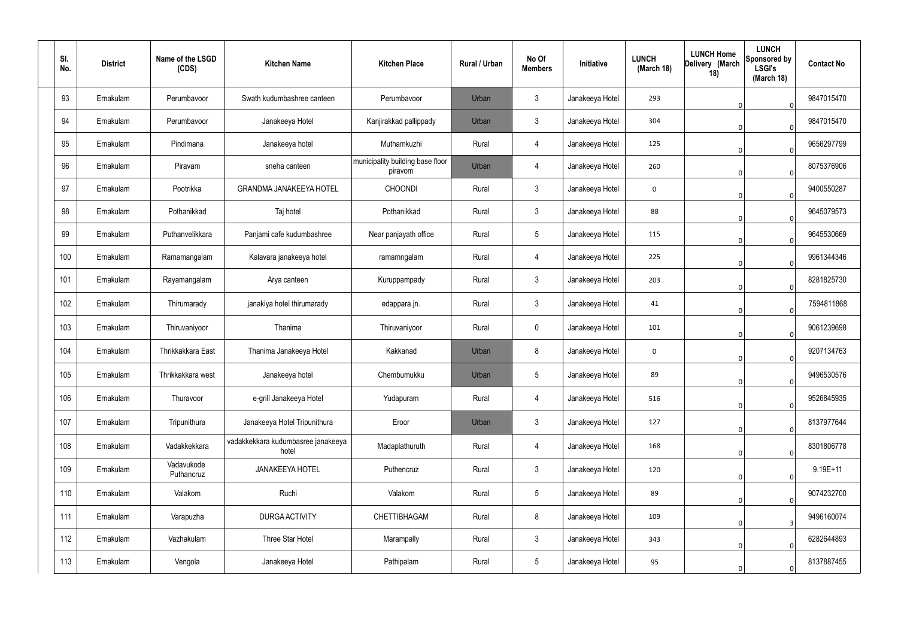| Sl. No. | District | Name of the LSGD (CDS) | Kitchen Name | Kitchen Place | Rural / Urban | No Of Members | Initiative | LUNCH (March 18) | LUNCH Home Delivery (March 18) | LUNCH Sponsored by LSGI's (March 18) | Contact No |
|---|---|---|---|---|---|---|---|---|---|---|---|
| 93 | Ernakulam | Perumbavoor | Swath kudumbashree canteen | Perumbavoor | Urban | 3 | Janakeeya Hotel | 293 | 0 | 0 | 9847015470 |
| 94 | Ernakulam | Perumbavoor | Janakeeya Hotel | Kanjirakkad pallippady | Urban | 3 | Janakeeya Hotel | 304 | 0 | 0 | 9847015470 |
| 95 | Ernakulam | Pindimana | Janakeeya hotel | Muthamkuzhi | Rural | 4 | Janakeeya Hotel | 125 | 0 | 0 | 9656297799 |
| 96 | Ernakulam | Piravam | sneha canteen | municipality building base floor piravom | Urban | 4 | Janakeeya Hotel | 260 | 0 | 0 | 8075376906 |
| 97 | Ernakulam | Pootrikka | GRANDMA JANAKEEYA HOTEL | CHOONDI | Rural | 3 | Janakeeya Hotel | 0 | 0 | 0 | 9400550287 |
| 98 | Ernakulam | Pothanikkad | Taj hotel | Pothanikkad | Rural | 3 | Janakeeya Hotel | 88 | 0 | 0 | 9645079573 |
| 99 | Ernakulam | Puthanvelikkara | Panjami cafe kudumbashree | Near panjayath office | Rural | 5 | Janakeeya Hotel | 115 | 0 | 0 | 9645530669 |
| 100 | Ernakulam | Ramamangalam | Kalavara janakeeya hotel | ramamngalam | Rural | 4 | Janakeeya Hotel | 225 | 0 | 0 | 9961344346 |
| 101 | Ernakulam | Rayamangalam | Arya canteen | Kuruppampady | Rural | 3 | Janakeeya Hotel | 203 | 0 | 0 | 8281825730 |
| 102 | Ernakulam | Thirumarady | janakiya hotel thirumarady | edappara jn. | Rural | 3 | Janakeeya Hotel | 41 | 0 | 0 | 7594811868 |
| 103 | Ernakulam | Thiruvaniyoor | Thanima | Thiruvaniyoor | Rural | 0 | Janakeeya Hotel | 101 | 0 | 0 | 9061239698 |
| 104 | Ernakulam | Thrikkakkara East | Thanima Janakeeya Hotel | Kakkanad | Urban | 8 | Janakeeya Hotel | 0 | 0 | 0 | 9207134763 |
| 105 | Ernakulam | Thrikkakkara west | Janakeeya hotel | Chembumukku | Urban | 5 | Janakeeya Hotel | 89 | 0 | 0 | 9496530576 |
| 106 | Ernakulam | Thuravoor | e-grill Janakeeya Hotel | Yudapuram | Rural | 4 | Janakeeya Hotel | 516 | 0 | 0 | 9526845935 |
| 107 | Ernakulam | Tripunithura | Janakeeya Hotel Tripunithura | Eroor | Urban | 3 | Janakeeya Hotel | 127 | 0 | 0 | 8137977644 |
| 108 | Ernakulam | Vadakkekkara | vadakkekkara kudumbasree janakeeya hotel | Madaplathuruth | Rural | 4 | Janakeeya Hotel | 168 | 0 | 0 | 8301806778 |
| 109 | Ernakulam | Vadavukode Puthencruz | JANAKEEYA HOTEL | Puthencruz | Rural | 3 | Janakeeya Hotel | 120 | 0 | 0 | 9.19E+11 |
| 110 | Ernakulam | Valakom | Ruchi | Valakom | Rural | 5 | Janakeeya Hotel | 89 | 0 | 0 | 9074232700 |
| 111 | Ernakulam | Varapuzha | DURGA ACTIVITY | CHETTIBHAGAM | Rural | 8 | Janakeeya Hotel | 109 | 0 | 3 | 9496160074 |
| 112 | Ernakulam | Vazhakulam | Three Star Hotel | Marampally | Rural | 3 | Janakeeya Hotel | 343 | 0 | 0 | 6282644893 |
| 113 | Ernakulam | Vengola | Janakeeya Hotel | Pathipalam | Rural | 5 | Janakeeya Hotel | 95 | 0 | 0 | 8137887455 |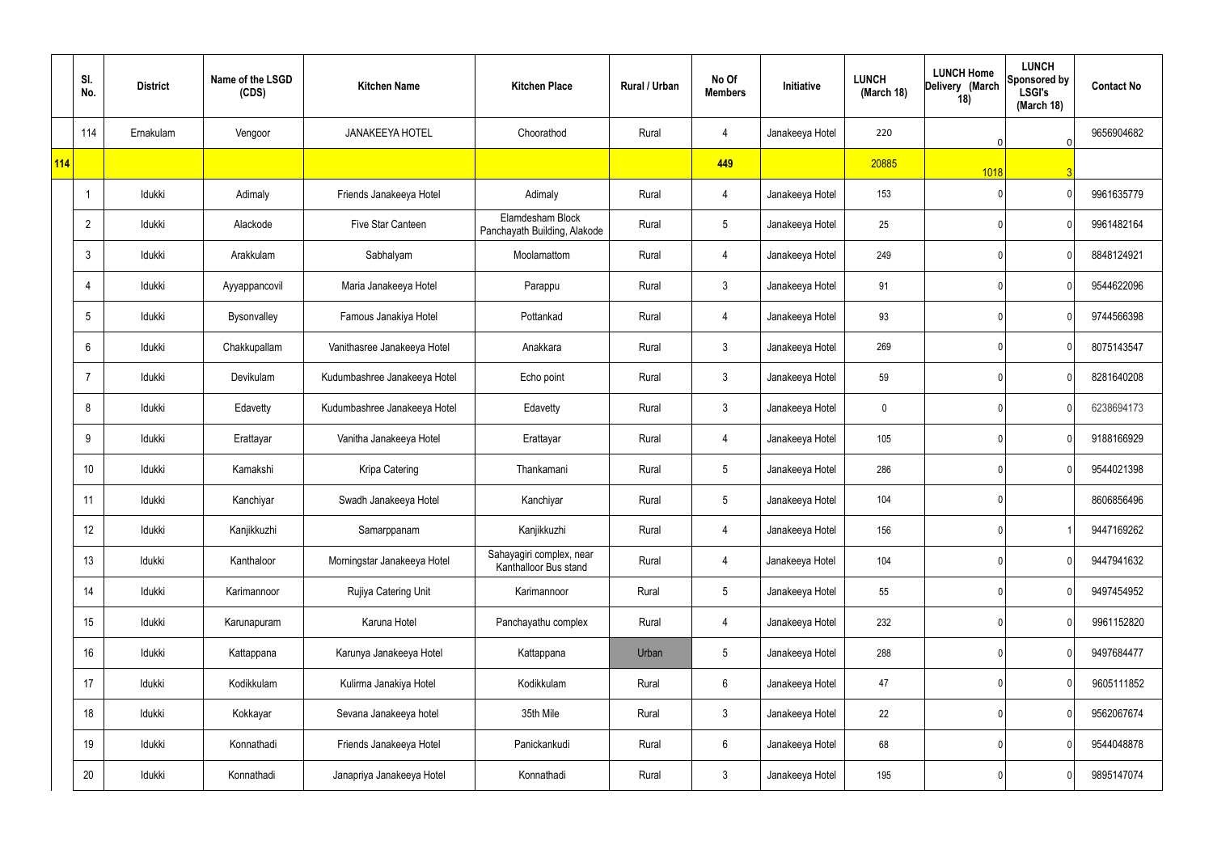| | Sl. No. | District | Name of the LSGD (CDS) | Kitchen Name | Kitchen Place | Rural / Urban | No Of Members | Initiative | LUNCH (March 18) | LUNCH Home Delivery (March 18) | LUNCH Sponsored by LSGI's (March 18) | Contact No |
|---|---|---|---|---|---|---|---|---|---|---|---|---|
| | 114 | Ernakulam | Vengoor | JANAKEEYA HOTEL | Choorathod | Rural | 4 | Janakeeya Hotel | 220 | 0 | 0 | 9656904682 |
| 114 | | | | | | | 449 | | 20885 | 1018 | 3 | |
| | 1 | Idukki | Adimaly | Friends Janakeeya Hotel | Adimaly | Rural | 4 | Janakeeya Hotel | 153 | 0 | 0 | 9961635779 |
| | 2 | Idukki | Alackode | Five Star Canteen | Elamdesham Block Panchayath Building, Alakode | Rural | 5 | Janakeeya Hotel | 25 | 0 | 0 | 9961482164 |
| | 3 | Idukki | Arakkulam | Sabhalyam | Moolamattom | Rural | 4 | Janakeeya Hotel | 249 | 0 | 0 | 8848124921 |
| | 4 | Idukki | Ayyappancovil | Maria Janakeeya Hotel | Parappu | Rural | 3 | Janakeeya Hotel | 91 | 0 | 0 | 9544622096 |
| | 5 | Idukki | Bysonvalley | Famous Janakiya Hotel | Pottankad | Rural | 4 | Janakeeya Hotel | 93 | 0 | 0 | 9744566398 |
| | 6 | Idukki | Chakkupallam | Vanithasree Janakeeya Hotel | Anakkara | Rural | 3 | Janakeeya Hotel | 269 | 0 | 0 | 8075143547 |
| | 7 | Idukki | Devikulam | Kudumbashree Janakeeya Hotel | Echo point | Rural | 3 | Janakeeya Hotel | 59 | 0 | 0 | 8281640208 |
| | 8 | Idukki | Edavetty | Kudumbashree Janakeeya Hotel | Edavetty | Rural | 3 | Janakeeya Hotel | 0 | 0 | 0 | 6238694173 |
| | 9 | Idukki | Erattayar | Vanitha Janakeeya Hotel | Erattayar | Rural | 4 | Janakeeya Hotel | 105 | 0 | 0 | 9188166929 |
| | 10 | Idukki | Kamakshi | Kripa Catering | Thankamani | Rural | 5 | Janakeeya Hotel | 286 | 0 | 0 | 9544021398 |
| | 11 | Idukki | Kanchiyar | Swadh Janakeeya Hotel | Kanchiyar | Rural | 5 | Janakeeya Hotel | 104 | 0 | | 8606856496 |
| | 12 | Idukki | Kanjikkuzhi | Samarppanam | Kanjikkuzhi | Rural | 4 | Janakeeya Hotel | 156 | 0 | 1 | 9447169262 |
| | 13 | Idukki | Kanthaloor | Morningstar Janakeeya Hotel | Sahayagiri complex, near Kanthalloor Bus stand | Rural | 4 | Janakeeya Hotel | 104 | 0 | 0 | 9447941632 |
| | 14 | Idukki | Karimannoor | Rujiya Catering Unit | Karimannoor | Rural | 5 | Janakeeya Hotel | 55 | 0 | 0 | 9497454952 |
| | 15 | Idukki | Karunapuram | Karuna Hotel | Panchayathu complex | Rural | 4 | Janakeeya Hotel | 232 | 0 | 0 | 9961152820 |
| | 16 | Idukki | Kattappana | Karunya Janakeeya Hotel | Kattappana | Urban | 5 | Janakeeya Hotel | 288 | 0 | 0 | 9497684477 |
| | 17 | Idukki | Kodikkulam | Kulirma Janakiya Hotel | Kodikkulam | Rural | 6 | Janakeeya Hotel | 47 | 0 | 0 | 9605111852 |
| | 18 | Idukki | Kokkayar | Sevana Janakeeya hotel | 35th Mile | Rural | 3 | Janakeeya Hotel | 22 | 0 | 0 | 9562067674 |
| | 19 | Idukki | Konnathadi | Friends Janakeeya Hotel | Panickankudi | Rural | 6 | Janakeeya Hotel | 68 | 0 | 0 | 9544048878 |
| | 20 | Idukki | Konnathadi | Janapriya Janakeeya Hotel | Konnathadi | Rural | 3 | Janakeeya Hotel | 195 | 0 | 0 | 9895147074 |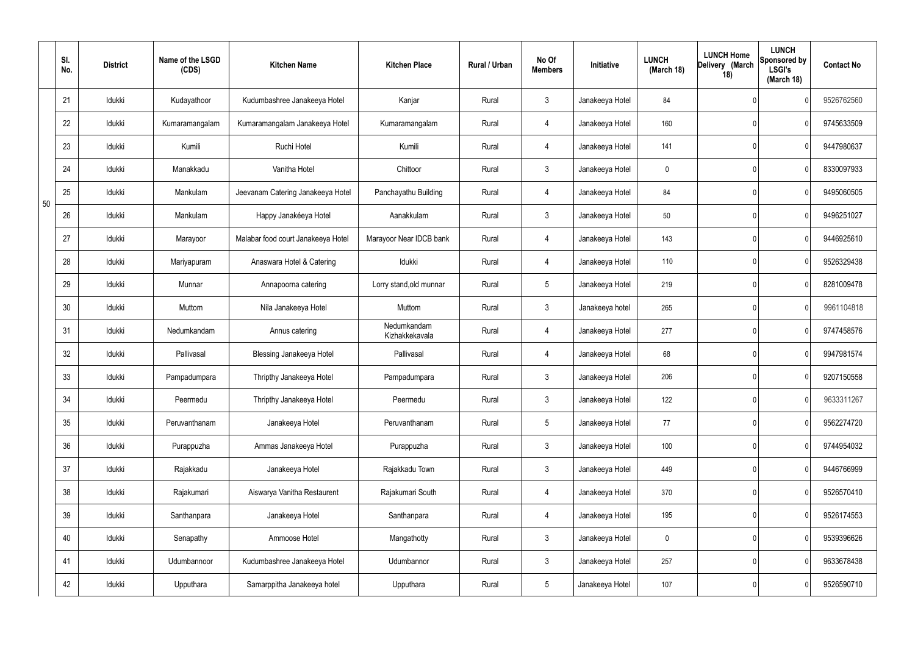|  | Sl. No. | District | Name of the LSGD (CDS) | Kitchen Name | Kitchen Place | Rural / Urban | No Of Members | Initiative | LUNCH (March 18) | LUNCH Home Delivery (March 18) | LUNCH Sponsored by LSGI's (March 18) | Contact No |
|---|---|---|---|---|---|---|---|---|---|---|---|---|
| 50 | 21 | Idukki | Kudayathoor | Kudumbashree Janakeeya Hotel | Kanjar | Rural | 3 | Janakeeya Hotel | 84 | 0 | 0 | 9526762560 |
|  | 22 | Idukki | Kumaramangalam | Kumaramangalam Janakeeya Hotel | Kumaramangalam | Rural | 4 | Janakeeya Hotel | 160 | 0 | 0 | 9745633509 |
|  | 23 | Idukki | Kumili | Ruchi Hotel | Kumili | Rural | 4 | Janakeeya Hotel | 141 | 0 | 0 | 9447980637 |
|  | 24 | Idukki | Manakkadu | Vanitha Hotel | Chittoor | Rural | 3 | Janakeeya Hotel | 0 | 0 | 0 | 8330097933 |
|  | 25 | Idukki | Mankulam | Jeevanam Catering Janakeeya Hotel | Panchayathu Building | Rural | 4 | Janakeeya Hotel | 84 | 0 | 0 | 9495060505 |
|  | 26 | Idukki | Mankulam | Happy Janakéeya Hotel | Aanakkulam | Rural | 3 | Janakeeya Hotel | 50 | 0 | 0 | 9496251027 |
|  | 27 | Idukki | Marayoor | Malabar food court Janakeeya Hotel | Marayoor Near IDCB bank | Rural | 4 | Janakeeya Hotel | 143 | 0 | 0 | 9446925610 |
|  | 28 | Idukki | Mariyapuram | Anaswara Hotel & Catering | Idukki | Rural | 4 | Janakeeya Hotel | 110 | 0 | 0 | 9526329438 |
|  | 29 | Idukki | Munnar | Annapoorna catering | Lorry stand,old munnar | Rural | 5 | Janakeeya Hotel | 219 | 0 | 0 | 8281009478 |
|  | 30 | Idukki | Muttom | Nila Janakeeya Hotel | Muttom | Rural | 3 | Janakeeya hotel | 265 | 0 | 0 | 9961104818 |
|  | 31 | Idukki | Nedumkandam | Annus catering | Nedumkandam Kizhakkekavala | Rural | 4 | Janakeeya Hotel | 277 | 0 | 0 | 9747458576 |
|  | 32 | Idukki | Pallivasal | Blessing Janakeeya Hotel | Pallivasal | Rural | 4 | Janakeeya Hotel | 68 | 0 | 0 | 9947981574 |
|  | 33 | Idukki | Pampadumpara | Thripthy Janakeeya Hotel | Pampadumpara | Rural | 3 | Janakeeya Hotel | 206 | 0 | 0 | 9207150558 |
|  | 34 | Idukki | Peermedu | Thripthy Janakeeya Hotel | Peermedu | Rural | 3 | Janakeeya Hotel | 122 | 0 | 0 | 9633311267 |
|  | 35 | Idukki | Peruvanthanam | Janakeeya Hotel | Peruvanthanam | Rural | 5 | Janakeeya Hotel | 77 | 0 | 0 | 9562274720 |
|  | 36 | Idukki | Purappuzha | Ammas Janakeeya Hotel | Purappuzha | Rural | 3 | Janakeeya Hotel | 100 | 0 | 0 | 9744954032 |
|  | 37 | Idukki | Rajakkadu | Janakeeya Hotel | Rajakkadu Town | Rural | 3 | Janakeeya Hotel | 449 | 0 | 0 | 9446766999 |
|  | 38 | Idukki | Rajakumari | Aiswarya Vanitha Restaurent | Rajakumari South | Rural | 4 | Janakeeya Hotel | 370 | 0 | 0 | 9526570410 |
|  | 39 | Idukki | Santhanpara | Janakeeya Hotel | Santhanpara | Rural | 4 | Janakeeya Hotel | 195 | 0 | 0 | 9526174553 |
|  | 40 | Idukki | Senapathy | Ammoose Hotel | Mangathotty | Rural | 3 | Janakeeya Hotel | 0 | 0 | 0 | 9539396626 |
|  | 41 | Idukki | Udumbannoor | Kudumbashree Janakeeya Hotel | Udumbannor | Rural | 3 | Janakeeya Hotel | 257 | 0 | 0 | 9633678438 |
|  | 42 | Idukki | Upputhara | Samarppitha Janakeeya hotel | Upputhara | Rural | 5 | Janakeeya Hotel | 107 | 0 | 0 | 9526590710 |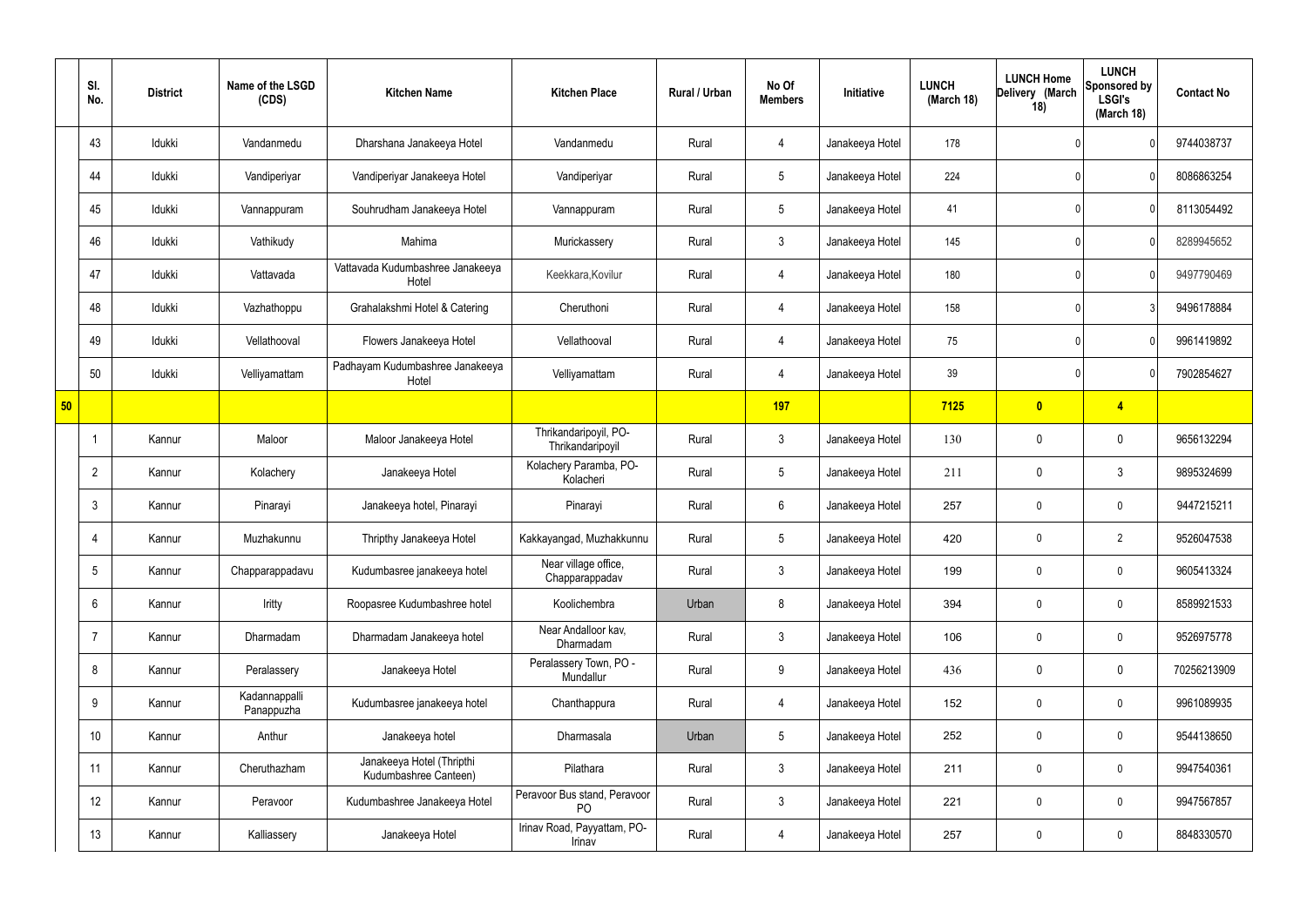| | Sl. No. | District | Name of the LSGD (CDS) | Kitchen Name | Kitchen Place | Rural / Urban | No Of Members | Initiative | LUNCH (March 18) | LUNCH Home Delivery (March 18) | LUNCH Sponsored by LSGI's (March 18) | Contact No |
|---|---|---|---|---|---|---|---|---|---|---|---|---|
| | 43 | Idukki | Vandanmedu | Dharshana Janakeeya Hotel | Vandanmedu | Rural | 4 | Janakeeya Hotel | 178 | 0 | 0 | 9744038737 |
| | 44 | Idukki | Vandiperiyar | Vandiperiyar Janakeeya Hotel | Vandiperiyar | Rural | 5 | Janakeeya Hotel | 224 | 0 | 0 | 8086863254 |
| | 45 | Idukki | Vannappuram | Souhrudham Janakeeya Hotel | Vannappuram | Rural | 5 | Janakeeya Hotel | 41 | 0 | 0 | 8113054492 |
| | 46 | Idukki | Vathikudy | Mahima | Murickassery | Rural | 3 | Janakeeya Hotel | 145 | 0 | 0 | 8289945652 |
| | 47 | Idukki | Vattavada | Vattavada Kudumbashree Janakeeya Hotel | Keekkara,Kovilur | Rural | 4 | Janakeeya Hotel | 180 | 0 | 0 | 9497790469 |
| | 48 | Idukki | Vazhathoppu | Grahalakshmi Hotel & Catering | Cheruthoni | Rural | 4 | Janakeeya Hotel | 158 | 0 | 3 | 9496178884 |
| | 49 | Idukki | Vellathooval | Flowers Janakeeya Hotel | Vellathooval | Rural | 4 | Janakeeya Hotel | 75 | 0 | 0 | 9961419892 |
| | 50 | Idukki | Velliyamattam | Padhayam Kudumbashree Janakeeya Hotel | Velliyamattam | Rural | 4 | Janakeeya Hotel | 39 | 0 | 0 | 7902854627 |
| **50** | | | | | | | **197** | | **7125** | **0** | **4** | |
| | 1 | Kannur | Maloor | Maloor Janakeeya Hotel | Thrikandaripoyil, PO-Thrikandaripoyil | Rural | 3 | Janakeeya Hotel | 130 | 0 | 0 | 9656132294 |
| | 2 | Kannur | Kolachery | Janakeeya Hotel | Kolachery Paramba, PO-Kolacheri | Rural | 5 | Janakeeya Hotel | 211 | 0 | 3 | 9895324699 |
| | 3 | Kannur | Pinarayi | Janakeeya hotel, Pinarayi | Pinarayi | Rural | 6 | Janakeeya Hotel | 257 | 0 | 0 | 9447215211 |
| | 4 | Kannur | Muzhakunnu | Thripthy Janakeeya Hotel | Kakkayangad, Muzhakkunnu | Rural | 5 | Janakeeya Hotel | 420 | 0 | 2 | 9526047538 |
| | 5 | Kannur | Chapparappadavu | Kudumbasree janakeeya hotel | Near village office, Chapparappadav | Rural | 3 | Janakeeya Hotel | 199 | 0 | 0 | 9605413324 |
| | 6 | Kannur | Iritty | Roopasree Kudumbashree hotel | Koolichembra | Urban | 8 | Janakeeya Hotel | 394 | 0 | 0 | 8589921533 |
| | 7 | Kannur | Dharmadam | Dharmadam Janakeeya hotel | Near Andalloor kav, Dharmadam | Rural | 3 | Janakeeya Hotel | 106 | 0 | 0 | 9526975778 |
| | 8 | Kannur | Peralassery | Janakeeya Hotel | Peralassery Town, PO - Mundallur | Rural | 9 | Janakeeya Hotel | 436 | 0 | 0 | 70256213909 |
| | 9 | Kannur | Kadannappalli Panappuzha | Kudumbasree janakeeya hotel | Chanthappura | Rural | 4 | Janakeeya Hotel | 152 | 0 | 0 | 9961089935 |
| | 10 | Kannur | Anthur | Janakeeya hotel | Dharmasala | Urban | 5 | Janakeeya Hotel | 252 | 0 | 0 | 9544138650 |
| | 11 | Kannur | Cheruthazham | Janakeeya Hotel (Thripthi Kudumbashree Canteen) | Pilathara | Rural | 3 | Janakeeya Hotel | 211 | 0 | 0 | 9947540361 |
| | 12 | Kannur | Peravoor | Kudumbashree Janakeeya Hotel | Peravoor Bus stand, Peravoor PO | Rural | 3 | Janakeeya Hotel | 221 | 0 | 0 | 9947567857 |
| | 13 | Kannur | Kalliassery | Janakeeya Hotel | Irinav Road, Payyattam, PO-Irinav | Rural | 4 | Janakeeya Hotel | 257 | 0 | 0 | 8848330570 |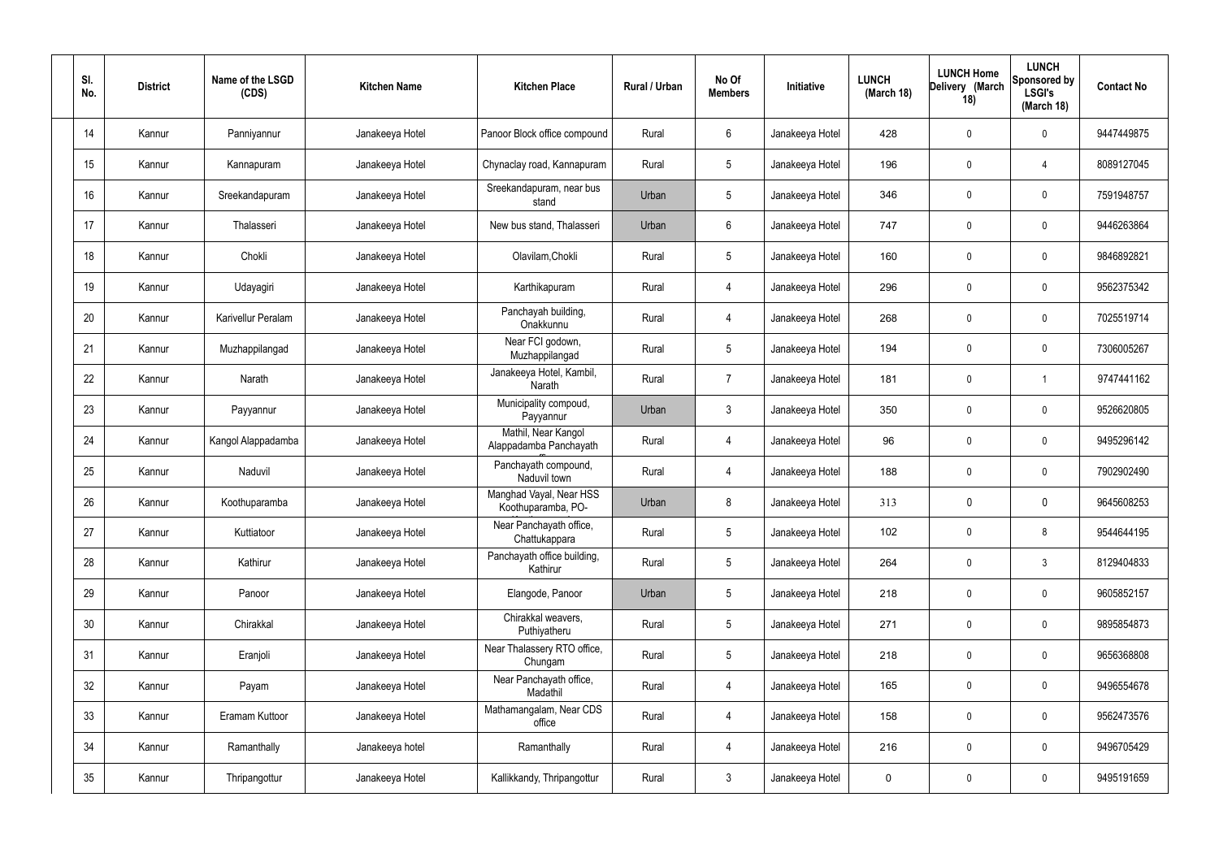| Sl. No. | District | Name of the LSGD (CDS) | Kitchen Name | Kitchen Place | Rural / Urban | No Of Members | Initiative | LUNCH (March 18) | LUNCH Home Delivery (March 18) | LUNCH Sponsored by LSGI's (March 18) | Contact No |
|---|---|---|---|---|---|---|---|---|---|---|---|
| 14 | Kannur | Panniyannur | Janakeeya Hotel | Panoor Block office compound | Rural | 6 | Janakeeya Hotel | 428 | 0 | 0 | 9447449875 |
| 15 | Kannur | Kannapuram | Janakeeya Hotel | Chynaclay road, Kannapuram | Rural | 5 | Janakeeya Hotel | 196 | 0 | 4 | 8089127045 |
| 16 | Kannur | Sreekandapuram | Janakeeya Hotel | Sreekandapuram, near bus stand | Urban | 5 | Janakeeya Hotel | 346 | 0 | 0 | 7591948757 |
| 17 | Kannur | Thalasseri | Janakeeya Hotel | New bus stand, Thalasseri | Urban | 6 | Janakeeya Hotel | 747 | 0 | 0 | 9446263864 |
| 18 | Kannur | Chokli | Janakeeya Hotel | Olavilam,Chokli | Rural | 5 | Janakeeya Hotel | 160 | 0 | 0 | 9846892821 |
| 19 | Kannur | Udayagiri | Janakeeya Hotel | Karthikapuram | Rural | 4 | Janakeeya Hotel | 296 | 0 | 0 | 9562375342 |
| 20 | Kannur | Karivellur Peralam | Janakeeya Hotel | Panchayah building, Onakkunnu | Rural | 4 | Janakeeya Hotel | 268 | 0 | 0 | 7025519714 |
| 21 | Kannur | Muzhappilangad | Janakeeya Hotel | Near FCI godown, Muzhappilangad | Rural | 5 | Janakeeya Hotel | 194 | 0 | 0 | 7306005267 |
| 22 | Kannur | Narath | Janakeeya Hotel | Janakeeya Hotel, Kambil, Narath | Rural | 7 | Janakeeya Hotel | 181 | 0 | 1 | 9747441162 |
| 23 | Kannur | Payyannur | Janakeeya Hotel | Municipality compoud, Payyannur | Urban | 3 | Janakeeya Hotel | 350 | 0 | 0 | 9526620805 |
| 24 | Kannur | Kangol Alappadamba | Janakeeya Hotel | Mathil, Near Kangol Alappadamba Panchayath | Rural | 4 | Janakeeya Hotel | 96 | 0 | 0 | 9495296142 |
| 25 | Kannur | Naduvil | Janakeeya Hotel | Panchayath compound, Naduvil town | Rural | 4 | Janakeeya Hotel | 188 | 0 | 0 | 7902902490 |
| 26 | Kannur | Koothuparamba | Janakeeya Hotel | Manghad Vayal, Near HSS Koothuparamba, PO- | Urban | 8 | Janakeeya Hotel | 313 | 0 | 0 | 9645608253 |
| 27 | Kannur | Kuttiatoor | Janakeeya Hotel | Near Panchayath office, Chattukappara | Rural | 5 | Janakeeya Hotel | 102 | 0 | 8 | 9544644195 |
| 28 | Kannur | Kathirur | Janakeeya Hotel | Panchayath office building, Kathirur | Rural | 5 | Janakeeya Hotel | 264 | 0 | 3 | 8129404833 |
| 29 | Kannur | Panoor | Janakeeya Hotel | Elangode, Panoor | Urban | 5 | Janakeeya Hotel | 218 | 0 | 0 | 9605852157 |
| 30 | Kannur | Chirakkal | Janakeeya Hotel | Chirakkal weavers, Puthiyatheru | Rural | 5 | Janakeeya Hotel | 271 | 0 | 0 | 9895854873 |
| 31 | Kannur | Eranjoli | Janakeeya Hotel | Near Thalassery RTO office, Chungam | Rural | 5 | Janakeeya Hotel | 218 | 0 | 0 | 9656368808 |
| 32 | Kannur | Payam | Janakeeya Hotel | Near Panchayath office, Madathil | Rural | 4 | Janakeeya Hotel | 165 | 0 | 0 | 9496554678 |
| 33 | Kannur | Eramam Kuttoor | Janakeeya Hotel | Mathamangalam, Near CDS office | Rural | 4 | Janakeeya Hotel | 158 | 0 | 0 | 9562473576 |
| 34 | Kannur | Ramanthally | Janakeeya hotel | Ramanthally | Rural | 4 | Janakeeya Hotel | 216 | 0 | 0 | 9496705429 |
| 35 | Kannur | Thripangottur | Janakeeya Hotel | Kallikkandy, Thripangottur | Rural | 3 | Janakeeya Hotel | 0 | 0 | 0 | 9495191659 |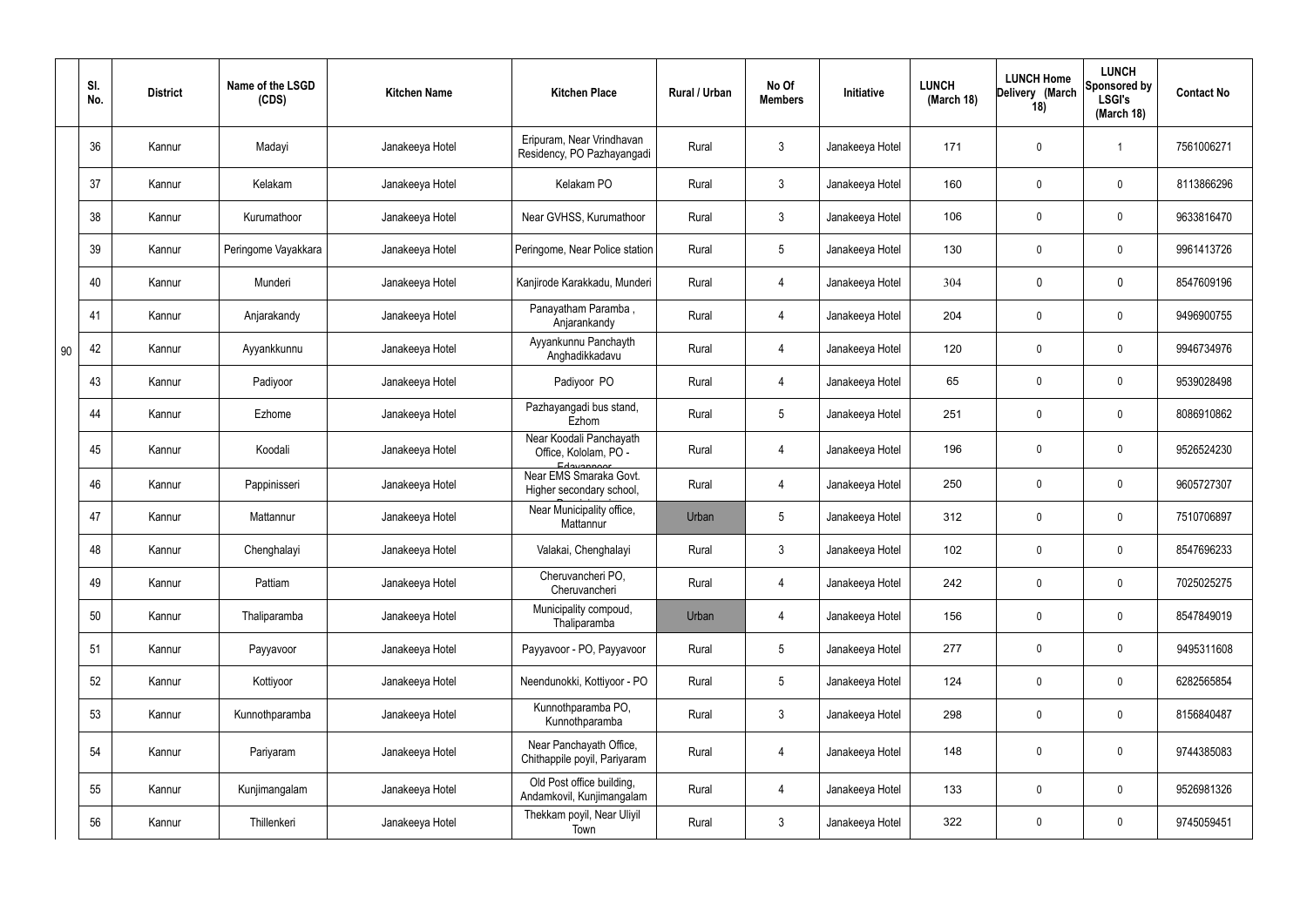| | Sl. No. | District | Name of the LSGD (CDS) | Kitchen Name | Kitchen Place | Rural / Urban | No Of Members | Initiative | LUNCH (March 18) | LUNCH Home Delivery (March 18) | LUNCH Sponsored by LSGI's (March 18) | Contact No |
|---|---|---|---|---|---|---|---|---|---|---|---|---|
| 90 | 36 | Kannur | Madayi | Janakeeya Hotel | Eripuram, Near Vrindhavan Residency, PO Pazhayangadi | Rural | 3 | Janakeeya Hotel | 171 | 0 | 1 | 7561006271 |
| | 37 | Kannur | Kelakam | Janakeeya Hotel | Kelakam PO | Rural | 3 | Janakeeya Hotel | 160 | 0 | 0 | 8113866296 |
| | 38 | Kannur | Kurumathoor | Janakeeya Hotel | Near GVHSS, Kurumathoor | Rural | 3 | Janakeeya Hotel | 106 | 0 | 0 | 9633816470 |
| | 39 | Kannur | Peringome Vayakkara | Janakeeya Hotel | Peringome, Near Police station | Rural | 5 | Janakeeya Hotel | 130 | 0 | 0 | 9961413726 |
| | 40 | Kannur | Munderi | Janakeeya Hotel | Kanjirode Karakkadu, Munderi | Rural | 4 | Janakeeya Hotel | 304 | 0 | 0 | 8547609196 |
| | 41 | Kannur | Anjarakandy | Janakeeya Hotel | Panayatham Paramba , Anjarankandy | Rural | 4 | Janakeeya Hotel | 204 | 0 | 0 | 9496900755 |
| | 42 | Kannur | Ayyankkunnu | Janakeeya Hotel | Ayyankunnu Panchayth Anghadikkadavu | Rural | 4 | Janakeeya Hotel | 120 | 0 | 0 | 9946734976 |
| | 43 | Kannur | Padiyoor | Janakeeya Hotel | Padiyoor PO | Rural | 4 | Janakeeya Hotel | 65 | 0 | 0 | 9539028498 |
| | 44 | Kannur | Ezhome | Janakeeya Hotel | Pazhayangadi bus stand, Ezhom | Rural | 5 | Janakeeya Hotel | 251 | 0 | 0 | 8086910862 |
| | 45 | Kannur | Koodali | Janakeeya Hotel | Near Koodali Panchayath Office, Kololam, PO - Edavannoor | Rural | 4 | Janakeeya Hotel | 196 | 0 | 0 | 9526524230 |
| | 46 | Kannur | Pappinisseri | Janakeeya Hotel | Near EMS Smaraka Govt. Higher secondary school, | Rural | 4 | Janakeeya Hotel | 250 | 0 | 0 | 9605727307 |
| | 47 | Kannur | Mattannur | Janakeeya Hotel | Near Municipality office, Mattannur | Urban | 5 | Janakeeya Hotel | 312 | 0 | 0 | 7510706897 |
| | 48 | Kannur | Chenghalayi | Janakeeya Hotel | Valakai, Chenghalayi | Rural | 3 | Janakeeya Hotel | 102 | 0 | 0 | 8547696233 |
| | 49 | Kannur | Pattiam | Janakeeya Hotel | Cheruvancheri PO, Cheruvancheri | Rural | 4 | Janakeeya Hotel | 242 | 0 | 0 | 7025025275 |
| | 50 | Kannur | Thaliparamba | Janakeeya Hotel | Municipality compoud, Thaliparamba | Urban | 4 | Janakeeya Hotel | 156 | 0 | 0 | 8547849019 |
| | 51 | Kannur | Payyavoor | Janakeeya Hotel | Payyavoor - PO, Payyavoor | Rural | 5 | Janakeeya Hotel | 277 | 0 | 0 | 9495311608 |
| | 52 | Kannur | Kottiyoor | Janakeeya Hotel | Neendunokki, Kottiyoor - PO | Rural | 5 | Janakeeya Hotel | 124 | 0 | 0 | 6282565854 |
| | 53 | Kannur | Kunnothparamba | Janakeeya Hotel | Kunnothparamba PO, Kunnothparamba | Rural | 3 | Janakeeya Hotel | 298 | 0 | 0 | 8156840487 |
| | 54 | Kannur | Pariyaram | Janakeeya Hotel | Near Panchayath Office, Chithappile poyil, Pariyaram | Rural | 4 | Janakeeya Hotel | 148 | 0 | 0 | 9744385083 |
| | 55 | Kannur | Kunjimangalam | Janakeeya Hotel | Old Post office building, Andamkovil, Kunjimangalam | Rural | 4 | Janakeeya Hotel | 133 | 0 | 0 | 9526981326 |
| | 56 | Kannur | Thillenkeri | Janakeeya Hotel | Thekkam poyil, Near Uliyil Town | Rural | 3 | Janakeeya Hotel | 322 | 0 | 0 | 9745059451 |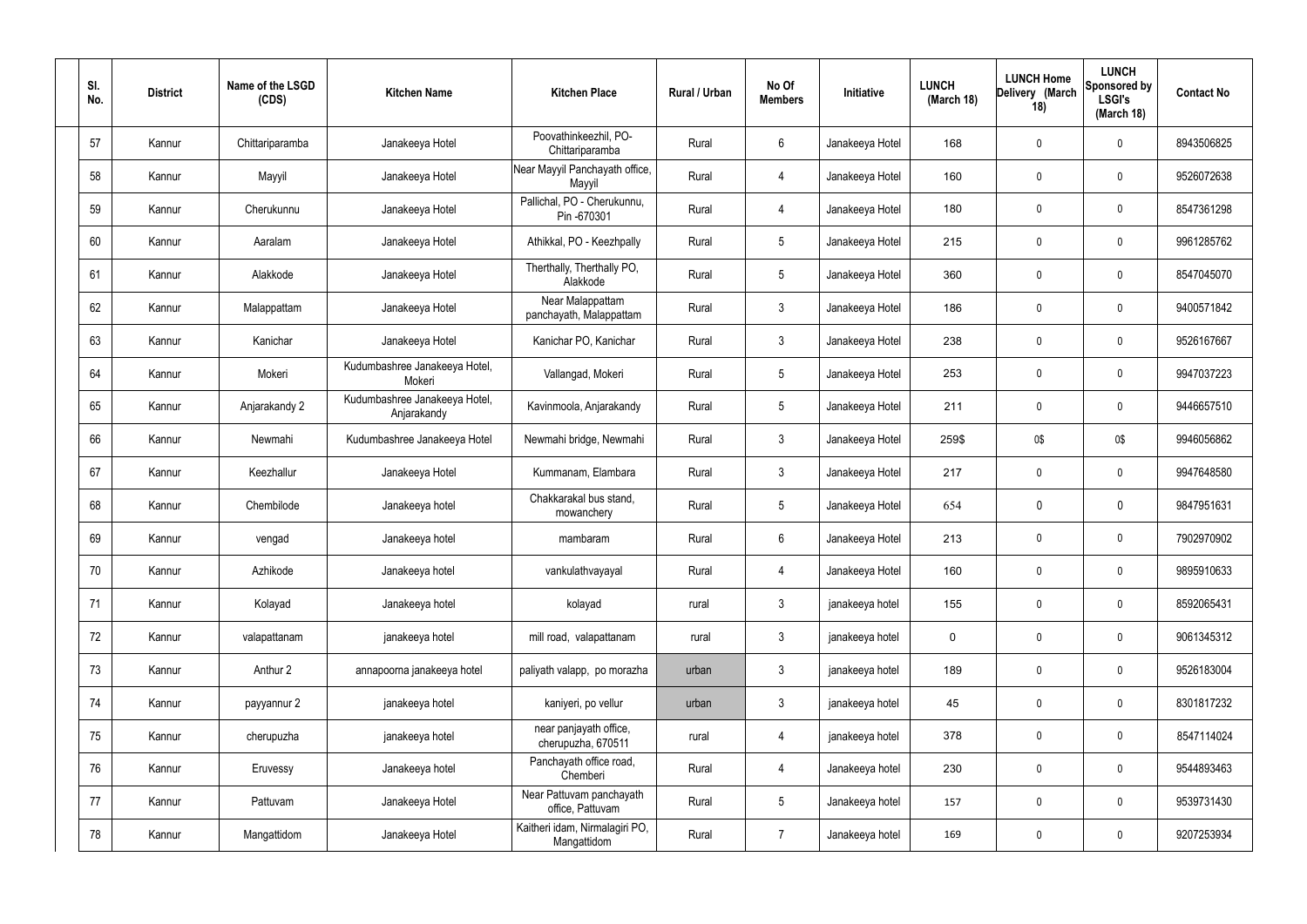| Sl. No. | District | Name of the LSGD (CDS) | Kitchen Name | Kitchen Place | Rural / Urban | No Of Members | Initiative | LUNCH (March 18) | LUNCH Home Delivery (March 18) | LUNCH Sponsored by LSGI's (March 18) | Contact No |
|---|---|---|---|---|---|---|---|---|---|---|---|
| 57 | Kannur | Chittariparamba | Janakeeya Hotel | Poovathinkeezhil, PO-Chittariparamba | Rural | 6 | Janakeeya Hotel | 168 | 0 | 0 | 8943506825 |
| 58 | Kannur | Mayyil | Janakeeya Hotel | Near Mayyil Panchayath office, Mayyil | Rural | 4 | Janakeeya Hotel | 160 | 0 | 0 | 9526072638 |
| 59 | Kannur | Cherukunnu | Janakeeya Hotel | Pallichal, PO - Cherukunnu, Pin -670301 | Rural | 4 | Janakeeya Hotel | 180 | 0 | 0 | 8547361298 |
| 60 | Kannur | Aaralam | Janakeeya Hotel | Athikkal, PO - Keezhpally | Rural | 5 | Janakeeya Hotel | 215 | 0 | 0 | 9961285762 |
| 61 | Kannur | Alakkode | Janakeeya Hotel | Therthally, Therthally PO, Alakkode | Rural | 5 | Janakeeya Hotel | 360 | 0 | 0 | 8547045070 |
| 62 | Kannur | Malappattam | Janakeeya Hotel | Near Malappattam panchayath, Malappattam | Rural | 3 | Janakeeya Hotel | 186 | 0 | 0 | 9400571842 |
| 63 | Kannur | Kanichar | Janakeeya Hotel | Kanichar PO, Kanichar | Rural | 3 | Janakeeya Hotel | 238 | 0 | 0 | 9526167667 |
| 64 | Kannur | Mokeri | Kudumbashree Janakeeya Hotel, Mokeri | Vallangad, Mokeri | Rural | 5 | Janakeeya Hotel | 253 | 0 | 0 | 9947037223 |
| 65 | Kannur | Anjarakandy 2 | Kudumbashree Janakeeya Hotel, Anjarakandy | Kavinmoola, Anjarakandy | Rural | 5 | Janakeeya Hotel | 211 | 0 | 0 | 9446657510 |
| 66 | Kannur | Newmahi | Kudumbashree Janakeeya Hotel | Newmahi bridge, Newmahi | Rural | 3 | Janakeeya Hotel | 259$ | 0$ | 0$ | 9946056862 |
| 67 | Kannur | Keezhallur | Janakeeya Hotel | Kummanam, Elambara | Rural | 3 | Janakeeya Hotel | 217 | 0 | 0 | 9947648580 |
| 68 | Kannur | Chembilode | Janakeeya hotel | Chakkarakal bus stand, mowanchery | Rural | 5 | Janakeeya Hotel | 654 | 0 | 0 | 9847951631 |
| 69 | Kannur | vengad | Janakeeya hotel | mambaram | Rural | 6 | Janakeeya Hotel | 213 | 0 | 0 | 7902970902 |
| 70 | Kannur | Azhikode | Janakeeya hotel | vankulathvayayal | Rural | 4 | Janakeeya Hotel | 160 | 0 | 0 | 9895910633 |
| 71 | Kannur | Kolayad | Janakeeya hotel | kolayad | rural | 3 | janakeeya hotel | 155 | 0 | 0 | 8592065431 |
| 72 | Kannur | valapattanam | janakeeya hotel | mill road, valapattanam | rural | 3 | janakeeya hotel | 0 | 0 | 0 | 9061345312 |
| 73 | Kannur | Anthur 2 | annapoorna janakeeya hotel | paliyath valapp, po morazha | urban | 3 | janakeeya hotel | 189 | 0 | 0 | 9526183004 |
| 74 | Kannur | payyannur 2 | janakeeya hotel | kaniyeri, po vellur | urban | 3 | janakeeya hotel | 45 | 0 | 0 | 8301817232 |
| 75 | Kannur | cherupuzha | janakeeya hotel | near panjayath office, cherupuzha, 670511 | rural | 4 | janakeeya hotel | 378 | 0 | 0 | 8547114024 |
| 76 | Kannur | Eruvessy | Janakeeya hotel | Panchayath office road, Chemberi | Rural | 4 | Janakeeya hotel | 230 | 0 | 0 | 9544893463 |
| 77 | Kannur | Pattuvam | Janakeeya Hotel | Near Pattuvam panchayath office, Pattuvam | Rural | 5 | Janakeeya hotel | 157 | 0 | 0 | 9539731430 |
| 78 | Kannur | Mangattidom | Janakeeya Hotel | Kaitheri idam, Nirmalagiri PO, Mangattidom | Rural | 7 | Janakeeya hotel | 169 | 0 | 0 | 9207253934 |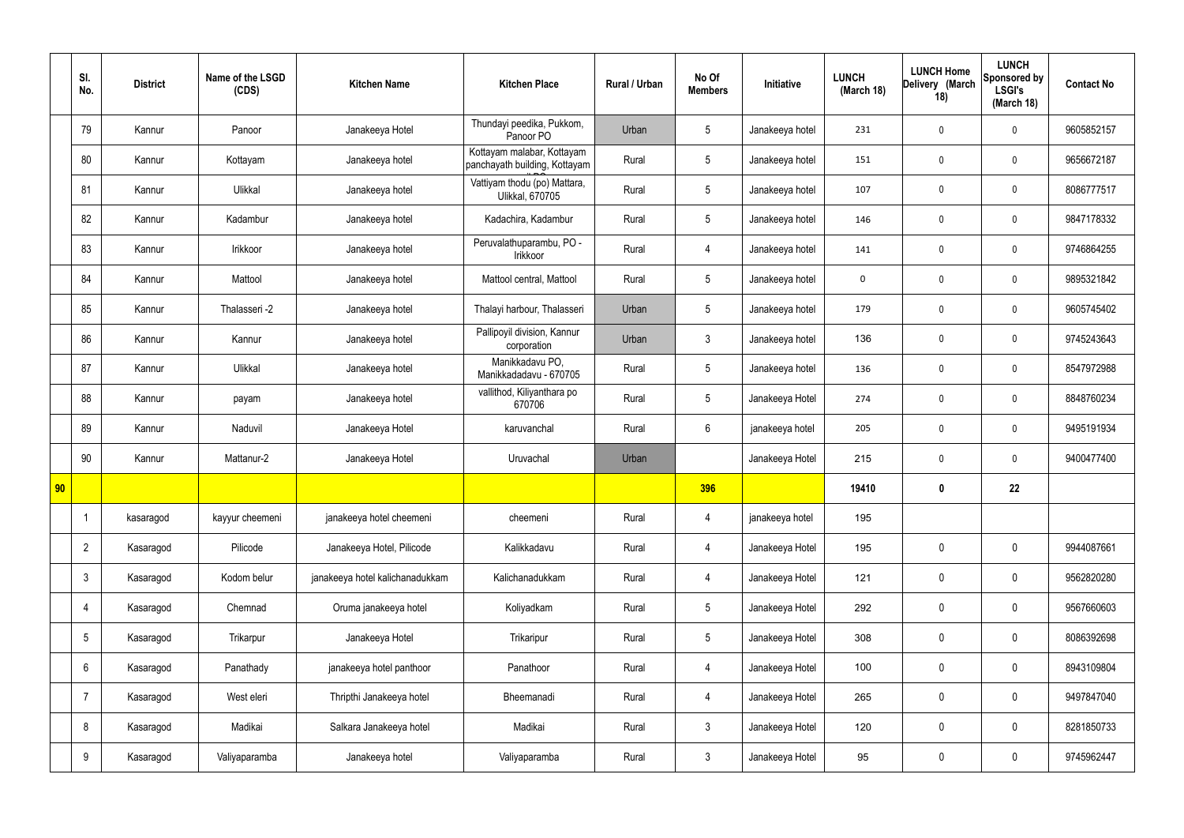|  | Sl. No. | District | Name of the LSGD (CDS) | Kitchen Name | Kitchen Place | Rural / Urban | No Of Members | Initiative | LUNCH (March 18) | LUNCH Home Delivery (March 18) | LUNCH Sponsored by LSGI's (March 18) | Contact No |
|---|---|---|---|---|---|---|---|---|---|---|---|---|
|  | 79 | Kannur | Panoor | Janakeeya Hotel | Thundayi peedika, Pukkom, Panoor PO | Urban | 5 | Janakeeya hotel | 231 | 0 | 0 | 9605852157 |
|  | 80 | Kannur | Kottayam | Janakeeya hotel | Kottayam malabar, Kottayam panchayath building, Kottayam | Rural | 5 | Janakeeya hotel | 151 | 0 | 0 | 9656672187 |
|  | 81 | Kannur | Ulikkal | Janakeeya hotel | Vattiyam thodu (po) Mattara, Ulikkal, 670705 | Rural | 5 | Janakeeya hotel | 107 | 0 | 0 | 8086777517 |
|  | 82 | Kannur | Kadambur | Janakeeya hotel | Kadachira, Kadambur | Rural | 5 | Janakeeya hotel | 146 | 0 | 0 | 9847178332 |
|  | 83 | Kannur | Irikkoor | Janakeeya hotel | Peruvalathuparambu, PO - Irikkoor | Rural | 4 | Janakeeya hotel | 141 | 0 | 0 | 9746864255 |
|  | 84 | Kannur | Mattool | Janakeeya hotel | Mattool central, Mattool | Rural | 5 | Janakeeya hotel | 0 | 0 | 0 | 9895321842 |
|  | 85 | Kannur | Thalasseri -2 | Janakeeya hotel | Thalayi harbour, Thalasseri | Urban | 5 | Janakeeya hotel | 179 | 0 | 0 | 9605745402 |
|  | 86 | Kannur | Kannur | Janakeeya hotel | Pallipoyil division, Kannur corporation | Urban | 3 | Janakeeya hotel | 136 | 0 | 0 | 9745243643 |
|  | 87 | Kannur | Ulikkal | Janakeeya hotel | Manikkadavu PO, Manikkadadavu - 670705 | Rural | 5 | Janakeeya hotel | 136 | 0 | 0 | 8547972988 |
|  | 88 | Kannur | payam | Janakeeya hotel | vallithod, Kiliyanthara po 670706 | Rural | 5 | Janakeeya Hotel | 274 | 0 | 0 | 8848760234 |
|  | 89 | Kannur | Naduvil | Janakeeya Hotel | karuvanchal | Rural | 6 | janakeeya hotel | 205 | 0 | 0 | 9495191934 |
|  | 90 | Kannur | Mattanur-2 | Janakeeya Hotel | Uruvachal | Urban |  | Janakeeya Hotel | 215 | 0 | 0 | 9400477400 |
| **90** |  |  |  |  |  |  | **396** |  | **19410** | **0** | **22** |  |
|  | 1 | kasaragod | kayyur cheemeni | janakeeya hotel cheemeni | cheemeni | Rural | 4 | janakeeya hotel | 195 |  |  |  |
|  | 2 | Kasaragod | Pilicode | Janakeeya Hotel, Pilicode | Kalikkadavu | Rural | 4 | Janakeeya Hotel | 195 | 0 | 0 | 9944087661 |
|  | 3 | Kasaragod | Kodom belur | janakeeya hotel kalichanadukkam | Kalichanadukkam | Rural | 4 | Janakeeya Hotel | 121 | 0 | 0 | 9562820280 |
|  | 4 | Kasaragod | Chemnad | Oruma janakeeya hotel | Koliyadkam | Rural | 5 | Janakeeya Hotel | 292 | 0 | 0 | 9567660603 |
|  | 5 | Kasaragod | Trikarpur | Janakeeya Hotel | Trikaripur | Rural | 5 | Janakeeya Hotel | 308 | 0 | 0 | 8086392698 |
|  | 6 | Kasaragod | Panathady | janakeeya hotel panthoor | Panathoor | Rural | 4 | Janakeeya Hotel | 100 | 0 | 0 | 8943109804 |
|  | 7 | Kasaragod | West eleri | Thripthi Janakeeya hotel | Bheemanadi | Rural | 4 | Janakeeya Hotel | 265 | 0 | 0 | 9497847040 |
|  | 8 | Kasaragod | Madikai | Salkara Janakeeya hotel | Madikai | Rural | 3 | Janakeeya Hotel | 120 | 0 | 0 | 8281850733 |
|  | 9 | Kasaragod | Valiyaparamba | Janakeeya hotel | Valiyaparamba | Rural | 3 | Janakeeya Hotel | 95 | 0 | 0 | 9745962447 |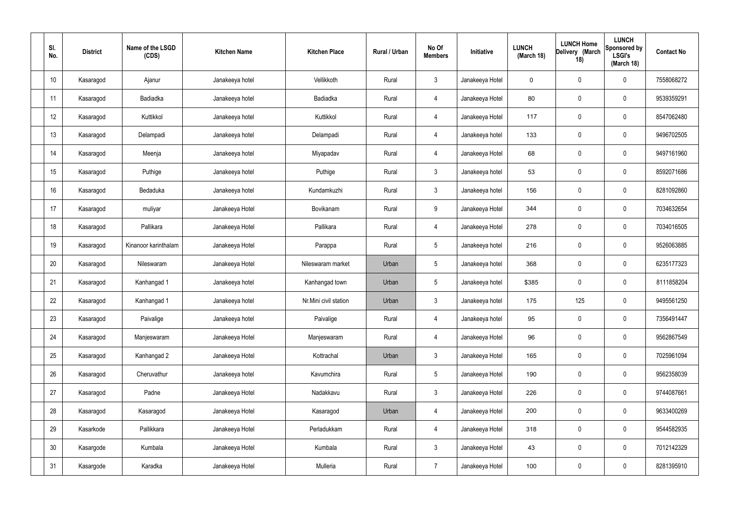| Sl. No. | District | Name of the LSGD (CDS) | Kitchen Name | Kitchen Place | Rural / Urban | No Of Members | Initiative | LUNCH (March 18) | LUNCH Home Delivery (March 18) | LUNCH Sponsored by LSGI's (March 18) | Contact No |
|---|---|---|---|---|---|---|---|---|---|---|---|
| 10 | Kasaragod | Ajanur | Janakeeya hotel | Vellikkoth | Rural | 3 | Janakeeya Hotel | 0 | 0 | 0 | 7558068272 |
| 11 | Kasaragod | Badiadka | Janakeeya hotel | Badiadka | Rural | 4 | Janakeeya Hotel | 80 | 0 | 0 | 9539359291 |
| 12 | Kasaragod | Kuttikkol | Janakeeya hotel | Kuttikkol | Rural | 4 | Janakeeya Hotel | 117 | 0 | 0 | 8547062480 |
| 13 | Kasaragod | Delampadi | Janakeeya hotel | Delampadi | Rural | 4 | Janakeeya hotel | 133 | 0 | 0 | 9496702505 |
| 14 | Kasaragod | Meenja | Janakeeya hotel | Miyapadav | Rural | 4 | Janakeeya Hotel | 68 | 0 | 0 | 9497161960 |
| 15 | Kasaragod | Puthige | Janakeeya hotel | Puthige | Rural | 3 | Janakeeya hotel | 53 | 0 | 0 | 8592071686 |
| 16 | Kasaragod | Bedaduka | Janakeeya hotel | Kundamkuzhi | Rural | 3 | Janakeeya hotel | 156 | 0 | 0 | 8281092860 |
| 17 | Kasaragod | muliyar | Janakeeya Hotel | Bovikanam | Rural | 9 | Janakeeya Hotel | 344 | 0 | 0 | 7034632654 |
| 18 | Kasaragod | Pallikara | Janakeeya Hotel | Pallikara | Rural | 4 | Janakeeya Hotel | 278 | 0 | 0 | 7034016505 |
| 19 | Kasaragod | Kinanoor karinthalam | Janakeeya Hotel | Parappa | Rural | 5 | Janakeeya hotel | 216 | 0 | 0 | 9526063885 |
| 20 | Kasaragod | Nileswaram | Janakeeya Hotel | Nileswaram market | Urban | 5 | Janakeeya hotel | 368 | 0 | 0 | 6235177323 |
| 21 | Kasaragod | Kanhangad 1 | Janakeeya hotel | Kanhangad town | Urban | 5 | Janakeeya hotel | $385 | 0 | 0 | 8111858204 |
| 22 | Kasaragod | Kanhangad 1 | Janakeeya hotel | Nr.Mini civil station | Urban | 3 | Janakeeya hotel | 175 | 125 | 0 | 9495561250 |
| 23 | Kasaragod | Paivalige | Janakeeya hotel | Paivalige | Rural | 4 | Janakeeya hotel | 95 | 0 | 0 | 7356491447 |
| 24 | Kasaragod | Manjeswaram | Janakeeya Hotel | Manjeswaram | Rural | 4 | Janakeeya Hotel | 96 | 0 | 0 | 9562867549 |
| 25 | Kasaragod | Kanhangad 2 | Janakeeya Hotel | Kottrachal | Urban | 3 | Janakeeya Hotel | 165 | 0 | 0 | 7025961094 |
| 26 | Kasaragod | Cheruvathur | Janakeeya hotel | Kavumchira | Rural | 5 | Janakeeya Hotel | 190 | 0 | 0 | 9562358039 |
| 27 | Kasaragod | Padne | Janakeeya Hotel | Nadakkavu | Rural | 3 | Janakeeya Hotel | 226 | 0 | 0 | 9744087661 |
| 28 | Kasaragod | Kasaragod | Janakeeya Hotel | Kasaragod | Urban | 4 | Janakeeya Hotel | 200 | 0 | 0 | 9633400269 |
| 29 | Kasarkode | Pallikkara | Janakeeya Hotel | Perladukkam | Rural | 4 | Janakeeya Hotel | 318 | 0 | 0 | 9544582935 |
| 30 | Kasargode | Kumbala | Janakeeya Hotel | Kumbala | Rural | 3 | Janakeeya Hotel | 43 | 0 | 0 | 7012142329 |
| 31 | Kasargode | Karadka | Janakeeya Hotel | Mulleria | Rural | 7 | Janakeeya Hotel | 100 | 0 | 0 | 8281395910 |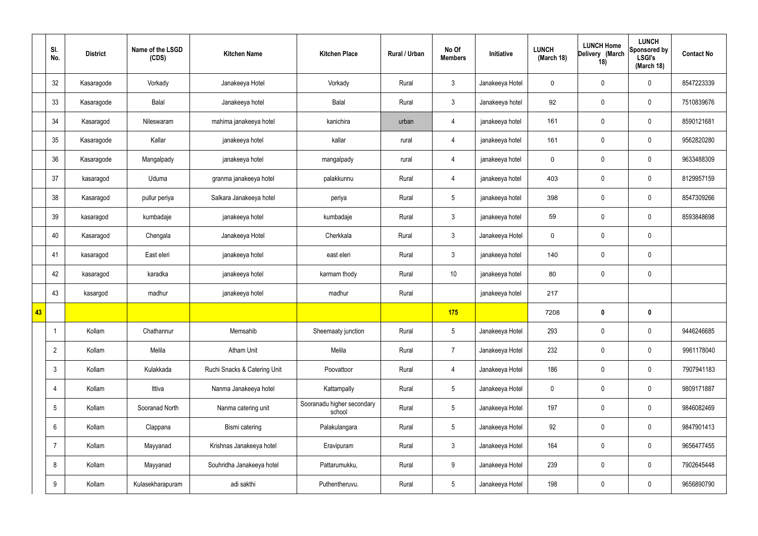|  | Sl. No. | District | Name of the LSGD (CDS) | Kitchen Name | Kitchen Place | Rural / Urban | No Of Members | Initiative | LUNCH (March 18) | LUNCH Home Delivery (March 18) | LUNCH Sponsored by LSGI's (March 18) | Contact No |
|---|---|---|---|---|---|---|---|---|---|---|---|---|
|  | 32 | Kasaragode | Vorkady | Janakeeya Hotel | Vorkady | Rural | 3 | Janakeeya Hotel | 0 | 0 | 0 | 8547223339 |
|  | 33 | Kasaragode | Balal | Janakeeya hotel | Balal | Rural | 3 | Janakeeya hotel | 92 | 0 | 0 | 7510839676 |
|  | 34 | Kasaragod | Nileswaram | mahima janakeeya hotel | kanichira | urban | 4 | janakeeya hotel | 161 | 0 | 0 | 8590121681 |
|  | 35 | Kasaragode | Kallar | janakeeya hotel | kallar | rural | 4 | janakeeya hotel | 161 | 0 | 0 | 9562820280 |
|  | 36 | Kasaragode | Mangalpady | janakeeya hotel | mangalpady | rural | 4 | janakeeya hotel | 0 | 0 | 0 | 9633488309 |
|  | 37 | kasaragod | Uduma | granma janakeeya hotel | palakkunnu | Rural | 4 | janakeeya hotel | 403 | 0 | 0 | 8129957159 |
|  | 38 | Kasaragod | pullur periya | Salkara Janakeeya hotel | periya | Rural | 5 | janakeeya hotel | 398 | 0 | 0 | 8547309266 |
|  | 39 | kasaragod | kumbadaje | janakeeya hotel | kumbadaje | Rural | 3 | janakeeya hotel | 59 | 0 | 0 | 8593848698 |
|  | 40 | Kasaragod | Chengala | Janakeeya Hotel | Cherkkala | Rural | 3 | Janakeeya Hotel | 0 | 0 | 0 |  |
|  | 41 | kasaragod | East eleri | janakeeya hotel | east eleri | Rural | 3 | janakeeya hotel | 140 | 0 | 0 |  |
|  | 42 | kasaragod | karadka | janakeeya hotel | karmam thody | Rural | 10 | janakeeya hotel | 80 | 0 | 0 |  |
|  | 43 | kasargod | madhur | janakeeya hotel | madhur | Rural |  | janakeeya hotel | 217 |  |  |  |
| 43 |  |  |  |  |  |  | 175 |  | 7208 | 0 | 0 |  |
|  | 1 | Kollam | Chathannur | Memsahib | Sheemaaty junction | Rural | 5 | Janakeeya Hotel | 293 | 0 | 0 | 9446246685 |
|  | 2 | Kollam | Melila | Atham Unit | Melila | Rural | 7 | Janakeeya Hotel | 232 | 0 | 0 | 9961178040 |
|  | 3 | Kollam | Kulakkada | Ruchi Snacks & Catering Unit | Poovattoor | Rural | 4 | Janakeeya Hotel | 186 | 0 | 0 | 7907941183 |
|  | 4 | Kollam | Ittiva | Nanma Janakeeya hotel | Kattampally | Rural | 5 | Janakeeya Hotel | 0 | 0 | 0 | 9809171887 |
|  | 5 | Kollam | Sooranad North | Nanma catering unit | Sooranadu higher secondary school | Rural | 5 | Janakeeya Hotel | 197 | 0 | 0 | 9846082469 |
|  | 6 | Kollam | Clappana | Bismi catering | Palakulangara | Rural | 5 | Janakeeya Hotel | 92 | 0 | 0 | 9847901413 |
|  | 7 | Kollam | Mayyanad | Krishnas Janakeeya hotel | Eravipuram | Rural | 3 | Janakeeya Hotel | 164 | 0 | 0 | 9656477455 |
|  | 8 | Kollam | Mayyanad | Souhridha Janakeeya hotel | Pattarumukku, | Rural | 9 | Janakeeya Hotel | 239 | 0 | 0 | 7902645448 |
|  | 9 | Kollam | Kulasekharapuram | adi sakthi | Puthentheruvu. | Rural | 5 | Janakeeya Hotel | 198 | 0 | 0 | 9656890790 |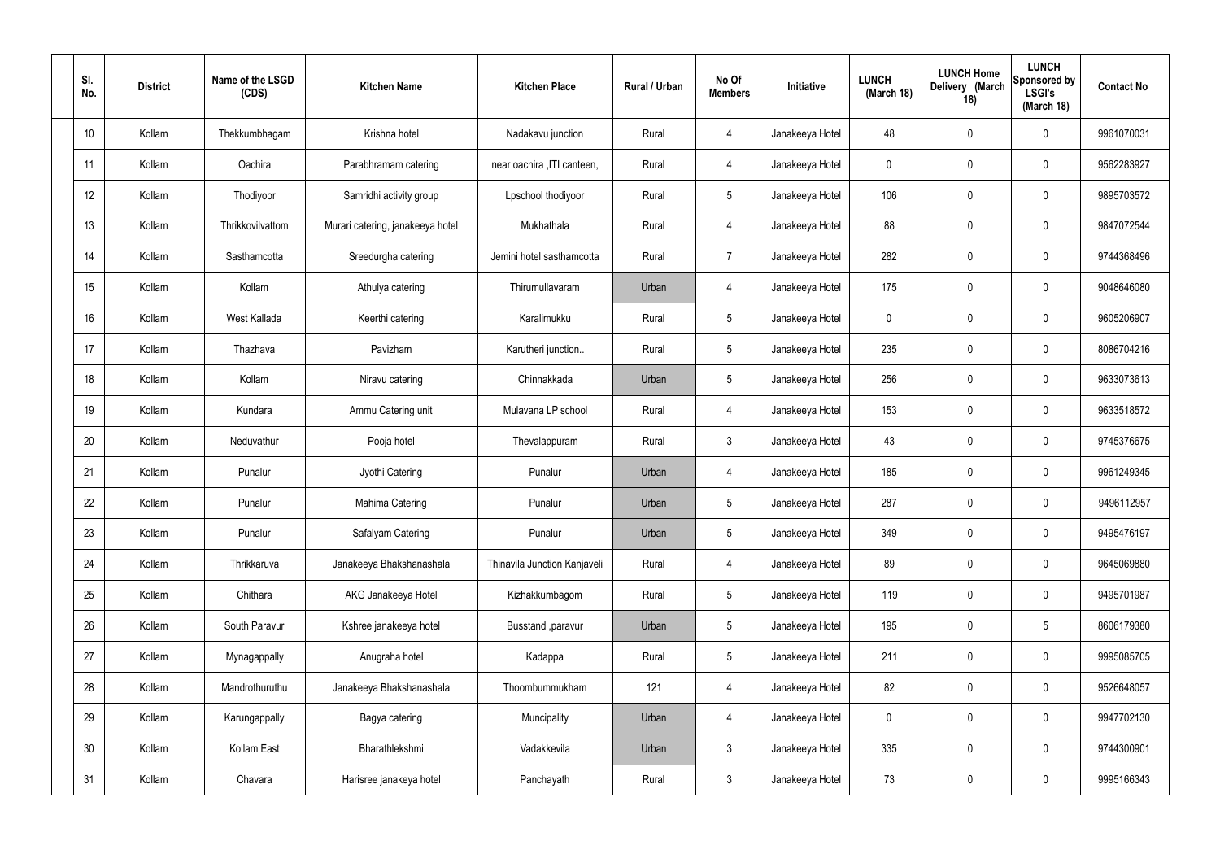| Sl. No. | District | Name of the LSGD (CDS) | Kitchen Name | Kitchen Place | Rural / Urban | No Of Members | Initiative | LUNCH (March 18) | LUNCH Home Delivery (March 18) | LUNCH Sponsored by LSGI's (March 18) | Contact No |
|---|---|---|---|---|---|---|---|---|---|---|---|
| 10 | Kollam | Thekkumbhagam | Krishna hotel | Nadakavu junction | Rural | 4 | Janakeeya Hotel | 48 | 0 | 0 | 9961070031 |
| 11 | Kollam | Oachira | Parabhramam catering | near oachira ,ITI canteen, | Rural | 4 | Janakeeya Hotel | 0 | 0 | 0 | 9562283927 |
| 12 | Kollam | Thodiyoor | Samridhi activity group | Lpschool thodiyoor | Rural | 5 | Janakeeya Hotel | 106 | 0 | 0 | 9895703572 |
| 13 | Kollam | Thrikkovilvattom | Murari catering, janakeeya hotel | Mukhathala | Rural | 4 | Janakeeya Hotel | 88 | 0 | 0 | 9847072544 |
| 14 | Kollam | Sasthamcotta | Sreedurgha catering | Jemini hotel sasthamcotta | Rural | 7 | Janakeeya Hotel | 282 | 0 | 0 | 9744368496 |
| 15 | Kollam | Kollam | Athulya catering | Thirumullavaram | Urban | 4 | Janakeeya Hotel | 175 | 0 | 0 | 9048646080 |
| 16 | Kollam | West Kallada | Keerthi catering | Karalimukku | Rural | 5 | Janakeeya Hotel | 0 | 0 | 0 | 9605206907 |
| 17 | Kollam | Thazhava | Pavizham | Karutheri junction.. | Rural | 5 | Janakeeya Hotel | 235 | 0 | 0 | 8086704216 |
| 18 | Kollam | Kollam | Niravu catering | Chinnakkada | Urban | 5 | Janakeeya Hotel | 256 | 0 | 0 | 9633073613 |
| 19 | Kollam | Kundara | Ammu Catering unit | Mulavana LP school | Rural | 4 | Janakeeya Hotel | 153 | 0 | 0 | 9633518572 |
| 20 | Kollam | Neduvathur | Pooja hotel | Thevalappuram | Rural | 3 | Janakeeya Hotel | 43 | 0 | 0 | 9745376675 |
| 21 | Kollam | Punalur | Jyothi Catering | Punalur | Urban | 4 | Janakeeya Hotel | 185 | 0 | 0 | 9961249345 |
| 22 | Kollam | Punalur | Mahima Catering | Punalur | Urban | 5 | Janakeeya Hotel | 287 | 0 | 0 | 9496112957 |
| 23 | Kollam | Punalur | Safalyam Catering | Punalur | Urban | 5 | Janakeeya Hotel | 349 | 0 | 0 | 9495476197 |
| 24 | Kollam | Thrikkaruva | Janakeeya Bhakshanashala | Thinavila Junction Kanjaveli | Rural | 4 | Janakeeya Hotel | 89 | 0 | 0 | 9645069880 |
| 25 | Kollam | Chithara | AKG Janakeeya Hotel | Kizhakkumbagom | Rural | 5 | Janakeeya Hotel | 119 | 0 | 0 | 9495701987 |
| 26 | Kollam | South Paravur | Kshree janakeeya hotel | Busstand ,paravur | Urban | 5 | Janakeeya Hotel | 195 | 0 | 5 | 8606179380 |
| 27 | Kollam | Mynagappally | Anugraha hotel | Kadappa | Rural | 5 | Janakeeya Hotel | 211 | 0 | 0 | 9995085705 |
| 28 | Kollam | Mandrothuruthu | Janakeeya Bhakshanashala | Thoombummukham | 121 | 4 | Janakeeya Hotel | 82 | 0 | 0 | 9526648057 |
| 29 | Kollam | Karungappally | Bagya catering | Muncipality | Urban | 4 | Janakeeya Hotel | 0 | 0 | 0 | 9947702130 |
| 30 | Kollam | Kollam East | Bharathlekshmi | Vadakkevila | Urban | 3 | Janakeeya Hotel | 335 | 0 | 0 | 9744300901 |
| 31 | Kollam | Chavara | Harisree janakeya hotel | Panchayath | Rural | 3 | Janakeeya Hotel | 73 | 0 | 0 | 9995166343 |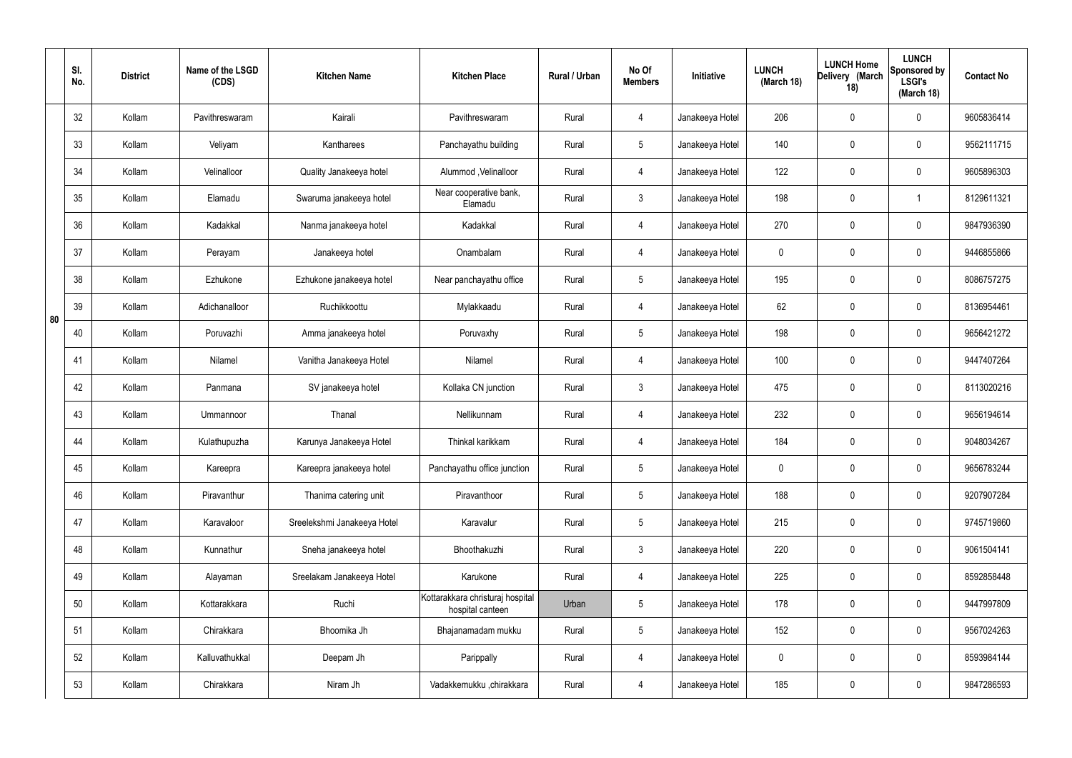| | Sl. No. | District | Name of the LSGD (CDS) | Kitchen Name | Kitchen Place | Rural / Urban | No Of Members | Initiative | LUNCH (March 18) | LUNCH Home Delivery (March 18) | LUNCH Sponsored by LSGI's (March 18) | Contact No |
|---|---|---|---|---|---|---|---|---|---|---|---|---|
| 80 | 32 | Kollam | Pavithreswaram | Kairali | Pavithreswaram | Rural | 4 | Janakeeya Hotel | 206 | 0 | 0 | 9605836414 |
| | 33 | Kollam | Veliyam | Kantharees | Panchayathu building | Rural | 5 | Janakeeya Hotel | 140 | 0 | 0 | 9562111715 |
| | 34 | Kollam | Velinalloor | Quality Janakeeya hotel | Alummod ,Velinalloor | Rural | 4 | Janakeeya Hotel | 122 | 0 | 0 | 9605896303 |
| | 35 | Kollam | Elamadu | Swaruma janakeeya hotel | Near cooperative bank, Elamadu | Rural | 3 | Janakeeya Hotel | 198 | 0 | 1 | 8129611321 |
| | 36 | Kollam | Kadakkal | Nanma janakeeya hotel | Kadakkal | Rural | 4 | Janakeeya Hotel | 270 | 0 | 0 | 9847936390 |
| | 37 | Kollam | Perayam | Janakeeya hotel | Onambalam | Rural | 4 | Janakeeya Hotel | 0 | 0 | 0 | 9446855866 |
| | 38 | Kollam | Ezhukone | Ezhukone janakeeya hotel | Near panchayathu office | Rural | 5 | Janakeeya Hotel | 195 | 0 | 0 | 8086757275 |
| | 39 | Kollam | Adichanalloor | Ruchikkoottu | Mylakkaadu | Rural | 4 | Janakeeya Hotel | 62 | 0 | 0 | 8136954461 |
| | 40 | Kollam | Poruvazhi | Amma janakeeya hotel | Poruvaxhy | Rural | 5 | Janakeeya Hotel | 198 | 0 | 0 | 9656421272 |
| | 41 | Kollam | Nilamel | Vanitha Janakeeya Hotel | Nilamel | Rural | 4 | Janakeeya Hotel | 100 | 0 | 0 | 9447407264 |
| | 42 | Kollam | Panmana | SV janakeeya hotel | Kollaka CN junction | Rural | 3 | Janakeeya Hotel | 475 | 0 | 0 | 8113020216 |
| | 43 | Kollam | Ummannoor | Thanal | Nellikunnam | Rural | 4 | Janakeeya Hotel | 232 | 0 | 0 | 9656194614 |
| | 44 | Kollam | Kulathupuzha | Karunya Janakeeya Hotel | Thinkal karikkam | Rural | 4 | Janakeeya Hotel | 184 | 0 | 0 | 9048034267 |
| | 45 | Kollam | Kareepra | Kareepra janakeeya hotel | Panchayathu office junction | Rural | 5 | Janakeeya Hotel | 0 | 0 | 0 | 9656783244 |
| | 46 | Kollam | Piravanthur | Thanima catering unit | Piravanthoor | Rural | 5 | Janakeeya Hotel | 188 | 0 | 0 | 9207907284 |
| | 47 | Kollam | Karavaloor | Sreelekshmi Janakeeya Hotel | Karavalur | Rural | 5 | Janakeeya Hotel | 215 | 0 | 0 | 9745719860 |
| | 48 | Kollam | Kunnathur | Sneha janakeeya hotel | Bhoothakuzhi | Rural | 3 | Janakeeya Hotel | 220 | 0 | 0 | 9061504141 |
| | 49 | Kollam | Alayaman | Sreelakam Janakeeya Hotel | Karukone | Rural | 4 | Janakeeya Hotel | 225 | 0 | 0 | 8592858448 |
| | 50 | Kollam | Kottarakkara | Ruchi | Kottarakkara christuraj hospital hospital canteen | Urban | 5 | Janakeeya Hotel | 178 | 0 | 0 | 9447997809 |
| | 51 | Kollam | Chirakkara | Bhoomika Jh | Bhajanamadam mukku | Rural | 5 | Janakeeya Hotel | 152 | 0 | 0 | 9567024263 |
| | 52 | Kollam | Kalluvathukkal | Deepam Jh | Parippally | Rural | 4 | Janakeeya Hotel | 0 | 0 | 0 | 8593984144 |
| | 53 | Kollam | Chirakkara | Niram Jh | Vadakkemukku ,chirakkara | Rural | 4 | Janakeeya Hotel | 185 | 0 | 0 | 9847286593 |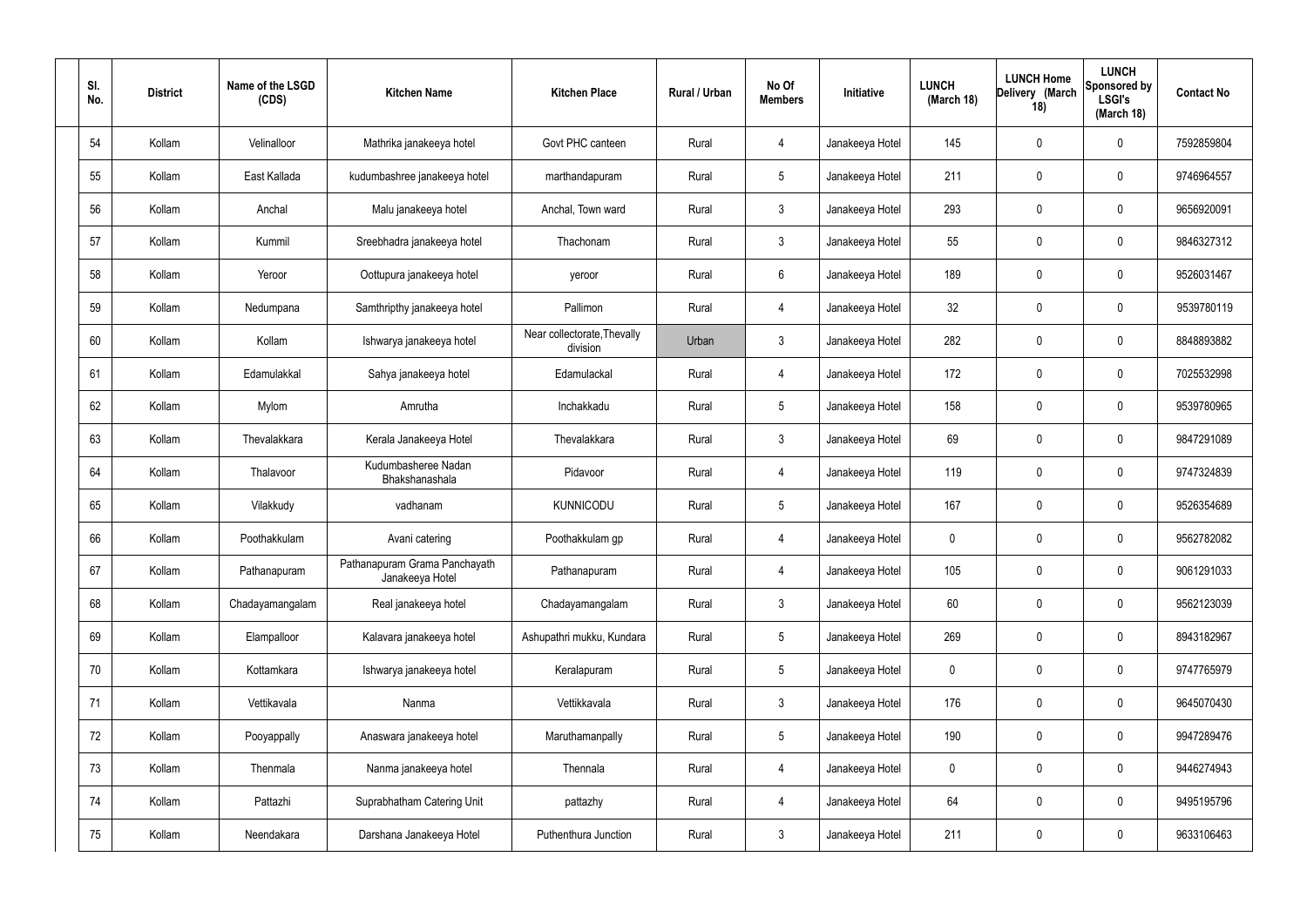| Sl. No. | District | Name of the LSGD (CDS) | Kitchen Name | Kitchen Place | Rural / Urban | No Of Members | Initiative | LUNCH (March 18) | LUNCH Home Delivery (March 18) | LUNCH Sponsored by LSGI's (March 18) | Contact No |
|---|---|---|---|---|---|---|---|---|---|---|---|
| 54 | Kollam | Velinalloor | Mathrika janakeeya hotel | Govt PHC canteen | Rural | 4 | Janakeeya Hotel | 145 | 0 | 0 | 7592859804 |
| 55 | Kollam | East Kallada | kudumbashree janakeeya hotel | marthandapuram | Rural | 5 | Janakeeya Hotel | 211 | 0 | 0 | 9746964557 |
| 56 | Kollam | Anchal | Malu janakeeya hotel | Anchal, Town ward | Rural | 3 | Janakeeya Hotel | 293 | 0 | 0 | 9656920091 |
| 57 | Kollam | Kummil | Sreebhadra janakeeya hotel | Thachonam | Rural | 3 | Janakeeya Hotel | 55 | 0 | 0 | 9846327312 |
| 58 | Kollam | Yeroor | Oottupura janakeeya hotel | yeroor | Rural | 6 | Janakeeya Hotel | 189 | 0 | 0 | 9526031467 |
| 59 | Kollam | Nedumpana | Samthripthy janakeeya hotel | Pallimon | Rural | 4 | Janakeeya Hotel | 32 | 0 | 0 | 9539780119 |
| 60 | Kollam | Kollam | Ishwarya janakeeya hotel | Near collectorate,Thevally division | Urban | 3 | Janakeeya Hotel | 282 | 0 | 0 | 8848893882 |
| 61 | Kollam | Edamulakkal | Sahya janakeeya hotel | Edamulackal | Rural | 4 | Janakeeya Hotel | 172 | 0 | 0 | 7025532998 |
| 62 | Kollam | Mylom | Amrutha | Inchakkadu | Rural | 5 | Janakeeya Hotel | 158 | 0 | 0 | 9539780965 |
| 63 | Kollam | Thevalakkara | Kerala Janakeeya Hotel | Thevalakkara | Rural | 3 | Janakeeya Hotel | 69 | 0 | 0 | 9847291089 |
| 64 | Kollam | Thalavoor | Kudumbasheree Nadan Bhakshanashala | Pidavoor | Rural | 4 | Janakeeya Hotel | 119 | 0 | 0 | 9747324839 |
| 65 | Kollam | Vilakkudy | vadhanam | KUNNICODU | Rural | 5 | Janakeeya Hotel | 167 | 0 | 0 | 9526354689 |
| 66 | Kollam | Poothakkulam | Avani catering | Poothakkulam gp | Rural | 4 | Janakeeya Hotel | 0 | 0 | 0 | 9562782082 |
| 67 | Kollam | Pathanapuram | Pathanapuram Grama Panchayath Janakeeya Hotel | Pathanapuram | Rural | 4 | Janakeeya Hotel | 105 | 0 | 0 | 9061291033 |
| 68 | Kollam | Chadayamangalam | Real janakeeya hotel | Chadayamangalam | Rural | 3 | Janakeeya Hotel | 60 | 0 | 0 | 9562123039 |
| 69 | Kollam | Elampalloor | Kalavara janakeeya hotel | Ashupathri mukku, Kundara | Rural | 5 | Janakeeya Hotel | 269 | 0 | 0 | 8943182967 |
| 70 | Kollam | Kottamkara | Ishwarya janakeeya hotel | Keralapuram | Rural | 5 | Janakeeya Hotel | 0 | 0 | 0 | 9747765979 |
| 71 | Kollam | Vettikavala | Nanma | Vettikkavala | Rural | 3 | Janakeeya Hotel | 176 | 0 | 0 | 9645070430 |
| 72 | Kollam | Pooyappally | Anaswara janakeeya hotel | Maruthamanpally | Rural | 5 | Janakeeya Hotel | 190 | 0 | 0 | 9947289476 |
| 73 | Kollam | Thenmala | Nanma janakeeya hotel | Thennala | Rural | 4 | Janakeeya Hotel | 0 | 0 | 0 | 9446274943 |
| 74 | Kollam | Pattazhi | Suprabhatham Catering Unit | pattazhy | Rural | 4 | Janakeeya Hotel | 64 | 0 | 0 | 9495195796 |
| 75 | Kollam | Neendakara | Darshana Janakeeya Hotel | Puthenthura Junction | Rural | 3 | Janakeeya Hotel | 211 | 0 | 0 | 9633106463 |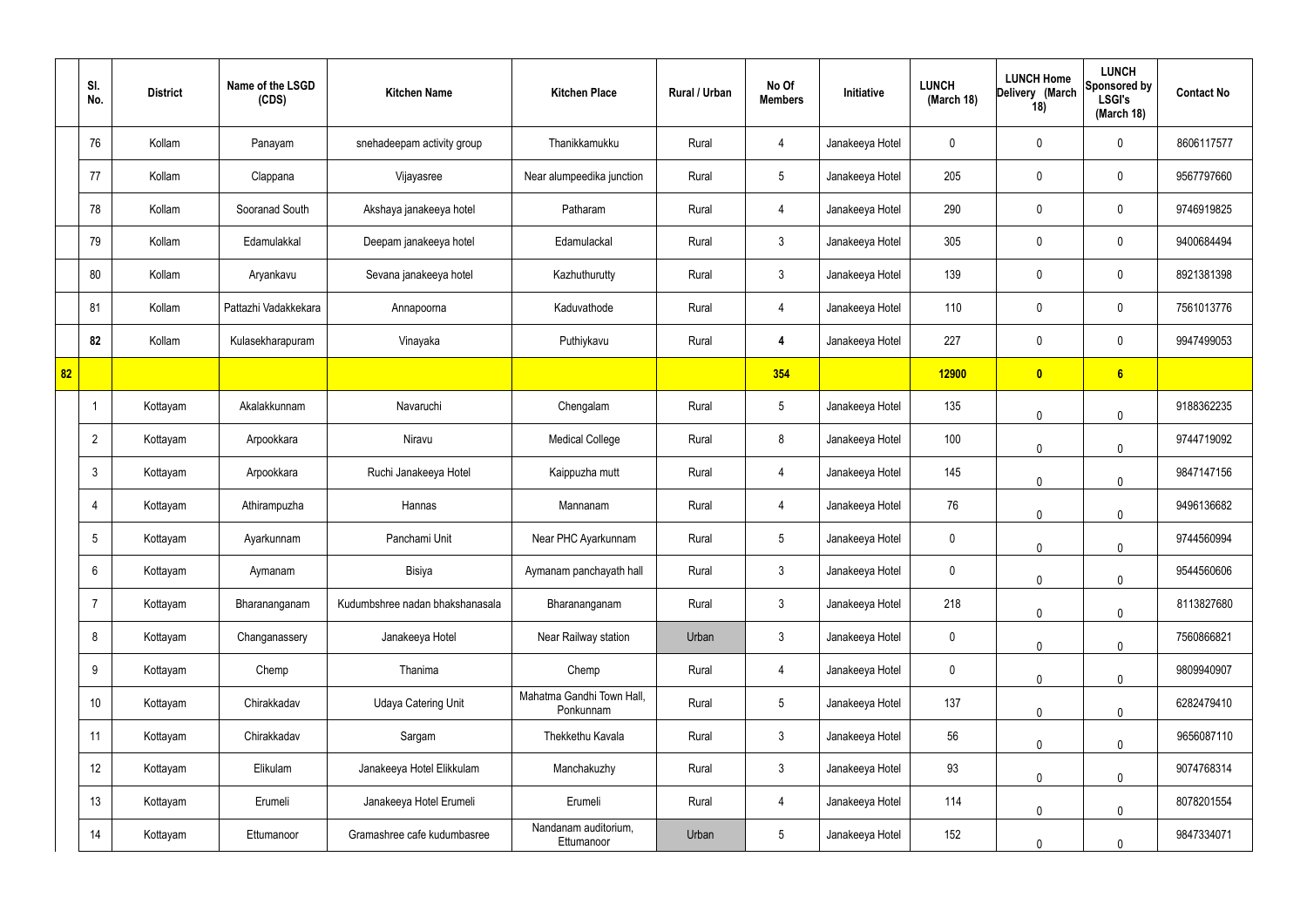| | Sl. No. | District | Name of the LSGD (CDS) | Kitchen Name | Kitchen Place | Rural / Urban | No Of Members | Initiative | LUNCH (March 18) | LUNCH Home Delivery (March 18) | LUNCH Sponsored by LSGI's (March 18) | Contact No |
|---|---|---|---|---|---|---|---|---|---|---|---|---|
| | 76 | Kollam | Panayam | snehadeepam activity group | Thanikkamukku | Rural | 4 | Janakeeya Hotel | 0 | 0 | 0 | 8606117577 |
| | 77 | Kollam | Clappana | Vijayasree | Near alumpeedika junction | Rural | 5 | Janakeeya Hotel | 205 | 0 | 0 | 9567797660 |
| | 78 | Kollam | Sooranad South | Akshaya janakeeya hotel | Patharam | Rural | 4 | Janakeeya Hotel | 290 | 0 | 0 | 9746919825 |
| | 79 | Kollam | Edamulakkal | Deepam janakeeya hotel | Edamulackal | Rural | 3 | Janakeeya Hotel | 305 | 0 | 0 | 9400684494 |
| | 80 | Kollam | Aryankavu | Sevana janakeeya hotel | Kazhuthurutty | Rural | 3 | Janakeeya Hotel | 139 | 0 | 0 | 8921381398 |
| | 81 | Kollam | Pattazhi Vadakkekara | Annapoorna | Kaduvathode | Rural | 4 | Janakeeya Hotel | 110 | 0 | 0 | 7561013776 |
| | **82** | Kollam | Kulasekharapuram | Vinayaka | Puthiykavu | Rural | **4** | Janakeeya Hotel | 227 | 0 | 0 | 9947499053 |
| **82** | | | | | | | **354** | | **12900** | **0** | **6** | |
| | 1 | Kottayam | Akalakkunnam | Navaruchi | Chengalam | Rural | 5 | Janakeeya Hotel | 135 | 0 | 0 | 9188362235 |
| | 2 | Kottayam | Arpookkara | Niravu | Medical College | Rural | 8 | Janakeeya Hotel | 100 | 0 | 0 | 9744719092 |
| | 3 | Kottayam | Arpookkara | Ruchi Janakeeya Hotel | Kaippuzha mutt | Rural | 4 | Janakeeya Hotel | 145 | 0 | 0 | 9847147156 |
| | 4 | Kottayam | Athirampuzha | Hannas | Mannanam | Rural | 4 | Janakeeya Hotel | 76 | 0 | 0 | 9496136682 |
| | 5 | Kottayam | Ayarkunnam | Panchami Unit | Near PHC Ayarkunnam | Rural | 5 | Janakeeya Hotel | 0 | 0 | 0 | 9744560994 |
| | 6 | Kottayam | Aymanam | Bisiya | Aymanam panchayath hall | Rural | 3 | Janakeeya Hotel | 0 | 0 | 0 | 9544560606 |
| | 7 | Kottayam | Bharananganam | Kudumbshree nadan bhakshanasala | Bharananganam | Rural | 3 | Janakeeya Hotel | 218 | 0 | 0 | 8113827680 |
| | 8 | Kottayam | Changanassery | Janakeeya Hotel | Near Railway station | Urban | 3 | Janakeeya Hotel | 0 | 0 | 0 | 7560866821 |
| | 9 | Kottayam | Chemp | Thanima | Chemp | Rural | 4 | Janakeeya Hotel | 0 | 0 | 0 | 9809940907 |
| | 10 | Kottayam | Chirakkadav | Udaya Catering Unit | Mahatma Gandhi Town Hall, Ponkunnam | Rural | 5 | Janakeeya Hotel | 137 | 0 | 0 | 6282479410 |
| | 11 | Kottayam | Chirakkadav | Sargam | Thekkethu Kavala | Rural | 3 | Janakeeya Hotel | 56 | 0 | 0 | 9656087110 |
| | 12 | Kottayam | Elikulam | Janakeeya Hotel Elikkulam | Manchakuzhy | Rural | 3 | Janakeeya Hotel | 93 | 0 | 0 | 9074768314 |
| | 13 | Kottayam | Erumeli | Janakeeya Hotel Erumeli | Erumeli | Rural | 4 | Janakeeya Hotel | 114 | 0 | 0 | 8078201554 |
| | 14 | Kottayam | Ettumanoor | Gramashree cafe kudumbasree | Nandanam auditorium, Ettumanoor | Urban | 5 | Janakeeya Hotel | 152 | 0 | 0 | 9847334071 |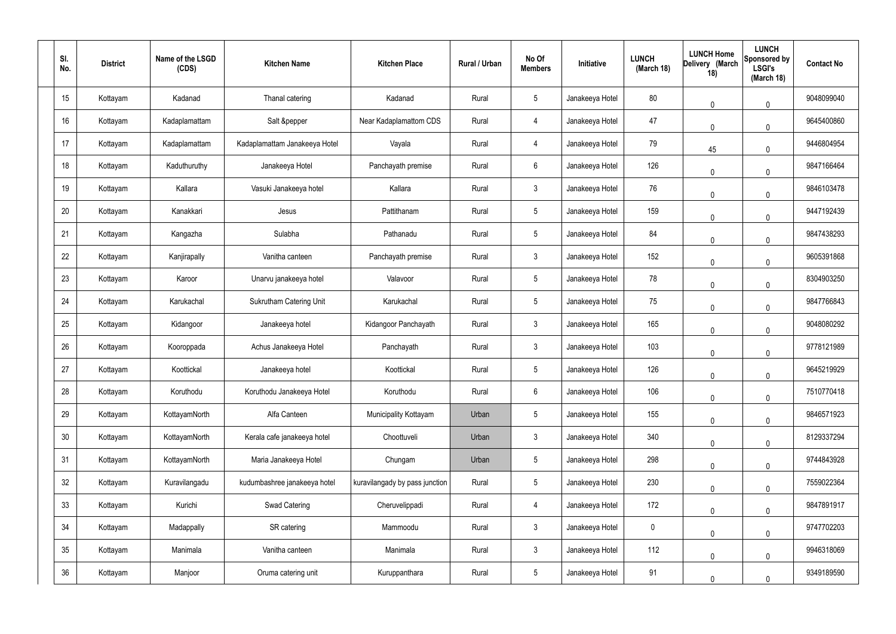| Sl. No. | District | Name of the LSGD (CDS) | Kitchen Name | Kitchen Place | Rural / Urban | No Of Members | Initiative | LUNCH (March 18) | LUNCH Home Delivery (March 18) | LUNCH Sponsored by LSGI's (March 18) | Contact No |
|---|---|---|---|---|---|---|---|---|---|---|---|
| 15 | Kottayam | Kadanad | Thanal catering | Kadanad | Rural | 5 | Janakeeya Hotel | 80 | 0 | 0 | 9048099040 |
| 16 | Kottayam | Kadaplamattam | Salt &pepper | Near Kadaplamattom CDS | Rural | 4 | Janakeeya Hotel | 47 | 0 | 0 | 9645400860 |
| 17 | Kottayam | Kadaplamattam | Kadaplamattam Janakeeya Hotel | Vayala | Rural | 4 | Janakeeya Hotel | 79 | 45 | 0 | 9446804954 |
| 18 | Kottayam | Kaduthuruthy | Janakeeya Hotel | Panchayath premise | Rural | 6 | Janakeeya Hotel | 126 | 0 | 0 | 9847166464 |
| 19 | Kottayam | Kallara | Vasuki Janakeeya hotel | Kallara | Rural | 3 | Janakeeya Hotel | 76 | 0 | 0 | 9846103478 |
| 20 | Kottayam | Kanakkari | Jesus | Pattithanam | Rural | 5 | Janakeeya Hotel | 159 | 0 | 0 | 9447192439 |
| 21 | Kottayam | Kangazha | Sulabha | Pathanadu | Rural | 5 | Janakeeya Hotel | 84 | 0 | 0 | 9847438293 |
| 22 | Kottayam | Kanjirapally | Vanitha canteen | Panchayath premise | Rural | 3 | Janakeeya Hotel | 152 | 0 | 0 | 9605391868 |
| 23 | Kottayam | Karoor | Unarvu janakeeya hotel | Valavoor | Rural | 5 | Janakeeya Hotel | 78 | 0 | 0 | 8304903250 |
| 24 | Kottayam | Karukachal | Sukrutham Catering Unit | Karukachal | Rural | 5 | Janakeeya Hotel | 75 | 0 | 0 | 9847766843 |
| 25 | Kottayam | Kidangoor | Janakeeya hotel | Kidangoor Panchayath | Rural | 3 | Janakeeya Hotel | 165 | 0 | 0 | 9048080292 |
| 26 | Kottayam | Kooroppada | Achus Janakeeya Hotel | Panchayath | Rural | 3 | Janakeeya Hotel | 103 | 0 | 0 | 9778121989 |
| 27 | Kottayam | Koottickal | Janakeeya hotel | Koottickal | Rural | 5 | Janakeeya Hotel | 126 | 0 | 0 | 9645219929 |
| 28 | Kottayam | Koruthodu | Koruthodu Janakeeya Hotel | Koruthodu | Rural | 6 | Janakeeya Hotel | 106 | 0 | 0 | 7510770418 |
| 29 | Kottayam | KottayamNorth | Alfa Canteen | Municipality Kottayam | Urban | 5 | Janakeeya Hotel | 155 | 0 | 0 | 9846571923 |
| 30 | Kottayam | KottayamNorth | Kerala cafe janakeeya hotel | Choottuveli | Urban | 3 | Janakeeya Hotel | 340 | 0 | 0 | 8129337294 |
| 31 | Kottayam | KottayamNorth | Maria Janakeeya Hotel | Chungam | Urban | 5 | Janakeeya Hotel | 298 | 0 | 0 | 9744843928 |
| 32 | Kottayam | Kuravilangadu | kudumbashree janakeeya hotel | kuravilangady by pass junction | Rural | 5 | Janakeeya Hotel | 230 | 0 | 0 | 7559022364 |
| 33 | Kottayam | Kurichi | Swad Catering | Cheruvelippadi | Rural | 4 | Janakeeya Hotel | 172 | 0 | 0 | 9847891917 |
| 34 | Kottayam | Madappally | SR catering | Mammoodu | Rural | 3 | Janakeeya Hotel | 0 | 0 | 0 | 9747702203 |
| 35 | Kottayam | Manimala | Vanitha canteen | Manimala | Rural | 3 | Janakeeya Hotel | 112 | 0 | 0 | 9946318069 |
| 36 | Kottayam | Manjoor | Oruma catering unit | Kuruppanthara | Rural | 5 | Janakeeya Hotel | 91 | 0 | 0 | 9349189590 |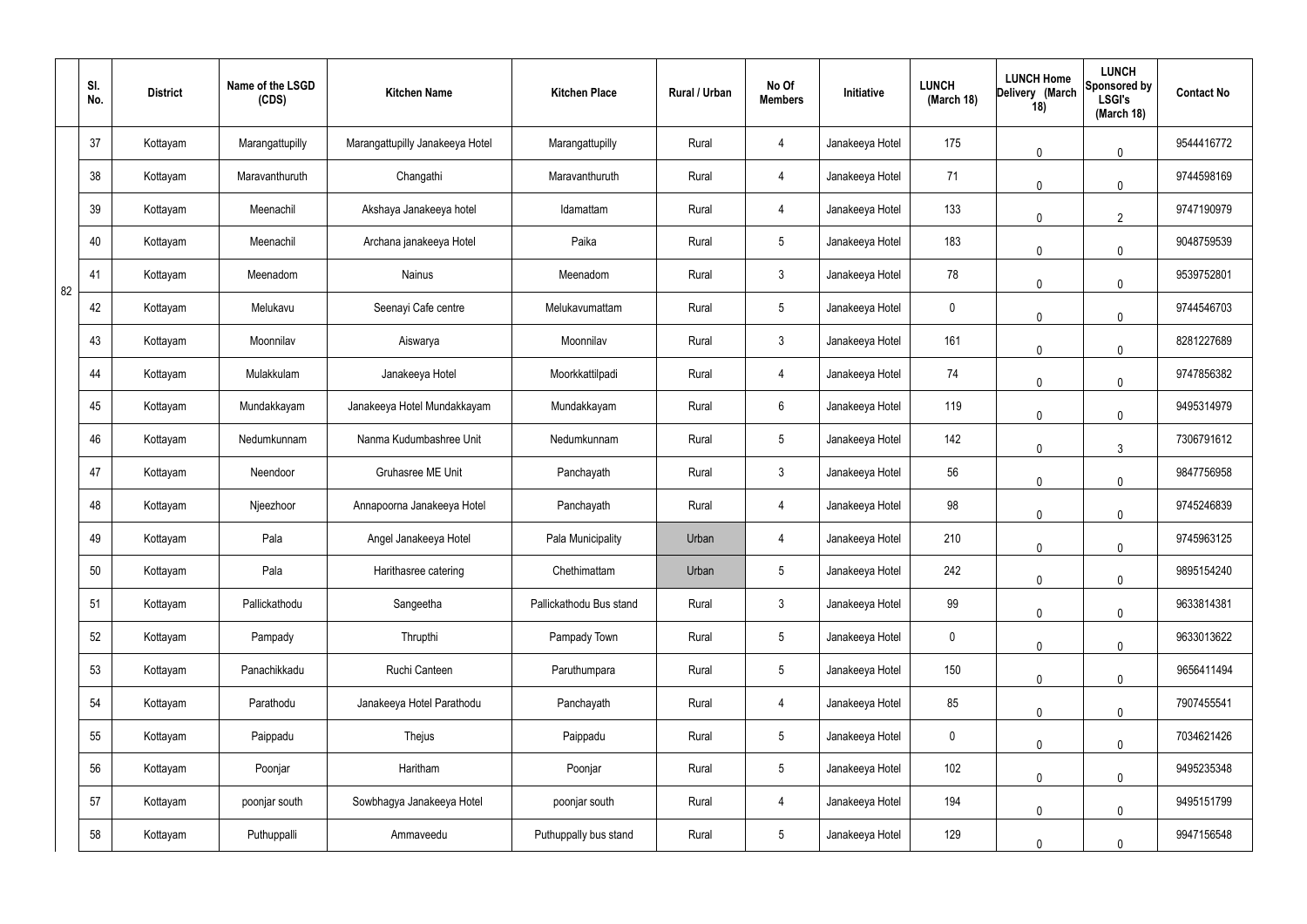| | Sl. No. | District | Name of the LSGD (CDS) | Kitchen Name | Kitchen Place | Rural / Urban | No Of Members | Initiative | LUNCH (March 18) | LUNCH Home Delivery (March 18) | LUNCH Sponsored by LSGI's (March 18) | Contact No |
|---|---|---|---|---|---|---|---|---|---|---|---|---|
| 82 | 37 | Kottayam | Marangattupilly | Marangattupilly Janakeeya Hotel | Marangattupilly | Rural | 4 | Janakeeya Hotel | 175 | 0 | 0 | 9544416772 |
| | 38 | Kottayam | Maravanthuruth | Changathi | Maravanthuruth | Rural | 4 | Janakeeya Hotel | 71 | 0 | 0 | 9744598169 |
| | 39 | Kottayam | Meenachil | Akshaya Janakeeya hotel | Idamattam | Rural | 4 | Janakeeya Hotel | 133 | 0 | 2 | 9747190979 |
| | 40 | Kottayam | Meenachil | Archana janakeeya Hotel | Paika | Rural | 5 | Janakeeya Hotel | 183 | 0 | 0 | 9048759539 |
| | 41 | Kottayam | Meenadom | Nainus | Meenadom | Rural | 3 | Janakeeya Hotel | 78 | 0 | 0 | 9539752801 |
| | 42 | Kottayam | Melukavu | Seenayi Cafe centre | Melukavumattam | Rural | 5 | Janakeeya Hotel | 0 | 0 | 0 | 9744546703 |
| | 43 | Kottayam | Moonnilav | Aiswarya | Moonnilav | Rural | 3 | Janakeeya Hotel | 161 | 0 | 0 | 8281227689 |
| | 44 | Kottayam | Mulakkulam | Janakeeya Hotel | Moorkkattilpadi | Rural | 4 | Janakeeya Hotel | 74 | 0 | 0 | 9747856382 |
| | 45 | Kottayam | Mundakkayam | Janakeeya Hotel Mundakkayam | Mundakkayam | Rural | 6 | Janakeeya Hotel | 119 | 0 | 0 | 9495314979 |
| | 46 | Kottayam | Nedumkunnam | Nanma Kudumbashree Unit | Nedumkunnam | Rural | 5 | Janakeeya Hotel | 142 | 0 | 3 | 7306791612 |
| | 47 | Kottayam | Neendoor | Gruhasree ME Unit | Panchayath | Rural | 3 | Janakeeya Hotel | 56 | 0 | 0 | 9847756958 |
| | 48 | Kottayam | Njeezhoor | Annapoorna Janakeeya Hotel | Panchayath | Rural | 4 | Janakeeya Hotel | 98 | 0 | 0 | 9745246839 |
| | 49 | Kottayam | Pala | Angel Janakeeya Hotel | Pala Municipality | Urban | 4 | Janakeeya Hotel | 210 | 0 | 0 | 9745963125 |
| | 50 | Kottayam | Pala | Harithasree catering | Chethimattam | Urban | 5 | Janakeeya Hotel | 242 | 0 | 0 | 9895154240 |
| | 51 | Kottayam | Pallickathodu | Sangeetha | Pallickathodu Bus stand | Rural | 3 | Janakeeya Hotel | 99 | 0 | 0 | 9633814381 |
| | 52 | Kottayam | Pampady | Thrupthi | Pampady Town | Rural | 5 | Janakeeya Hotel | 0 | 0 | 0 | 9633013622 |
| | 53 | Kottayam | Panachikkadu | Ruchi Canteen | Paruthumpara | Rural | 5 | Janakeeya Hotel | 150 | 0 | 0 | 9656411494 |
| | 54 | Kottayam | Parathodu | Janakeeya Hotel Parathodu | Panchayath | Rural | 4 | Janakeeya Hotel | 85 | 0 | 0 | 7907455541 |
| | 55 | Kottayam | Paippadu | Thejus | Paippadu | Rural | 5 | Janakeeya Hotel | 0 | 0 | 0 | 7034621426 |
| | 56 | Kottayam | Poonjar | Haritham | Poonjar | Rural | 5 | Janakeeya Hotel | 102 | 0 | 0 | 9495235348 |
| | 57 | Kottayam | poonjar south | Sowbhagya Janakeeya Hotel | poonjar south | Rural | 4 | Janakeeya Hotel | 194 | 0 | 0 | 9495151799 |
| | 58 | Kottayam | Puthuppalli | Ammaveedu | Puthuppally bus stand | Rural | 5 | Janakeeya Hotel | 129 | 0 | 0 | 9947156548 |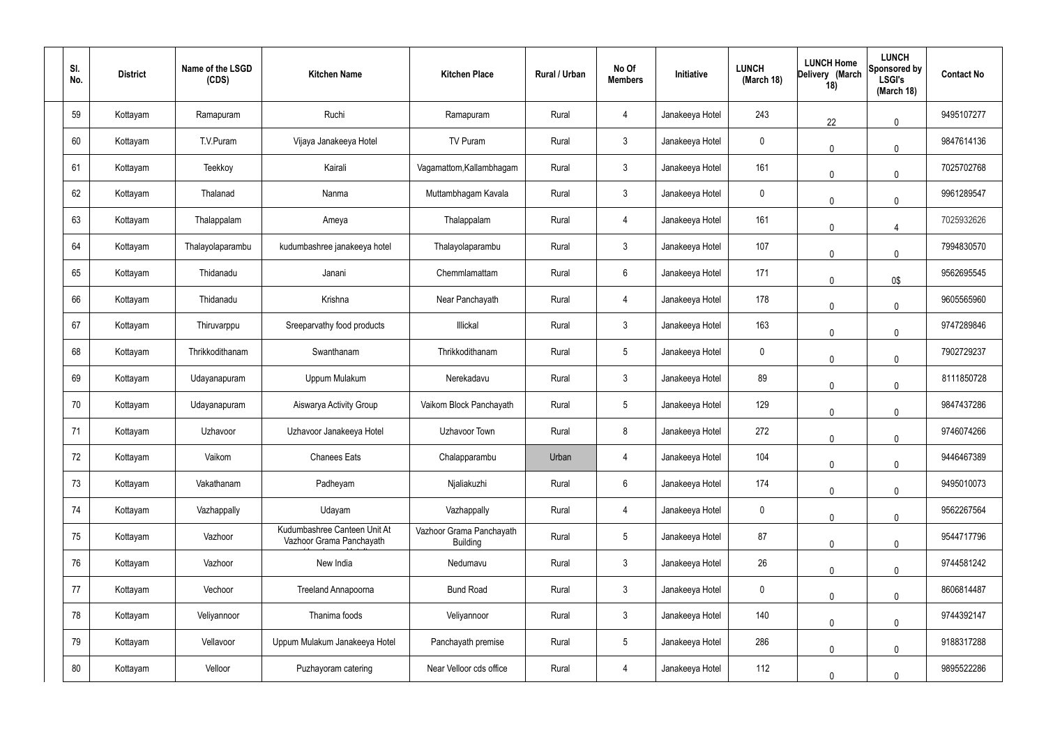| Sl. No. | District | Name of the LSGD (CDS) | Kitchen Name | Kitchen Place | Rural / Urban | No Of Members | Initiative | LUNCH (March 18) | LUNCH Home Delivery (March 18) | LUNCH Sponsored by LSGI's (March 18) | Contact No |
|---|---|---|---|---|---|---|---|---|---|---|---|
| 59 | Kottayam | Ramapuram | Ruchi | Ramapuram | Rural | 4 | Janakeeya Hotel | 243 | 22 | 0 | 9495107277 |
| 60 | Kottayam | T.V.Puram | Vijaya Janakeeya Hotel | TV Puram | Rural | 3 | Janakeeya Hotel | 0 | 0 | 0 | 9847614136 |
| 61 | Kottayam | Teekkoy | Kairali | Vagamattom,Kallambhagam | Rural | 3 | Janakeeya Hotel | 161 | 0 | 0 | 7025702768 |
| 62 | Kottayam | Thalanad | Nanma | Muttambhagam Kavala | Rural | 3 | Janakeeya Hotel | 0 | 0 | 0 | 9961289547 |
| 63 | Kottayam | Thalappalam | Ameya | Thalappalam | Rural | 4 | Janakeeya Hotel | 161 | 0 | 4 | 7025932626 |
| 64 | Kottayam | Thalayolaparambu | kudumbashree janakeeya hotel | Thalayolaparambu | Rural | 3 | Janakeeya Hotel | 107 | 0 | 0 | 7994830570 |
| 65 | Kottayam | Thidanadu | Janani | Chemmlamattam | Rural | 6 | Janakeeya Hotel | 171 | 0 | 0$ | 9562695545 |
| 66 | Kottayam | Thidanadu | Krishna | Near Panchayath | Rural | 4 | Janakeeya Hotel | 178 | 0 | 0 | 9605565960 |
| 67 | Kottayam | Thiruvarppu | Sreeparvathy food products | Illickal | Rural | 3 | Janakeeya Hotel | 163 | 0 | 0 | 9747289846 |
| 68 | Kottayam | Thrikkodithanam | Swanthanam | Thrikkodithanam | Rural | 5 | Janakeeya Hotel | 0 | 0 | 0 | 7902729237 |
| 69 | Kottayam | Udayanapuram | Uppum Mulakum | Nerekadavu | Rural | 3 | Janakeeya Hotel | 89 | 0 | 0 | 8111850728 |
| 70 | Kottayam | Udayanapuram | Aiswarya Activity Group | Vaikom Block Panchayath | Rural | 5 | Janakeeya Hotel | 129 | 0 | 0 | 9847437286 |
| 71 | Kottayam | Uzhavoor | Uzhavoor Janakeeya Hotel | Uzhavoor Town | Rural | 8 | Janakeeya Hotel | 272 | 0 | 0 | 9746074266 |
| 72 | Kottayam | Vaikom | Chanees Eats | Chalapparambu | Urban | 4 | Janakeeya Hotel | 104 | 0 | 0 | 9446467389 |
| 73 | Kottayam | Vakathanam | Padheyam | Njaliakuzhi | Rural | 6 | Janakeeya Hotel | 174 | 0 | 0 | 9495010073 |
| 74 | Kottayam | Vazhappally | Udayam | Vazhappally | Rural | 4 | Janakeeya Hotel | 0 | 0 | 0 | 9562267564 |
| 75 | Kottayam | Vazhoor | Kudumbashree Canteen Unit At Vazhoor Grama Panchayath | Vazhoor Grama Panchayath Building | Rural | 5 | Janakeeya Hotel | 87 | 0 | 0 | 9544717796 |
| 76 | Kottayam | Vazhoor | New India | Nedumavu | Rural | 3 | Janakeeya Hotel | 26 | 0 | 0 | 9744581242 |
| 77 | Kottayam | Vechoor | Treeland Annapoorna | Bund Road | Rural | 3 | Janakeeya Hotel | 0 | 0 | 0 | 8606814487 |
| 78 | Kottayam | Veliyannoor | Thanima foods | Veliyannoor | Rural | 3 | Janakeeya Hotel | 140 | 0 | 0 | 9744392147 |
| 79 | Kottayam | Vellavoor | Uppum Mulakum Janakeeya Hotel | Panchayath premise | Rural | 5 | Janakeeya Hotel | 286 | 0 | 0 | 9188317288 |
| 80 | Kottayam | Velloor | Puzhayoram catering | Near Velloor cds office | Rural | 4 | Janakeeya Hotel | 112 | 0 | 0 | 9895522286 |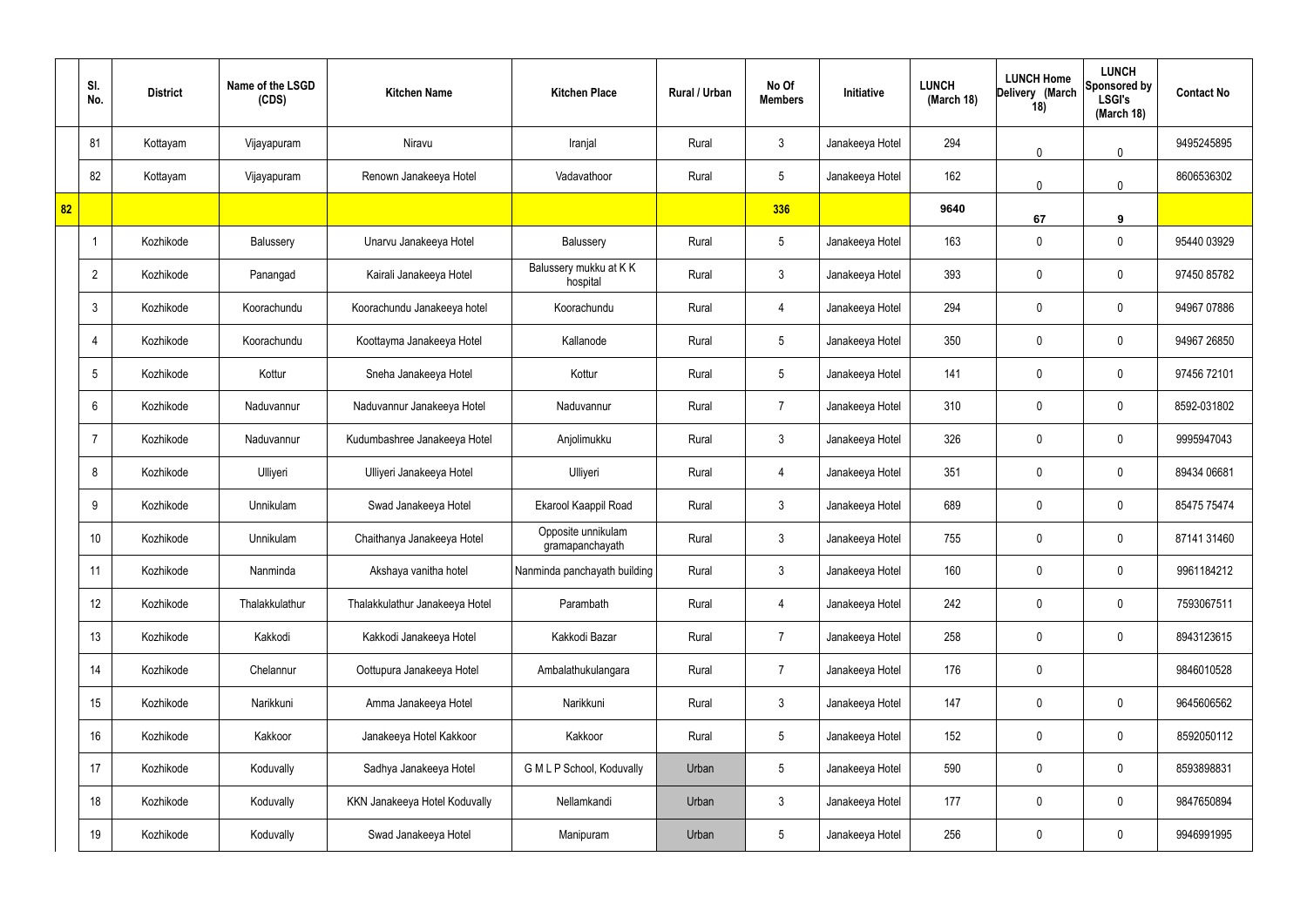| | Sl. No. | District | Name of the LSGD (CDS) | Kitchen Name | Kitchen Place | Rural / Urban | No Of Members | Initiative | LUNCH (March 18) | LUNCH Home Delivery (March 18) | LUNCH Sponsored by LSGI's (March 18) | Contact No |
|---|---|---|---|---|---|---|---|---|---|---|---|---|
| | 81 | Kottayam | Vijayapuram | Niravu | Iranjal | Rural | 3 | Janakeeya Hotel | 294 | 0 | 0 | 9495245895 |
| | 82 | Kottayam | Vijayapuram | Renown Janakeeya Hotel | Vadavathoor | Rural | 5 | Janakeeya Hotel | 162 | 0 | 0 | 8606536302 |
| 82 | | | | | | | 336 | | 9640 | 67 | 9 | |
| | 1 | Kozhikode | Balussery | Unarvu Janakeeya Hotel | Balussery | Rural | 5 | Janakeeya Hotel | 163 | 0 | 0 | 95440 03929 |
| | 2 | Kozhikode | Panangad | Kairali Janakeeya Hotel | Balussery mukku at K K hospital | Rural | 3 | Janakeeya Hotel | 393 | 0 | 0 | 97450 85782 |
| | 3 | Kozhikode | Koorachundu | Koorachundu Janakeeya hotel | Koorachundu | Rural | 4 | Janakeeya Hotel | 294 | 0 | 0 | 94967 07886 |
| | 4 | Kozhikode | Koorachundu | Koottayma Janakeeya Hotel | Kallanode | Rural | 5 | Janakeeya Hotel | 350 | 0 | 0 | 94967 26850 |
| | 5 | Kozhikode | Kottur | Sneha Janakeeya Hotel | Kottur | Rural | 5 | Janakeeya Hotel | 141 | 0 | 0 | 97456 72101 |
| | 6 | Kozhikode | Naduvannur | Naduvannur Janakeeya Hotel | Naduvannur | Rural | 7 | Janakeeya Hotel | 310 | 0 | 0 | 8592-031802 |
| | 7 | Kozhikode | Naduvannur | Kudumbashree Janakeeya Hotel | Anjolimukku | Rural | 3 | Janakeeya Hotel | 326 | 0 | 0 | 9995947043 |
| | 8 | Kozhikode | Ulliyeri | Ulliyeri Janakeeya Hotel | Ulliyeri | Rural | 4 | Janakeeya Hotel | 351 | 0 | 0 | 89434 06681 |
| | 9 | Kozhikode | Unnikulam | Swad Janakeeya Hotel | Ekarool Kaappil Road | Rural | 3 | Janakeeya Hotel | 689 | 0 | 0 | 85475 75474 |
| | 10 | Kozhikode | Unnikulam | Chaithanya Janakeeya Hotel | Opposite unnikulam gramapanchayath | Rural | 3 | Janakeeya Hotel | 755 | 0 | 0 | 87141 31460 |
| | 11 | Kozhikode | Nanminda | Akshaya vanitha hotel | Nanminda panchayath building | Rural | 3 | Janakeeya Hotel | 160 | 0 | 0 | 9961184212 |
| | 12 | Kozhikode | Thalakkulathur | Thalakkulathur Janakeeya Hotel | Parambath | Rural | 4 | Janakeeya Hotel | 242 | 0 | 0 | 7593067511 |
| | 13 | Kozhikode | Kakkodi | Kakkodi Janakeeya Hotel | Kakkodi Bazar | Rural | 7 | Janakeeya Hotel | 258 | 0 | 0 | 8943123615 |
| | 14 | Kozhikode | Chelannur | Oottupura Janakeeya Hotel | Ambalathukulangara | Rural | 7 | Janakeeya Hotel | 176 | 0 | | 9846010528 |
| | 15 | Kozhikode | Narikkuni | Amma Janakeeya Hotel | Narikkuni | Rural | 3 | Janakeeya Hotel | 147 | 0 | 0 | 9645606562 |
| | 16 | Kozhikode | Kakkoor | Janakeeya Hotel Kakkoor | Kakkoor | Rural | 5 | Janakeeya Hotel | 152 | 0 | 0 | 8592050112 |
| | 17 | Kozhikode | Koduvally | Sadhya Janakeeya Hotel | G M L P School, Koduvally | Urban | 5 | Janakeeya Hotel | 590 | 0 | 0 | 8593898831 |
| | 18 | Kozhikode | Koduvally | KKN Janakeeya Hotel Koduvally | Nellamkandi | Urban | 3 | Janakeeya Hotel | 177 | 0 | 0 | 9847650894 |
| | 19 | Kozhikode | Koduvally | Swad Janakeeya Hotel | Manipuram | Urban | 5 | Janakeeya Hotel | 256 | 0 | 0 | 9946991995 |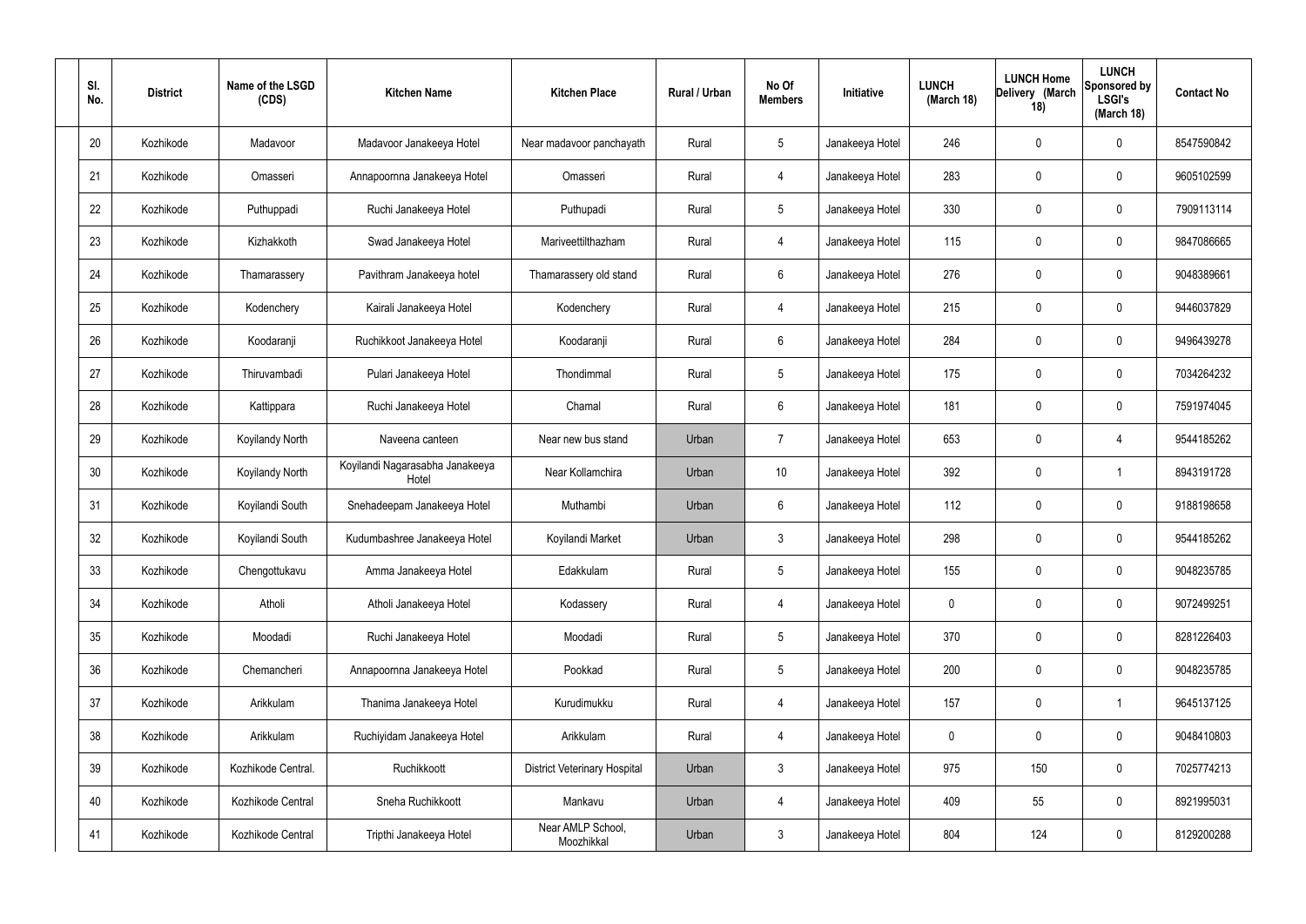| Sl. No. | District | Name of the LSGD (CDS) | Kitchen Name | Kitchen Place | Rural / Urban | No Of Members | Initiative | LUNCH (March 18) | LUNCH Home Delivery (March 18) | LUNCH Sponsored by LSGI's (March 18) | Contact No |
|---|---|---|---|---|---|---|---|---|---|---|---|
| 20 | Kozhikode | Madavoor | Madavoor Janakeeya Hotel | Near madavoor panchayath | Rural | 5 | Janakeeya Hotel | 246 | 0 | 0 | 8547590842 |
| 21 | Kozhikode | Omasseri | Annapoornna Janakeeya Hotel | Omasseri | Rural | 4 | Janakeeya Hotel | 283 | 0 | 0 | 9605102599 |
| 22 | Kozhikode | Puthuppadi | Ruchi Janakeeya Hotel | Puthupadi | Rural | 5 | Janakeeya Hotel | 330 | 0 | 0 | 7909113114 |
| 23 | Kozhikode | Kizhakkoth | Swad Janakeeya Hotel | Mariveettilthazham | Rural | 4 | Janakeeya Hotel | 115 | 0 | 0 | 9847086665 |
| 24 | Kozhikode | Thamarassery | Pavithram Janakeeya hotel | Thamarassery old stand | Rural | 6 | Janakeeya Hotel | 276 | 0 | 0 | 9048389661 |
| 25 | Kozhikode | Kodenchery | Kairali Janakeeya Hotel | Kodenchery | Rural | 4 | Janakeeya Hotel | 215 | 0 | 0 | 9446037829 |
| 26 | Kozhikode | Koodaranji | Ruchikkoot Janakeeya Hotel | Koodaranji | Rural | 6 | Janakeeya Hotel | 284 | 0 | 0 | 9496439278 |
| 27 | Kozhikode | Thiruvambadi | Pulari Janakeeya Hotel | Thondimmal | Rural | 5 | Janakeeya Hotel | 175 | 0 | 0 | 7034264232 |
| 28 | Kozhikode | Kattippara | Ruchi Janakeeya Hotel | Chamal | Rural | 6 | Janakeeya Hotel | 181 | 0 | 0 | 7591974045 |
| 29 | Kozhikode | Koyilandy North | Naveena canteen | Near new bus stand | Urban | 7 | Janakeeya Hotel | 653 | 0 | 4 | 9544185262 |
| 30 | Kozhikode | Koyilandy North | Koyilandi Nagarasabha Janakeeya Hotel | Near Kollamchira | Urban | 10 | Janakeeya Hotel | 392 | 0 | 1 | 8943191728 |
| 31 | Kozhikode | Koyilandi South | Snehadeepam Janakeeya Hotel | Muthambi | Urban | 6 | Janakeeya Hotel | 112 | 0 | 0 | 9188198658 |
| 32 | Kozhikode | Koyilandi South | Kudumbashree Janakeeya Hotel | Koyilandi Market | Urban | 3 | Janakeeya Hotel | 298 | 0 | 0 | 9544185262 |
| 33 | Kozhikode | Chengottukavu | Amma Janakeeya Hotel | Edakkulam | Rural | 5 | Janakeeya Hotel | 155 | 0 | 0 | 9048235785 |
| 34 | Kozhikode | Atholi | Atholi Janakeeya Hotel | Kodassery | Rural | 4 | Janakeeya Hotel | 0 | 0 | 0 | 9072499251 |
| 35 | Kozhikode | Moodadi | Ruchi Janakeeya Hotel | Moodadi | Rural | 5 | Janakeeya Hotel | 370 | 0 | 0 | 8281226403 |
| 36 | Kozhikode | Chemancheri | Annapoornna Janakeeya Hotel | Pookkad | Rural | 5 | Janakeeya Hotel | 200 | 0 | 0 | 9048235785 |
| 37 | Kozhikode | Arikkulam | Thanima Janakeeya Hotel | Kurudimukku | Rural | 4 | Janakeeya Hotel | 157 | 0 | 1 | 9645137125 |
| 38 | Kozhikode | Arikkulam | Ruchiyidam Janakeeya Hotel | Arikkulam | Rural | 4 | Janakeeya Hotel | 0 | 0 | 0 | 9048410803 |
| 39 | Kozhikode | Kozhikode Central. | Ruchikkoott | District Veterinary Hospital | Urban | 3 | Janakeeya Hotel | 975 | 150 | 0 | 7025774213 |
| 40 | Kozhikode | Kozhikode Central | Sneha Ruchikkoott | Mankavu | Urban | 4 | Janakeeya Hotel | 409 | 55 | 0 | 8921995031 |
| 41 | Kozhikode | Kozhikode Central | Tripthi Janakeeya Hotel | Near AMLP School, Moozhikkal | Urban | 3 | Janakeeya Hotel | 804 | 124 | 0 | 8129200288 |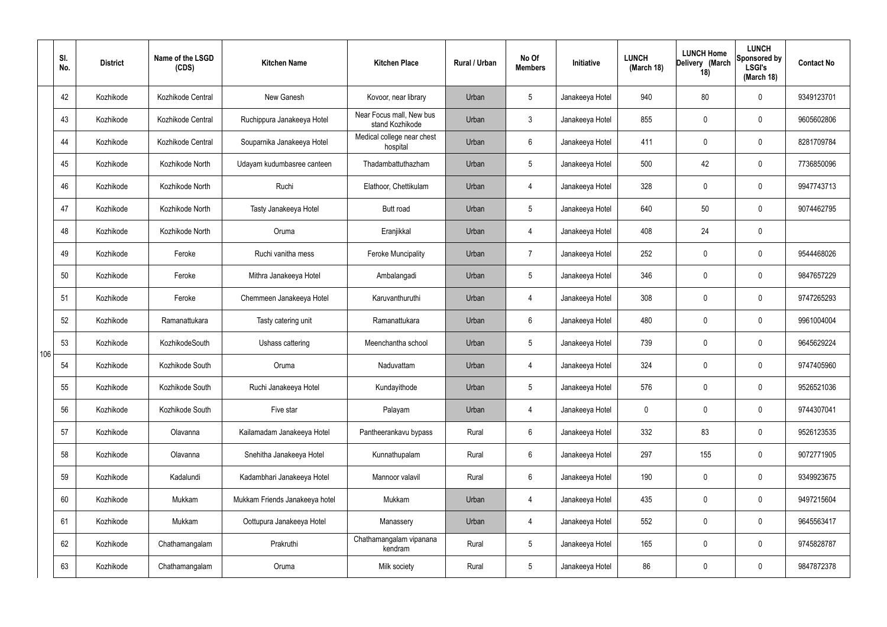|  | Sl. No. | District | Name of the LSGD (CDS) | Kitchen Name | Kitchen Place | Rural / Urban | No Of Members | Initiative | LUNCH (March 18) | LUNCH Home Delivery (March 18) | LUNCH Sponsored by LSGI's (March 18) | Contact No |
|---|---|---|---|---|---|---|---|---|---|---|---|---|
| 106 | 42 | Kozhikode | Kozhikode Central | New Ganesh | Kovoor, near library | Urban | 5 | Janakeeya Hotel | 940 | 80 | 0 | 9349123701 |
|  | 43 | Kozhikode | Kozhikode Central | Ruchippura Janakeeya Hotel | Near Focus mall, New bus stand Kozhikode | Urban | 3 | Janakeeya Hotel | 855 | 0 | 0 | 9605602806 |
|  | 44 | Kozhikode | Kozhikode Central | Souparnika Janakeeya Hotel | Medical college near chest hospital | Urban | 6 | Janakeeya Hotel | 411 | 0 | 0 | 8281709784 |
|  | 45 | Kozhikode | Kozhikode North | Udayam kudumbasree canteen | Thadambattuthazham | Urban | 5 | Janakeeya Hotel | 500 | 42 | 0 | 7736850096 |
|  | 46 | Kozhikode | Kozhikode North | Ruchi | Elathoor, Chettikulam | Urban | 4 | Janakeeya Hotel | 328 | 0 | 0 | 9947743713 |
|  | 47 | Kozhikode | Kozhikode North | Tasty Janakeeya Hotel | Butt road | Urban | 5 | Janakeeya Hotel | 640 | 50 | 0 | 9074462795 |
|  | 48 | Kozhikode | Kozhikode North | Oruma | Eranjikkal | Urban | 4 | Janakeeya Hotel | 408 | 24 | 0 |  |
|  | 49 | Kozhikode | Feroke | Ruchi vanitha mess | Feroke Muncipality | Urban | 7 | Janakeeya Hotel | 252 | 0 | 0 | 9544468026 |
|  | 50 | Kozhikode | Feroke | Mithra Janakeeya Hotel | Ambalangadi | Urban | 5 | Janakeeya Hotel | 346 | 0 | 0 | 9847657229 |
|  | 51 | Kozhikode | Feroke | Chemmeen Janakeeya Hotel | Karuvanthuruthi | Urban | 4 | Janakeeya Hotel | 308 | 0 | 0 | 9747265293 |
|  | 52 | Kozhikode | Ramanattukara | Tasty catering unit | Ramanattukara | Urban | 6 | Janakeeya Hotel | 480 | 0 | 0 | 9961004004 |
|  | 53 | Kozhikode | KozhikodeSouth | Ushass cattering | Meenchantha school | Urban | 5 | Janakeeya Hotel | 739 | 0 | 0 | 9645629224 |
|  | 54 | Kozhikode | Kozhikode South | Oruma | Naduvattam | Urban | 4 | Janakeeya Hotel | 324 | 0 | 0 | 9747405960 |
|  | 55 | Kozhikode | Kozhikode South | Ruchi Janakeeya Hotel | Kundayithode | Urban | 5 | Janakeeya Hotel | 576 | 0 | 0 | 9526521036 |
|  | 56 | Kozhikode | Kozhikode South | Five star | Palayam | Urban | 4 | Janakeeya Hotel | 0 | 0 | 0 | 9744307041 |
|  | 57 | Kozhikode | Olavanna | Kailamadam Janakeeya Hotel | Pantheerankavu bypass | Rural | 6 | Janakeeya Hotel | 332 | 83 | 0 | 9526123535 |
|  | 58 | Kozhikode | Olavanna | Snehitha Janakeeya Hotel | Kunnathupalam | Rural | 6 | Janakeeya Hotel | 297 | 155 | 0 | 9072771905 |
|  | 59 | Kozhikode | Kadalundi | Kadambhari Janakeeya Hotel | Mannoor valavil | Rural | 6 | Janakeeya Hotel | 190 | 0 | 0 | 9349923675 |
|  | 60 | Kozhikode | Mukkam | Mukkam Friends Janakeeya hotel | Mukkam | Urban | 4 | Janakeeya Hotel | 435 | 0 | 0 | 9497215604 |
|  | 61 | Kozhikode | Mukkam | Oottupura Janakeeya Hotel | Manassery | Urban | 4 | Janakeeya Hotel | 552 | 0 | 0 | 9645563417 |
|  | 62 | Kozhikode | Chathamangalam | Prakruthi | Chathamangalam vipanana kendram | Rural | 5 | Janakeeya Hotel | 165 | 0 | 0 | 9745828787 |
|  | 63 | Kozhikode | Chathamangalam | Oruma | Milk society | Rural | 5 | Janakeeya Hotel | 86 | 0 | 0 | 9847872378 |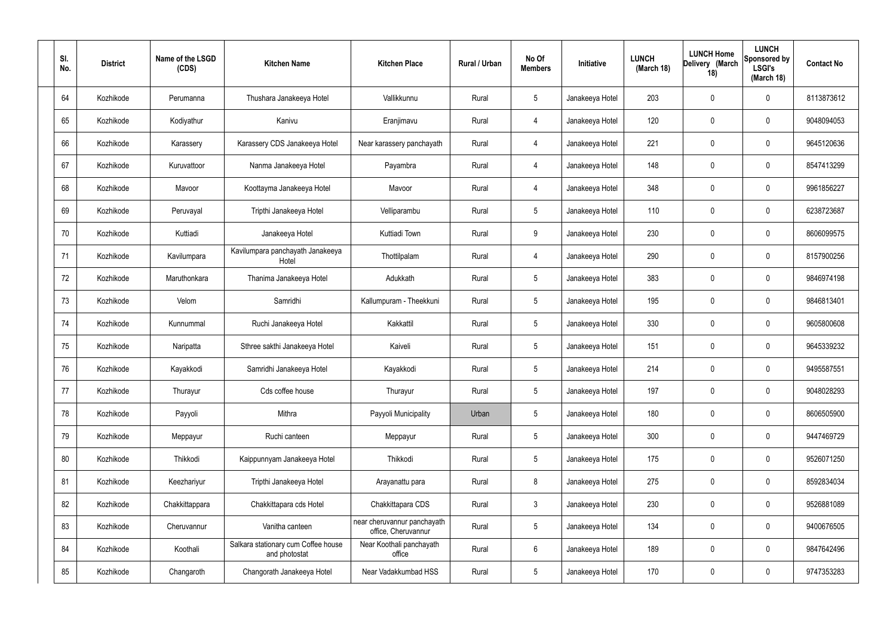| Sl. No. | District | Name of the LSGD (CDS) | Kitchen Name | Kitchen Place | Rural / Urban | No Of Members | Initiative | LUNCH (March 18) | LUNCH Home Delivery (March 18) | LUNCH Sponsored by LSGI's (March 18) | Contact No |
|---|---|---|---|---|---|---|---|---|---|---|---|
| 64 | Kozhikode | Perumanna | Thushara Janakeeya Hotel | Vallikkunnu | Rural | 5 | Janakeeya Hotel | 203 | 0 | 0 | 8113873612 |
| 65 | Kozhikode | Kodiyathur | Kanivu | Eranjimavu | Rural | 4 | Janakeeya Hotel | 120 | 0 | 0 | 9048094053 |
| 66 | Kozhikode | Karassery | Karassery CDS Janakeeya Hotel | Near karassery panchayath | Rural | 4 | Janakeeya Hotel | 221 | 0 | 0 | 9645120636 |
| 67 | Kozhikode | Kuruvattoor | Nanma Janakeeya Hotel | Payambra | Rural | 4 | Janakeeya Hotel | 148 | 0 | 0 | 8547413299 |
| 68 | Kozhikode | Mavoor | Koottayma Janakeeya Hotel | Mavoor | Rural | 4 | Janakeeya Hotel | 348 | 0 | 0 | 9961856227 |
| 69 | Kozhikode | Peruvayal | Tripthi Janakeeya Hotel | Velliparambu | Rural | 5 | Janakeeya Hotel | 110 | 0 | 0 | 6238723687 |
| 70 | Kozhikode | Kuttiadi | Janakeeya Hotel | Kuttiadi Town | Rural | 9 | Janakeeya Hotel | 230 | 0 | 0 | 8606099575 |
| 71 | Kozhikode | Kavilumpara | Kavilumpara panchayath Janakeeya Hotel | Thottilpalam | Rural | 4 | Janakeeya Hotel | 290 | 0 | 0 | 8157900256 |
| 72 | Kozhikode | Maruthonkara | Thanima Janakeeya Hotel | Adukkath | Rural | 5 | Janakeeya Hotel | 383 | 0 | 0 | 9846974198 |
| 73 | Kozhikode | Velom | Samridhi | Kallumpuram - Theekkuni | Rural | 5 | Janakeeya Hotel | 195 | 0 | 0 | 9846813401 |
| 74 | Kozhikode | Kunnummal | Ruchi Janakeeya Hotel | Kakkattil | Rural | 5 | Janakeeya Hotel | 330 | 0 | 0 | 9605800608 |
| 75 | Kozhikode | Naripatta | Sthree sakthi Janakeeya Hotel | Kaiveli | Rural | 5 | Janakeeya Hotel | 151 | 0 | 0 | 9645339232 |
| 76 | Kozhikode | Kayakkodi | Samridhi Janakeeya Hotel | Kayakkodi | Rural | 5 | Janakeeya Hotel | 214 | 0 | 0 | 9495587551 |
| 77 | Kozhikode | Thurayur | Cds coffee house | Thurayur | Rural | 5 | Janakeeya Hotel | 197 | 0 | 0 | 9048028293 |
| 78 | Kozhikode | Payyoli | Mithra | Payyoli Municipality | Urban | 5 | Janakeeya Hotel | 180 | 0 | 0 | 8606505900 |
| 79 | Kozhikode | Meppayur | Ruchi canteen | Meppayur | Rural | 5 | Janakeeya Hotel | 300 | 0 | 0 | 9447469729 |
| 80 | Kozhikode | Thikkodi | Kaippunnyam Janakeeya Hotel | Thikkodi | Rural | 5 | Janakeeya Hotel | 175 | 0 | 0 | 9526071250 |
| 81 | Kozhikode | Keezhariyur | Tripthi Janakeeya Hotel | Arayanattu para | Rural | 8 | Janakeeya Hotel | 275 | 0 | 0 | 8592834034 |
| 82 | Kozhikode | Chakkittappara | Chakkittapara cds Hotel | Chakkittapara CDS | Rural | 3 | Janakeeya Hotel | 230 | 0 | 0 | 9526881089 |
| 83 | Kozhikode | Cheruvannur | Vanitha canteen | near cheruvannur panchayath office, Cheruvannur | Rural | 5 | Janakeeya Hotel | 134 | 0 | 0 | 9400676505 |
| 84 | Kozhikode | Koothali | Salkara stationary cum Coffee house and photostat | Near Koothali panchayath office | Rural | 6 | Janakeeya Hotel | 189 | 0 | 0 | 9847642496 |
| 85 | Kozhikode | Changaroth | Changorath Janakeeya Hotel | Near Vadakkumbad HSS | Rural | 5 | Janakeeya Hotel | 170 | 0 | 0 | 9747353283 |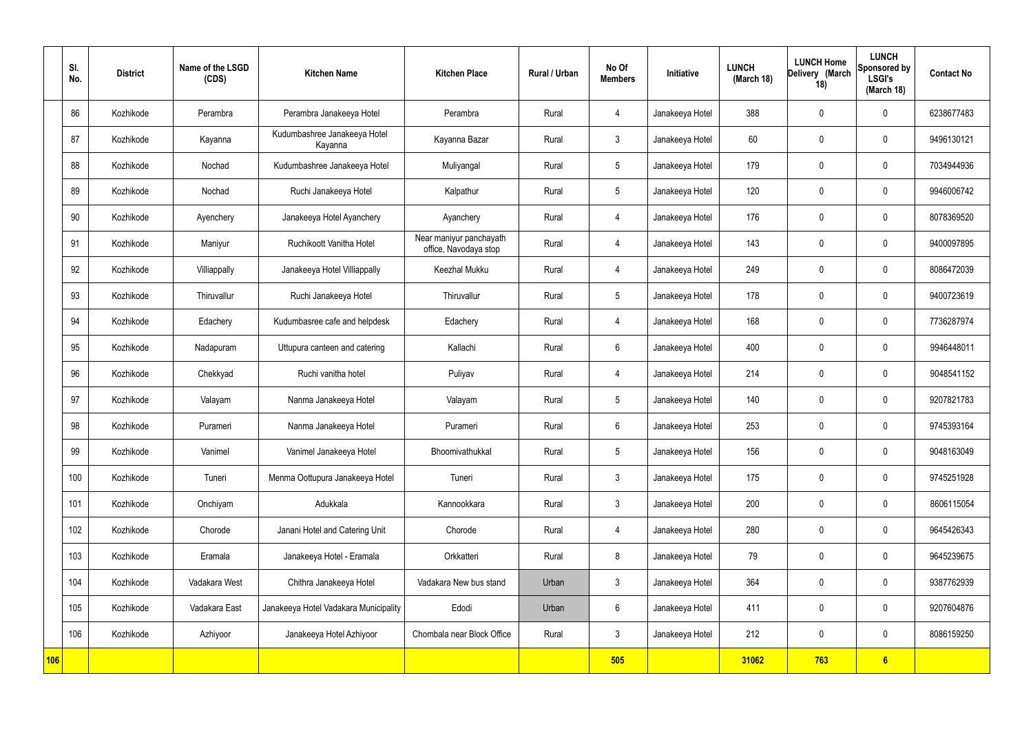| | Sl. No. | District | Name of the LSGD (CDS) | Kitchen Name | Kitchen Place | Rural / Urban | No Of Members | Initiative | LUNCH (March 18) | LUNCH Home Delivery (March 18) | LUNCH Sponsored by LSGI's (March 18) | Contact No |
|---|---|---|---|---|---|---|---|---|---|---|---|---|
| | 86 | Kozhikode | Perambra | Perambra Janakeeya Hotel | Perambra | Rural | 4 | Janakeeya Hotel | 388 | 0 | 0 | 6238677483 |
| | 87 | Kozhikode | Kayanna | Kudumbashree Janakeeya Hotel Kayanna | Kayanna Bazar | Rural | 3 | Janakeeya Hotel | 60 | 0 | 0 | 9496130121 |
| | 88 | Kozhikode | Nochad | Kudumbashree Janakeeya Hotel | Muliyangal | Rural | 5 | Janakeeya Hotel | 179 | 0 | 0 | 7034944936 |
| | 89 | Kozhikode | Nochad | Ruchi Janakeeya Hotel | Kalpathur | Rural | 5 | Janakeeya Hotel | 120 | 0 | 0 | 9946006742 |
| | 90 | Kozhikode | Ayenchery | Janakeeya Hotel Ayanchery | Ayanchery | Rural | 4 | Janakeeya Hotel | 176 | 0 | 0 | 8078369520 |
| | 91 | Kozhikode | Maniyur | Ruchikoott Vanitha Hotel | Near maniyur panchayath office, Navodaya stop | Rural | 4 | Janakeeya Hotel | 143 | 0 | 0 | 9400097895 |
| | 92 | Kozhikode | Villiappally | Janakeeya Hotel Villiappally | Keezhal Mukku | Rural | 4 | Janakeeya Hotel | 249 | 0 | 0 | 8086472039 |
| | 93 | Kozhikode | Thiruvallur | Ruchi Janakeeya Hotel | Thiruvallur | Rural | 5 | Janakeeya Hotel | 178 | 0 | 0 | 9400723619 |
| | 94 | Kozhikode | Edachery | Kudumbasree cafe and helpdesk | Edachery | Rural | 4 | Janakeeya Hotel | 168 | 0 | 0 | 7736287974 |
| | 95 | Kozhikode | Nadapuram | Uttupura canteen and catering | Kallachi | Rural | 6 | Janakeeya Hotel | 400 | 0 | 0 | 9946448011 |
| | 96 | Kozhikode | Chekkyad | Ruchi vanitha hotel | Puliyav | Rural | 4 | Janakeeya Hotel | 214 | 0 | 0 | 9048541152 |
| | 97 | Kozhikode | Valayam | Nanma Janakeeya Hotel | Valayam | Rural | 5 | Janakeeya Hotel | 140 | 0 | 0 | 9207821783 |
| | 98 | Kozhikode | Purameri | Nanma Janakeeya Hotel | Purameri | Rural | 6 | Janakeeya Hotel | 253 | 0 | 0 | 9745393164 |
| | 99 | Kozhikode | Vanimel | Vanimel Janakeeya Hotel | Bhoomivathukkal | Rural | 5 | Janakeeya Hotel | 156 | 0 | 0 | 9048163049 |
| | 100 | Kozhikode | Tuneri | Menma Oottupura Janakeeya Hotel | Tuneri | Rural | 3 | Janakeeya Hotel | 175 | 0 | 0 | 9745251928 |
| | 101 | Kozhikode | Onchiyam | Adukkala | Kannookkara | Rural | 3 | Janakeeya Hotel | 200 | 0 | 0 | 8606115054 |
| | 102 | Kozhikode | Chorode | Janani Hotel and Catering Unit | Chorode | Rural | 4 | Janakeeya Hotel | 280 | 0 | 0 | 9645426343 |
| | 103 | Kozhikode | Eramala | Janakeeya Hotel - Eramala | Orkkatteri | Rural | 8 | Janakeeya Hotel | 79 | 0 | 0 | 9645239675 |
| | 104 | Kozhikode | Vadakara West | Chithra Janakeeya Hotel | Vadakara New bus stand | Urban | 3 | Janakeeya Hotel | 364 | 0 | 0 | 9387762939 |
| | 105 | Kozhikode | Vadakara East | Janakeeya Hotel Vadakara Municipality | Edodi | Urban | 6 | Janakeeya Hotel | 411 | 0 | 0 | 9207604876 |
| | 106 | Kozhikode | Azhiyoor | Janakeeya Hotel Azhiyoor | Chombala near Block Office | Rural | 3 | Janakeeya Hotel | 212 | 0 | 0 | 8086159250 |
| **106** | | | | | | | **505** | | **31062** | **763** | **6** | |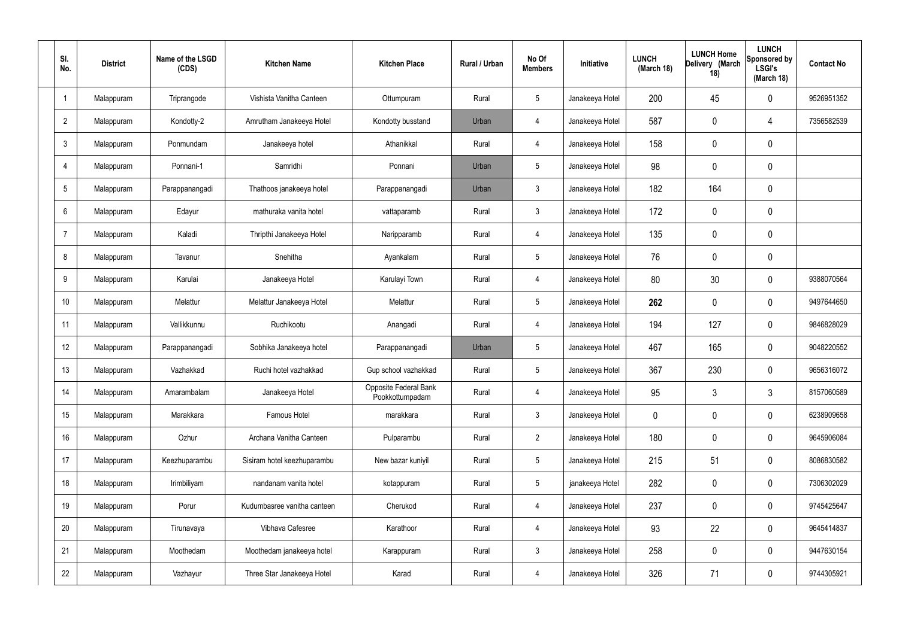| Sl. No. | District | Name of the LSGD (CDS) | Kitchen Name | Kitchen Place | Rural / Urban | No Of Members | Initiative | LUNCH (March 18) | LUNCH Home Delivery (March 18) | LUNCH Sponsored by LSGI's (March 18) | Contact No |
|---|---|---|---|---|---|---|---|---|---|---|---|
| 1 | Malappuram | Triprangode | Vishista Vanitha Canteen | Ottumpuram | Rural | 5 | Janakeeya Hotel | 200 | 45 | 0 | 9526951352 |
| 2 | Malappuram | Kondotty-2 | Amrutham Janakeeya Hotel | Kondotty busstand | Urban | 4 | Janakeeya Hotel | 587 | 0 | 4 | 7356582539 |
| 3 | Malappuram | Ponmundam | Janakeeya hotel | Athanikkal | Rural | 4 | Janakeeya Hotel | 158 | 0 | 0 | |
| 4 | Malappuram | Ponnani-1 | Samridhi | Ponnani | Urban | 5 | Janakeeya Hotel | 98 | 0 | 0 | |
| 5 | Malappuram | Parappanangadi | Thathoos janakeeya hotel | Parappanangadi | Urban | 3 | Janakeeya Hotel | 182 | 164 | 0 | |
| 6 | Malappuram | Edayur | mathuraka vanita hotel | vattaparamb | Rural | 3 | Janakeeya Hotel | 172 | 0 | 0 | |
| 7 | Malappuram | Kaladi | Thripthi Janakeeya Hotel | Naripparamb | Rural | 4 | Janakeeya Hotel | 135 | 0 | 0 | |
| 8 | Malappuram | Tavanur | Snehitha | Ayankalam | Rural | 5 | Janakeeya Hotel | 76 | 0 | 0 | |
| 9 | Malappuram | Karulai | Janakeeya Hotel | Karulayi Town | Rural | 4 | Janakeeya Hotel | 80 | 30 | 0 | 9388070564 |
| 10 | Malappuram | Melattur | Melattur Janakeeya Hotel | Melattur | Rural | 5 | Janakeeya Hotel | **262** | 0 | 0 | 9497644650 |
| 11 | Malappuram | Vallikkunnu | Ruchikootu | Anangadi | Rural | 4 | Janakeeya Hotel | 194 | 127 | 0 | 9846828029 |
| 12 | Malappuram | Parappanangadi | Sobhika Janakeeya hotel | Parappanangadi | Urban | 5 | Janakeeya Hotel | 467 | 165 | 0 | 9048220552 |
| 13 | Malappuram | Vazhakkad | Ruchi hotel vazhakkad | Gup school vazhakkad | Rural | 5 | Janakeeya Hotel | 367 | 230 | 0 | 9656316072 |
| 14 | Malappuram | Amarambalam | Janakeeya Hotel | Opposite Federal Bank Pookkottumpadam | Rural | 4 | Janakeeya Hotel | 95 | 3 | 3 | 8157060589 |
| 15 | Malappuram | Marakkara | Famous Hotel | marakkara | Rural | 3 | Janakeeya Hotel | 0 | 0 | 0 | 6238909658 |
| 16 | Malappuram | Ozhur | Archana Vanitha Canteen | Pulparambu | Rural | 2 | Janakeeya Hotel | 180 | 0 | 0 | 9645906084 |
| 17 | Malappuram | Keezhuparambu | Sisiram hotel keezhuparambu | New bazar kuniyil | Rural | 5 | Janakeeya Hotel | 215 | 51 | 0 | 8086830582 |
| 18 | Malappuram | Irimbiliyam | nandanam vanita hotel | kotappuram | Rural | 5 | janakeeya Hotel | 282 | 0 | 0 | 7306302029 |
| 19 | Malappuram | Porur | Kudumbasree vanitha canteen | Cherukod | Rural | 4 | Janakeeya Hotel | 237 | 0 | 0 | 9745425647 |
| 20 | Malappuram | Tirunavaya | Vibhava Cafesree | Karathoor | Rural | 4 | Janakeeya Hotel | 93 | 22 | 0 | 9645414837 |
| 21 | Malappuram | Moothedam | Moothedam janakeeya hotel | Karappuram | Rural | 3 | Janakeeya Hotel | 258 | 0 | 0 | 9447630154 |
| 22 | Malappuram | Vazhayur | Three Star Janakeeya Hotel | Karad | Rural | 4 | Janakeeya Hotel | 326 | 71 | 0 | 9744305921 |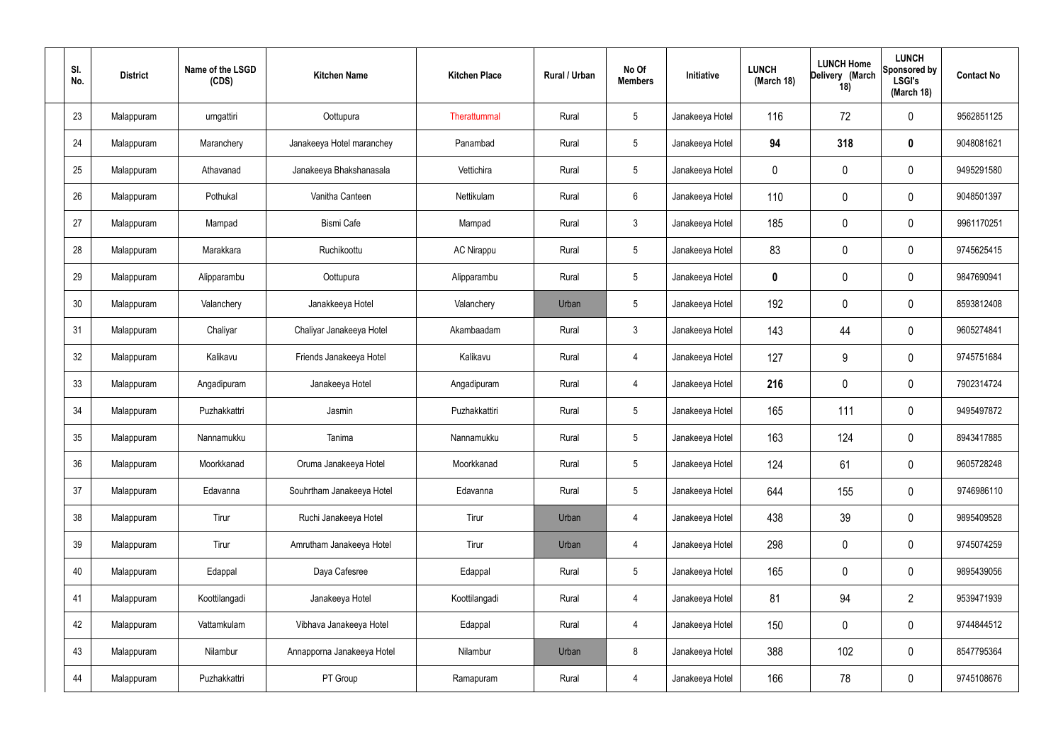| Sl. No. | District | Name of the LSGD (CDS) | Kitchen Name | Kitchen Place | Rural / Urban | No Of Members | Initiative | LUNCH (March 18) | LUNCH Home Delivery (March 18) | LUNCH Sponsored by LSGI's (March 18) | Contact No |
|---|---|---|---|---|---|---|---|---|---|---|---|
| 23 | Malappuram | urngattiri | Oottupura | Therattummal | Rural | 5 | Janakeeya Hotel | 116 | 72 | 0 | 9562851125 |
| 24 | Malappuram | Maranchery | Janakeeya Hotel maranchey | Panambad | Rural | 5 | Janakeeya Hotel | **94** | **318** | **0** | 9048081621 |
| 25 | Malappuram | Athavanad | Janakeeya Bhakshanasala | Vettichira | Rural | 5 | Janakeeya Hotel | 0 | 0 | 0 | 9495291580 |
| 26 | Malappuram | Pothukal | Vanitha Canteen | Nettikulam | Rural | 6 | Janakeeya Hotel | 110 | 0 | 0 | 9048501397 |
| 27 | Malappuram | Mampad | Bismi Cafe | Mampad | Rural | 3 | Janakeeya Hotel | 185 | 0 | 0 | 9961170251 |
| 28 | Malappuram | Marakkara | Ruchikoottu | AC Nirappu | Rural | 5 | Janakeeya Hotel | 83 | 0 | 0 | 9745625415 |
| 29 | Malappuram | Alipparambu | Oottupura | Alipparambu | Rural | 5 | Janakeeya Hotel | **0** | 0 | 0 | 9847690941 |
| 30 | Malappuram | Valanchery | Janakkeeya Hotel | Valanchery | Urban | 5 | Janakeeya Hotel | 192 | 0 | 0 | 8593812408 |
| 31 | Malappuram | Chaliyar | Chaliyar Janakeeya Hotel | Akambaadam | Rural | 3 | Janakeeya Hotel | 143 | 44 | 0 | 9605274841 |
| 32 | Malappuram | Kalikavu | Friends Janakeeya Hotel | Kalikavu | Rural | 4 | Janakeeya Hotel | 127 | 9 | 0 | 9745751684 |
| 33 | Malappuram | Angadipuram | Janakeeya Hotel | Angadipuram | Rural | 4 | Janakeeya Hotel | **216** | 0 | 0 | 7902314724 |
| 34 | Malappuram | Puzhakkattri | Jasmin | Puzhakkattiri | Rural | 5 | Janakeeya Hotel | 165 | 111 | 0 | 9495497872 |
| 35 | Malappuram | Nannamukku | Tanima | Nannamukku | Rural | 5 | Janakeeya Hotel | 163 | 124 | 0 | 8943417885 |
| 36 | Malappuram | Moorkkanad | Oruma Janakeeya Hotel | Moorkkanad | Rural | 5 | Janakeeya Hotel | 124 | 61 | 0 | 9605728248 |
| 37 | Malappuram | Edavanna | Souhrtham Janakeeya Hotel | Edavanna | Rural | 5 | Janakeeya Hotel | 644 | 155 | 0 | 9746986110 |
| 38 | Malappuram | Tirur | Ruchi Janakeeya Hotel | Tirur | Urban | 4 | Janakeeya Hotel | 438 | 39 | 0 | 9895409528 |
| 39 | Malappuram | Tirur | Amrutham Janakeeya Hotel | Tirur | Urban | 4 | Janakeeya Hotel | 298 | 0 | 0 | 9745074259 |
| 40 | Malappuram | Edappal | Daya Cafesree | Edappal | Rural | 5 | Janakeeya Hotel | 165 | 0 | 0 | 9895439056 |
| 41 | Malappuram | Koottilangadi | Janakeeya Hotel | Koottilangadi | Rural | 4 | Janakeeya Hotel | 81 | 94 | 2 | 9539471939 |
| 42 | Malappuram | Vattamkulam | Vibhava Janakeeya Hotel | Edappal | Rural | 4 | Janakeeya Hotel | 150 | 0 | 0 | 9744844512 |
| 43 | Malappuram | Nilambur | Annapporna Janakeeya Hotel | Nilambur | Urban | 8 | Janakeeya Hotel | 388 | 102 | 0 | 8547795364 |
| 44 | Malappuram | Puzhakkattri | PT Group | Ramapuram | Rural | 4 | Janakeeya Hotel | 166 | 78 | 0 | 9745108676 |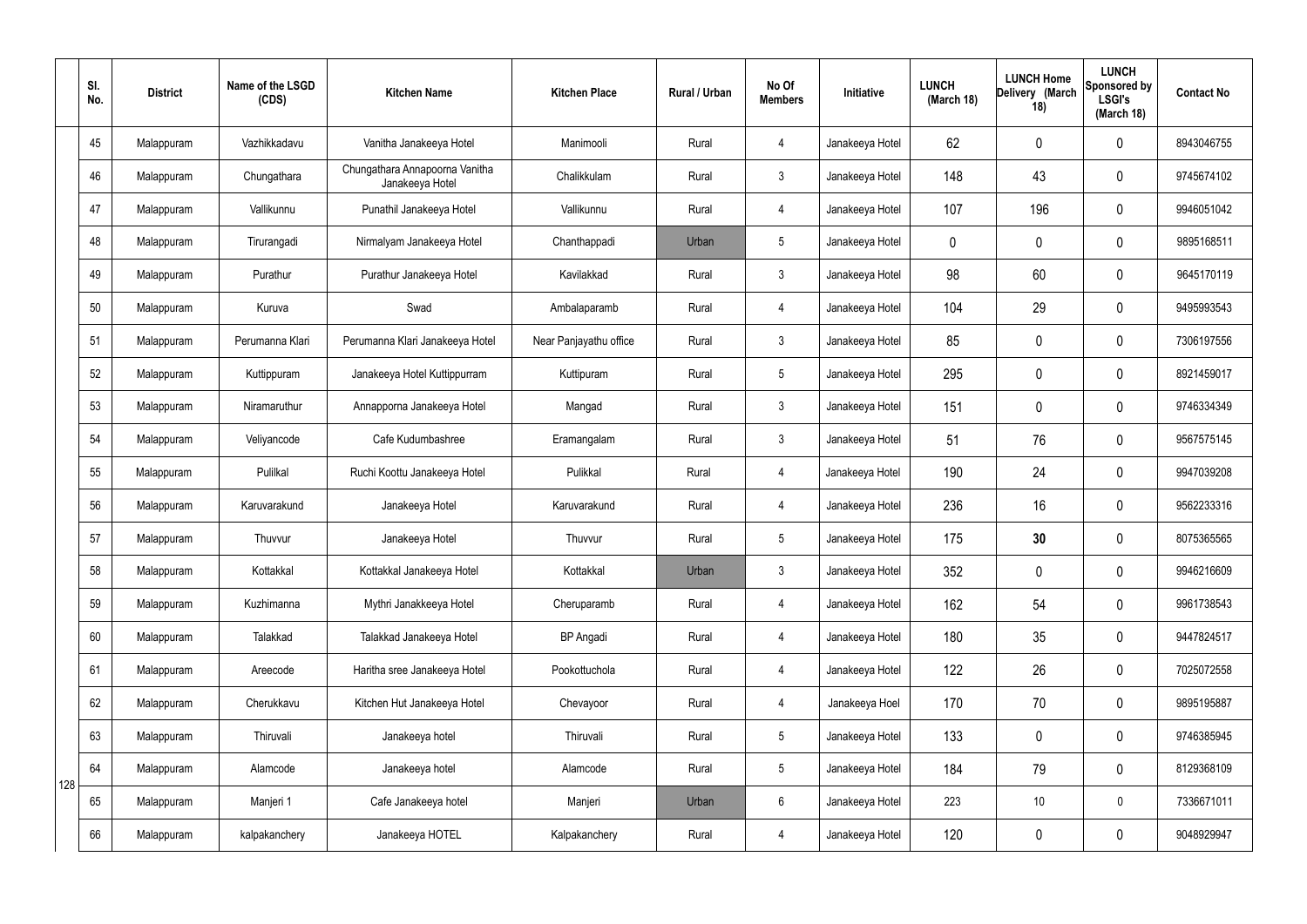| | Sl. No. | District | Name of the LSGD (CDS) | Kitchen Name | Kitchen Place | Rural / Urban | No Of Members | Initiative | LUNCH (March 18) | LUNCH Home Delivery (March 18) | LUNCH Sponsored by LSGI's (March 18) | Contact No |
|---|---|---|---|---|---|---|---|---|---|---|---|---|
| 128 | 45 | Malappuram | Vazhikkadavu | Vanitha Janakeeya Hotel | Manimooli | Rural | 4 | Janakeeya Hotel | 62 | 0 | 0 | 8943046755 |
| | 46 | Malappuram | Chungathara | Chungathara Annapoorna Vanitha Janakeeya Hotel | Chalikkulam | Rural | 3 | Janakeeya Hotel | 148 | 43 | 0 | 9745674102 |
| | 47 | Malappuram | Vallikunnu | Punathil Janakeeya Hotel | Vallikunnu | Rural | 4 | Janakeeya Hotel | 107 | 196 | 0 | 9946051042 |
| | 48 | Malappuram | Tirurangadi | Nirmalyam Janakeeya Hotel | Chanthappadi | Urban | 5 | Janakeeya Hotel | 0 | 0 | 0 | 9895168511 |
| | 49 | Malappuram | Purathur | Purathur Janakeeya Hotel | Kavilakkad | Rural | 3 | Janakeeya Hotel | 98 | 60 | 0 | 9645170119 |
| | 50 | Malappuram | Kuruva | Swad | Ambalaparamb | Rural | 4 | Janakeeya Hotel | 104 | 29 | 0 | 9495993543 |
| | 51 | Malappuram | Perumanna Klari | Perumanna Klari Janakeeya Hotel | Near Panjayathu office | Rural | 3 | Janakeeya Hotel | 85 | 0 | 0 | 7306197556 |
| | 52 | Malappuram | Kuttippuram | Janakeeya Hotel Kuttippurram | Kuttipuram | Rural | 5 | Janakeeya Hotel | 295 | 0 | 0 | 8921459017 |
| | 53 | Malappuram | Niramaruthur | Annapporna Janakeeya Hotel | Mangad | Rural | 3 | Janakeeya Hotel | 151 | 0 | 0 | 9746334349 |
| | 54 | Malappuram | Veliyancode | Cafe Kudumbashree | Eramangalam | Rural | 3 | Janakeeya Hotel | 51 | 76 | 0 | 9567575145 |
| | 55 | Malappuram | Pulilkal | Ruchi Koottu Janakeeya Hotel | Pulikkal | Rural | 4 | Janakeeya Hotel | 190 | 24 | 0 | 9947039208 |
| | 56 | Malappuram | Karuvarakund | Janakeeya Hotel | Karuvarakund | Rural | 4 | Janakeeya Hotel | 236 | 16 | 0 | 9562233316 |
| | 57 | Malappuram | Thuvvur | Janakeeya Hotel | Thuvvur | Rural | 5 | Janakeeya Hotel | 175 | **30** | 0 | 8075365565 |
| | 58 | Malappuram | Kottakkal | Kottakkal Janakeeya Hotel | Kottakkal | Urban | 3 | Janakeeya Hotel | 352 | 0 | 0 | 9946216609 |
| | 59 | Malappuram | Kuzhimanna | Mythri Janakkeeya Hotel | Cheruparamb | Rural | 4 | Janakeeya Hotel | 162 | 54 | 0 | 9961738543 |
| | 60 | Malappuram | Talakkad | Talakkad Janakeeya Hotel | BP Angadi | Rural | 4 | Janakeeya Hotel | 180 | 35 | 0 | 9447824517 |
| | 61 | Malappuram | Areecode | Haritha sree Janakeeya Hotel | Pookottuchola | Rural | 4 | Janakeeya Hotel | 122 | 26 | 0 | 7025072558 |
| | 62 | Malappuram | Cherukkavu | Kitchen Hut Janakeeya Hotel | Chevayoor | Rural | 4 | Janakeeya Hoel | 170 | 70 | 0 | 9895195887 |
| | 63 | Malappuram | Thiruvali | Janakeeya hotel | Thiruvali | Rural | 5 | Janakeeya Hotel | 133 | 0 | 0 | 9746385945 |
| | 64 | Malappuram | Alamcode | Janakeeya hotel | Alamcode | Rural | 5 | Janakeeya Hotel | 184 | 79 | 0 | 8129368109 |
| | 65 | Malappuram | Manjeri 1 | Cafe Janakeeya hotel | Manjeri | Urban | 6 | Janakeeya Hotel | 223 | 10 | 0 | 7336671011 |
| | 66 | Malappuram | kalpakanchery | Janakeeya HOTEL | Kalpakanchery | Rural | 4 | Janakeeya Hotel | 120 | 0 | 0 | 9048929947 |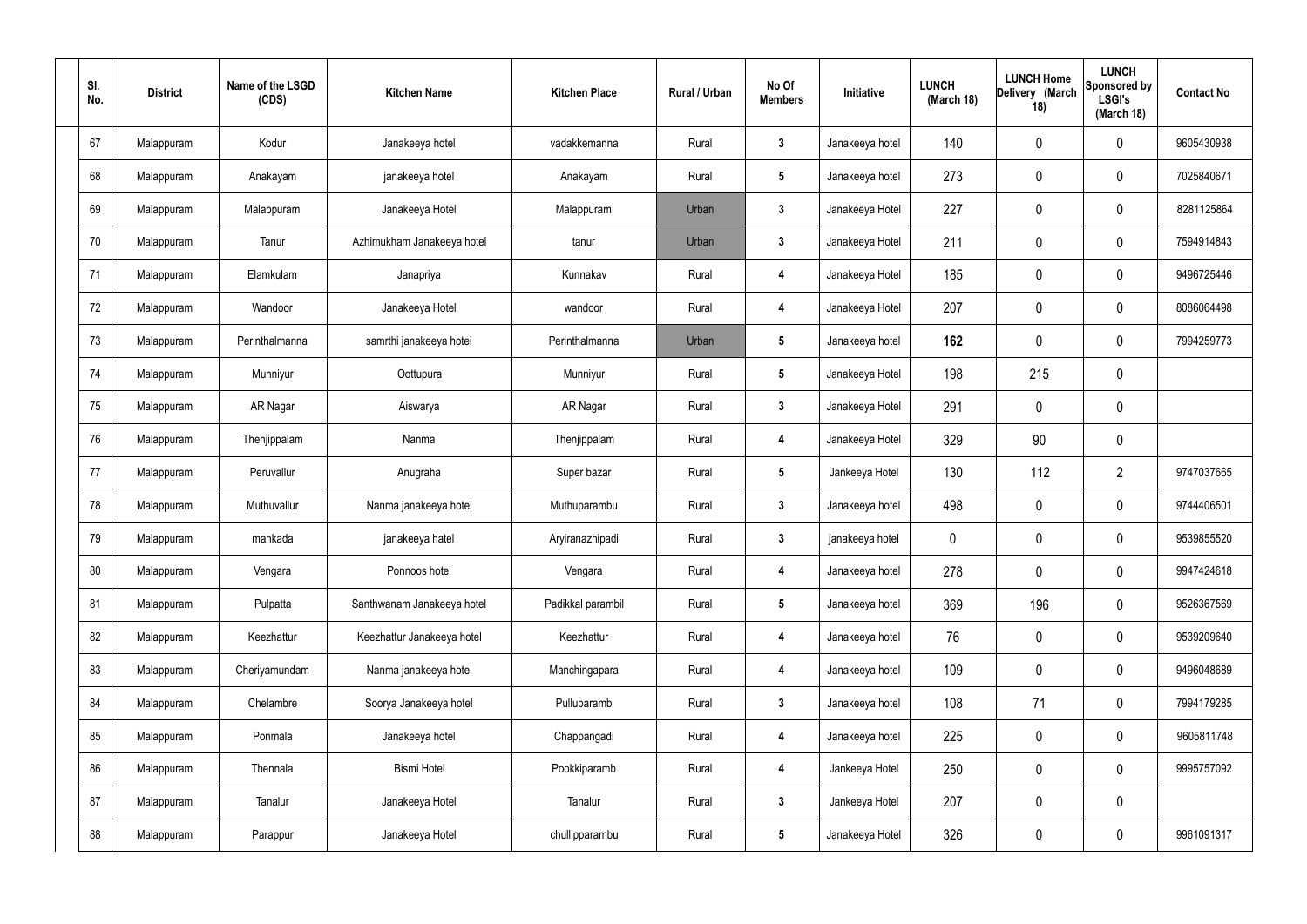| Sl. No. | District | Name of the LSGD (CDS) | Kitchen Name | Kitchen Place | Rural / Urban | No Of Members | Initiative | LUNCH (March 18) | LUNCH Home Delivery (March 18) | LUNCH Sponsored by LSGI's (March 18) | Contact No |
|---|---|---|---|---|---|---|---|---|---|---|---|
| 67 | Malappuram | Kodur | Janakeeya hotel | vadakkemanna | Rural | 3 | Janakeeya hotel | 140 | 0 | 0 | 9605430938 |
| 68 | Malappuram | Anakayam | janakeeya hotel | Anakayam | Rural | 5 | Janakeeya hotel | 273 | 0 | 0 | 7025840671 |
| 69 | Malappuram | Malappuram | Janakeeya Hotel | Malappuram | Urban | 3 | Janakeeya Hotel | 227 | 0 | 0 | 8281125864 |
| 70 | Malappuram | Tanur | Azhimukham Janakeeya hotel | tanur | Urban | 3 | Janakeeya Hotel | 211 | 0 | 0 | 7594914843 |
| 71 | Malappuram | Elamkulam | Janapriya | Kunnakav | Rural | 4 | Janakeeya Hotel | 185 | 0 | 0 | 9496725446 |
| 72 | Malappuram | Wandoor | Janakeeya Hotel | wandoor | Rural | 4 | Janakeeya Hotel | 207 | 0 | 0 | 8086064498 |
| 73 | Malappuram | Perinthalmanna | samrthi janakeeya hotei | Perinthalmanna | Urban | 5 | Janakeeya hotel | **162** | 0 | 0 | 7994259773 |
| 74 | Malappuram | Munniyur | Oottupura | Munniyur | Rural | 5 | Janakeeya Hotel | 198 | 215 | 0 | |
| 75 | Malappuram | AR Nagar | Aiswarya | AR Nagar | Rural | 3 | Janakeeya Hotel | 291 | 0 | 0 | |
| 76 | Malappuram | Thenjippalam | Nanma | Thenjippalam | Rural | 4 | Janakeeya Hotel | 329 | 90 | 0 | |
| 77 | Malappuram | Peruvallur | Anugraha | Super bazar | Rural | 5 | Jankeeya Hotel | 130 | 112 | 2 | 9747037665 |
| 78 | Malappuram | Muthuvallur | Nanma janakeeya hotel | Muthuparambu | Rural | 3 | Janakeeya hotel | 498 | 0 | 0 | 9744406501 |
| 79 | Malappuram | mankada | janakeeya hatel | Aryiranazhipadi | Rural | 3 | janakeeya hotel | 0 | 0 | 0 | 9539855520 |
| 80 | Malappuram | Vengara | Ponnoos hotel | Vengara | Rural | 4 | Janakeeya hotel | 278 | 0 | 0 | 9947424618 |
| 81 | Malappuram | Pulpatta | Santhwanam Janakeeya hotel | Padikkal parambil | Rural | 5 | Janakeeya hotel | 369 | 196 | 0 | 9526367569 |
| 82 | Malappuram | Keezhattur | Keezhattur Janakeeya hotel | Keezhattur | Rural | 4 | Janakeeya hotel | 76 | 0 | 0 | 9539209640 |
| 83 | Malappuram | Cheriyamundam | Nanma janakeeya hotel | Manchingapara | Rural | 4 | Janakeeya hotel | 109 | 0 | 0 | 9496048689 |
| 84 | Malappuram | Chelambre | Soorya Janakeeya hotel | Pulluparamb | Rural | 3 | Janakeeya hotel | 108 | 71 | 0 | 7994179285 |
| 85 | Malappuram | Ponmala | Janakeeya hotel | Chappangadi | Rural | 4 | Janakeeya hotel | 225 | 0 | 0 | 9605811748 |
| 86 | Malappuram | Thennala | Bismi Hotel | Pookkiparamb | Rural | 4 | Jankeeya Hotel | 250 | 0 | 0 | 9995757092 |
| 87 | Malappuram | Tanalur | Janakeeya Hotel | Tanalur | Rural | 3 | Jankeeya Hotel | 207 | 0 | 0 | |
| 88 | Malappuram | Parappur | Janakeeya Hotel | chullipparambu | Rural | 5 | Janakeeya Hotel | 326 | 0 | 0 | 9961091317 |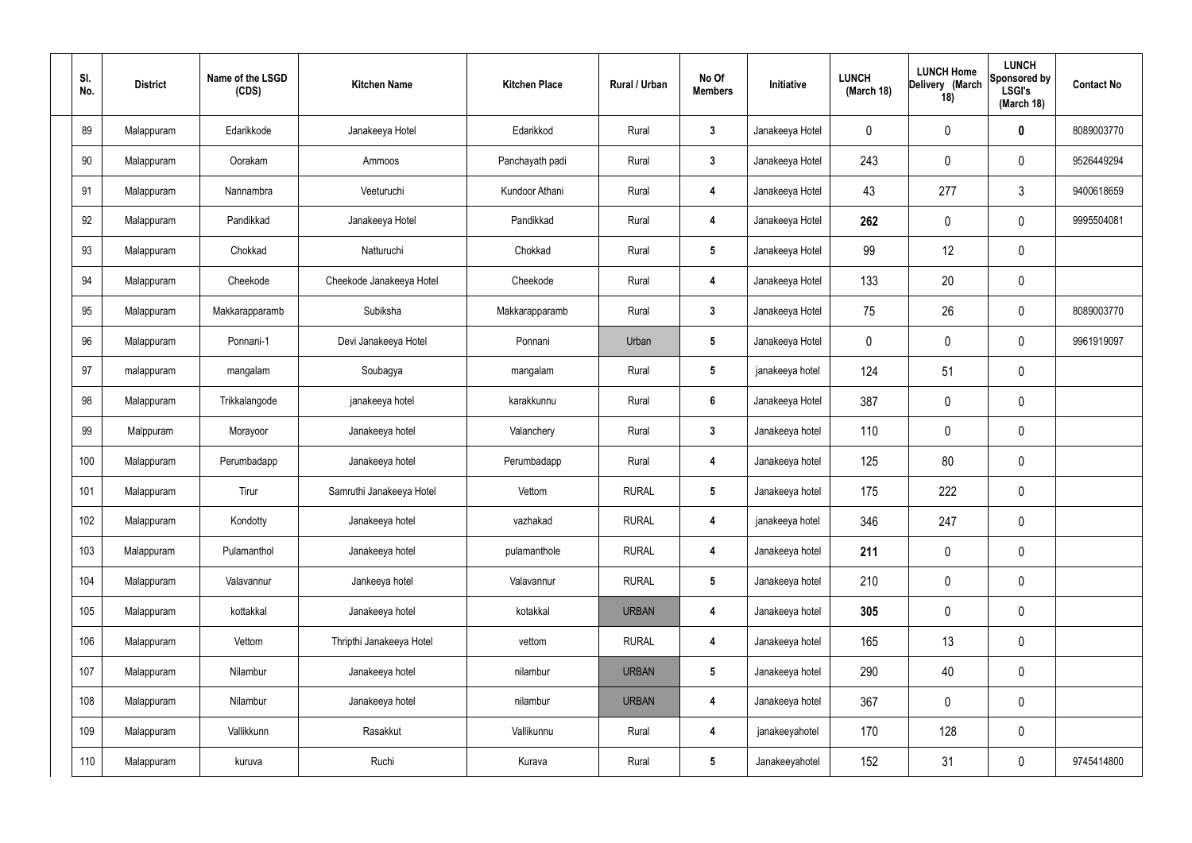| Sl. No. | District | Name of the LSGD (CDS) | Kitchen Name | Kitchen Place | Rural / Urban | No Of Members | Initiative | LUNCH (March 18) | LUNCH Home Delivery (March 18) | LUNCH Sponsored by LSGI's (March 18) | Contact No |
|---|---|---|---|---|---|---|---|---|---|---|---|
| 89 | Malappuram | Edarikkode | Janakeeya Hotel | Edarikkod | Rural | 3 | Janakeeya Hotel | 0 | 0 | **0** | 8089003770 |
| 90 | Malappuram | Oorakam | Ammoos | Panchayath padi | Rural | 3 | Janakeeya Hotel | 243 | 0 | 0 | 9526449294 |
| 91 | Malappuram | Nannambra | Veeturuchi | Kundoor Athani | Rural | 4 | Janakeeya Hotel | 43 | 277 | 3 | 9400618659 |
| 92 | Malappuram | Pandikkad | Janakeeya Hotel | Pandikkad | Rural | 4 | Janakeeya Hotel | **262** | 0 | 0 | 9995504081 |
| 93 | Malappuram | Chokkad | Natturuchi | Chokkad | Rural | 5 | Janakeeya Hotel | 99 | 12 | 0 | |
| 94 | Malappuram | Cheekode | Cheekode Janakeeya Hotel | Cheekode | Rural | 4 | Janakeeya Hotel | 133 | 20 | 0 | |
| 95 | Malappuram | Makkarapparamb | Subiksha | Makkarapparamb | Rural | 3 | Janakeeya Hotel | 75 | 26 | 0 | 8089003770 |
| 96 | Malappuram | Ponnani-1 | Devi Janakeeya Hotel | Ponnani | Urban | 5 | Janakeeya Hotel | 0 | 0 | 0 | 9961919097 |
| 97 | malappuram | mangalam | Soubagya | mangalam | Rural | 5 | janakeeya hotel | 124 | 51 | 0 | |
| 98 | Malappuram | Trikkalangode | janakeeya hotel | karakkunnu | Rural | 6 | Janakeeya Hotel | 387 | 0 | 0 | |
| 99 | Malppuram | Morayoor | Janakeeya hotel | Valanchery | Rural | 3 | Janakeeya hotel | 110 | 0 | 0 | |
| 100 | Malappuram | Perumbadapp | Janakeeya hotel | Perumbadapp | Rural | 4 | Janakeeya hotel | 125 | 80 | 0 | |
| 101 | Malappuram | Tirur | Samruthi Janakeeya Hotel | Vettom | RURAL | 5 | Janakeeya hotel | 175 | 222 | 0 | |
| 102 | Malappuram | Kondotty | Janakeeya hotel | vazhakad | RURAL | 4 | janakeeya hotel | 346 | 247 | 0 | |
| 103 | Malappuram | Pulamanthol | Janakeeya hotel | pulamanthole | RURAL | 4 | Janakeeya hotel | **211** | 0 | 0 | |
| 104 | Malappuram | Valavannur | Jankeeya hotel | Valavannur | RURAL | 5 | Janakeeya hotel | 210 | 0 | 0 | |
| 105 | Malappuram | kottakkal | Janakeeya hotel | kotakkal | URBAN | 4 | Janakeeya hotel | **305** | 0 | 0 | |
| 106 | Malappuram | Vettom | Thripthi Janakeeya Hotel | vettom | RURAL | 4 | Janakeeya hotel | 165 | 13 | 0 | |
| 107 | Malappuram | Nilambur | Janakeeya hotel | nilambur | URBAN | 5 | Janakeeya hotel | 290 | 40 | 0 | |
| 108 | Malappuram | Nilambur | Janakeeya hotel | nilambur | URBAN | 4 | Janakeeya hotel | 367 | 0 | 0 | |
| 109 | Malappuram | Vallikkunn | Rasakkut | Vallikunnu | Rural | 4 | janakeeyahotel | 170 | 128 | 0 | |
| 110 | Malappuram | kuruva | Ruchi | Kurava | Rural | 5 | Janakeeyahotel | 152 | 31 | 0 | 9745414800 |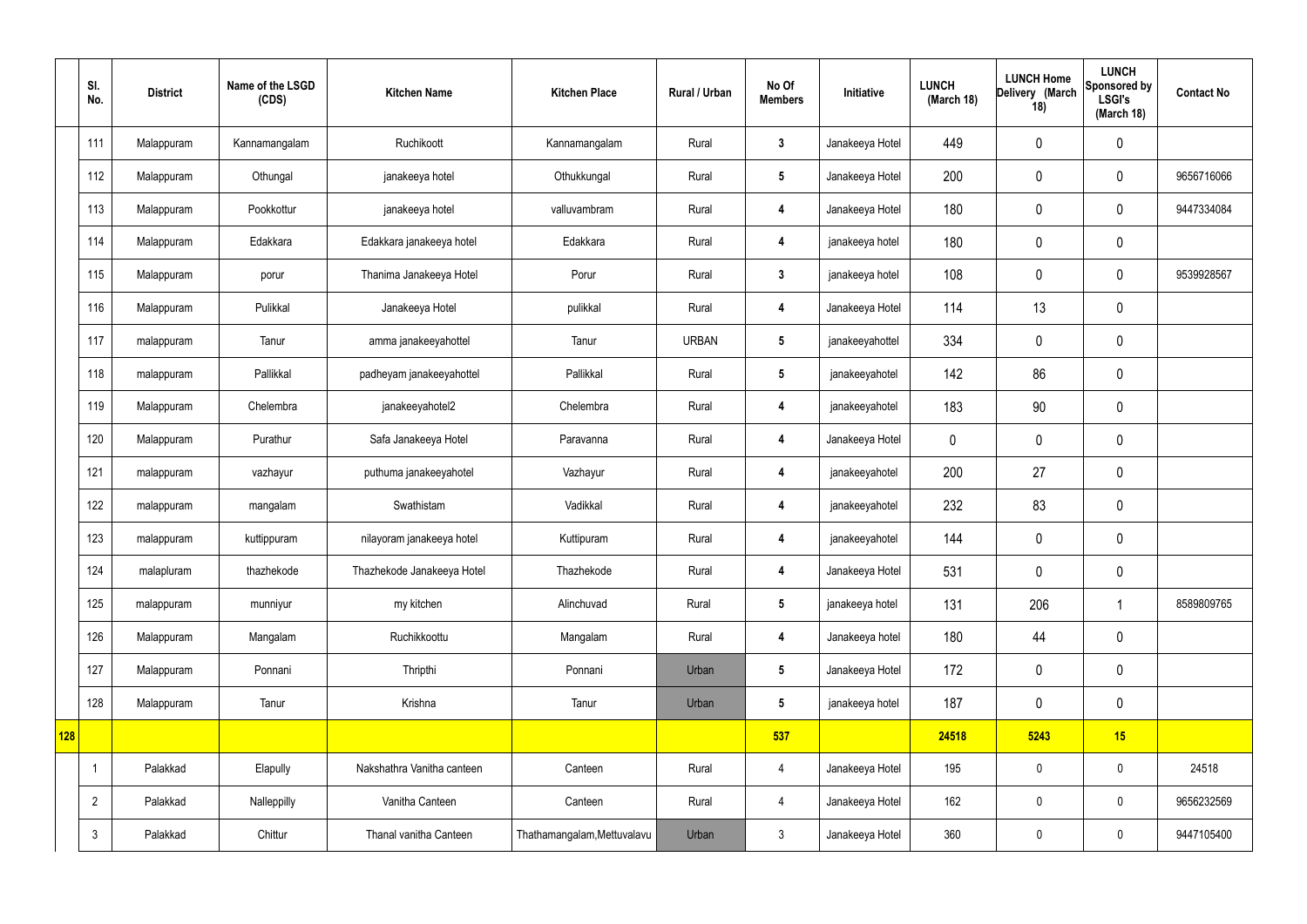| | Sl. No. | District | Name of the LSGD (CDS) | Kitchen Name | Kitchen Place | Rural / Urban | No Of Members | Initiative | LUNCH (March 18) | LUNCH Home Delivery (March 18) | LUNCH Sponsored by LSGI's (March 18) | Contact No |
|---|---|---|---|---|---|---|---|---|---|---|---|---|
| | 111 | Malappuram | Kannamangalam | Ruchikoott | Kannamangalam | Rural | 3 | Janakeeya Hotel | 449 | 0 | 0 | |
| | 112 | Malappuram | Othungal | janakeeya hotel | Othukkungal | Rural | 5 | Janakeeya Hotel | 200 | 0 | 0 | 9656716066 |
| | 113 | Malappuram | Pookkottur | janakeeya hotel | valluvambram | Rural | 4 | Janakeeya Hotel | 180 | 0 | 0 | 9447334084 |
| | 114 | Malappuram | Edakkara | Edakkara janakeeya hotel | Edakkara | Rural | 4 | janakeeya hotel | 180 | 0 | 0 | |
| | 115 | Malappuram | porur | Thanima Janakeeya Hotel | Porur | Rural | 3 | janakeeya hotel | 108 | 0 | 0 | 9539928567 |
| | 116 | Malappuram | Pulikkal | Janakeeya Hotel | pulikkal | Rural | 4 | Janakeeya Hotel | 114 | 13 | 0 | |
| | 117 | malappuram | Tanur | amma janakeeyahottel | Tanur | URBAN | 5 | janakeeyahottel | 334 | 0 | 0 | |
| | 118 | malappuram | Pallikkal | padheyam janakeeyahottel | Pallikkal | Rural | 5 | janakeeyahotel | 142 | 86 | 0 | |
| | 119 | Malappuram | Chelembra | janakeeyahotel2 | Chelembra | Rural | 4 | janakeeyahotel | 183 | 90 | 0 | |
| | 120 | Malappuram | Purathur | Safa Janakeeya Hotel | Paravanna | Rural | 4 | Janakeeya Hotel | 0 | 0 | 0 | |
| | 121 | malappuram | vazhayur | puthuma janakeeyahotel | Vazhayur | Rural | 4 | janakeeyahotel | 200 | 27 | 0 | |
| | 122 | malappuram | mangalam | Swathistam | Vadikkal | Rural | 4 | janakeeyahotel | 232 | 83 | 0 | |
| | 123 | malappuram | kuttippuram | nilayoram janakeeya hotel | Kuttipuram | Rural | 4 | janakeeyahotel | 144 | 0 | 0 | |
| | 124 | malapluram | thazhekode | Thazhekode Janakeeya Hotel | Thazhekode | Rural | 4 | Janakeeya Hotel | 531 | 0 | 0 | |
| | 125 | malappuram | munniyur | my kitchen | Alinchuvad | Rural | 5 | janakeeya hotel | 131 | 206 | 1 | 8589809765 |
| | 126 | Malappuram | Mangalam | Ruchikkoottu | Mangalam | Rural | 4 | Janakeeya hotel | 180 | 44 | 0 | |
| | 127 | Malappuram | Ponnani | Thripthi | Ponnani | Urban | 5 | Janakeeya Hotel | 172 | 0 | 0 | |
| | 128 | Malappuram | Tanur | Krishna | Tanur | Urban | 5 | janakeeya hotel | 187 | 0 | 0 | |
| 128 | | | | | | | 537 | | 24518 | 5243 | 15 | |
| | 1 | Palakkad | Elapully | Nakshathra Vanitha canteen | Canteen | Rural | 4 | Janakeeya Hotel | 195 | 0 | 0 | 24518 |
| | 2 | Palakkad | Nalleppilly | Vanitha Canteen | Canteen | Rural | 4 | Janakeeya Hotel | 162 | 0 | 0 | 9656232569 |
| | 3 | Palakkad | Chittur | Thanal vanitha Canteen | Thathamangalam,Mettuvalavu | Urban | 3 | Janakeeya Hotel | 360 | 0 | 0 | 9447105400 |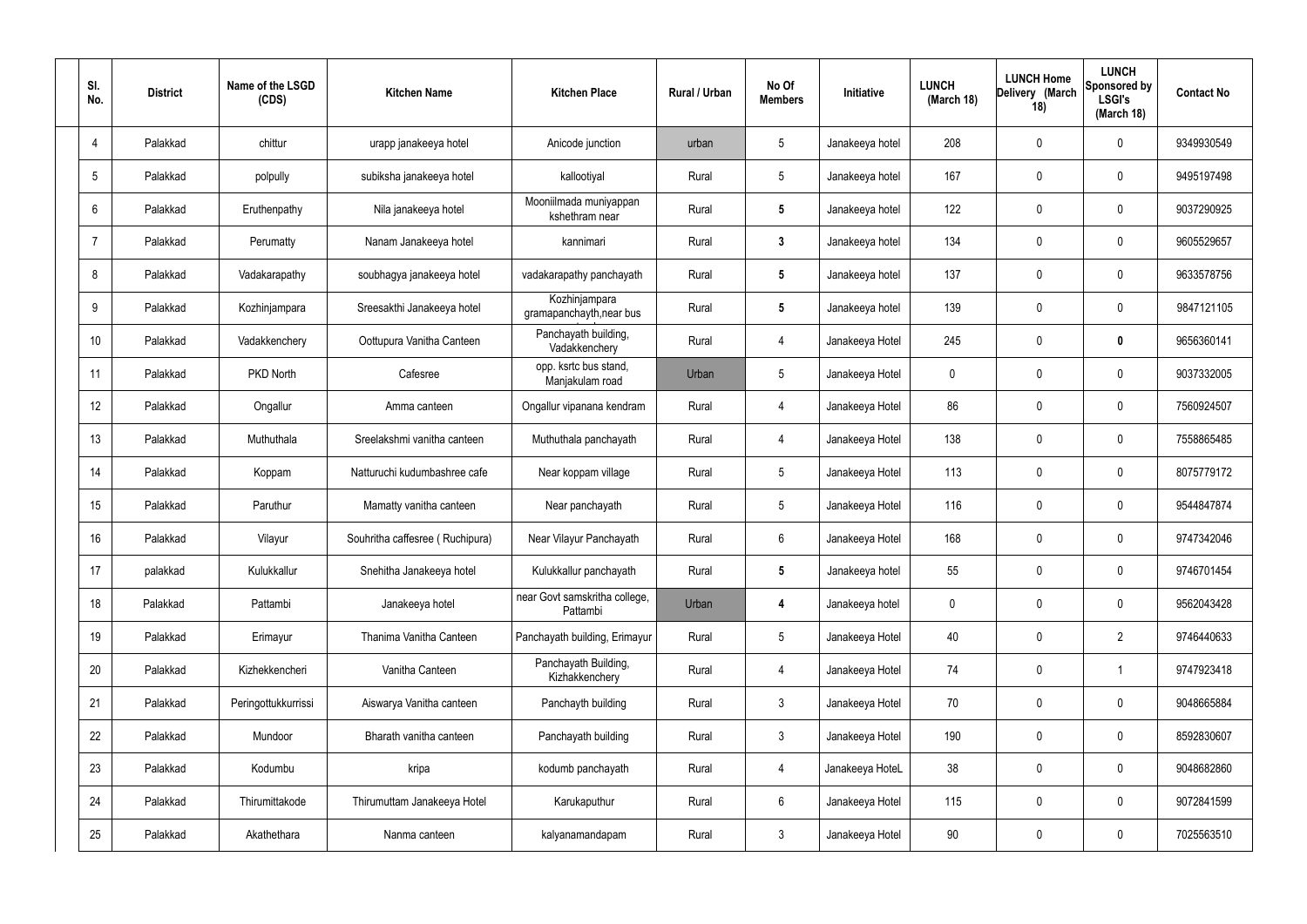| Sl. No. | District | Name of the LSGD (CDS) | Kitchen Name | Kitchen Place | Rural / Urban | No Of Members | Initiative | LUNCH (March 18) | LUNCH Home Delivery (March 18) | LUNCH Sponsored by LSGI's (March 18) | Contact No |
|---|---|---|---|---|---|---|---|---|---|---|---|
| 4 | Palakkad | chittur | urapp janakeeya hotel | Anicode junction | urban | 5 | Janakeeya hotel | 208 | 0 | 0 | 9349930549 |
| 5 | Palakkad | polpully | subiksha janakeeya hotel | kallootiyal | Rural | 5 | Janakeeya hotel | 167 | 0 | 0 | 9495197498 |
| 6 | Palakkad | Eruthenpathy | Nila janakeeya hotel | Mooniilmada muniyappan kshethram near | Rural | **5** | Janakeeya hotel | 122 | 0 | 0 | 9037290925 |
| 7 | Palakkad | Perumatty | Nanam Janakeeya hotel | kannimari | Rural | **3** | Janakeeya hotel | 134 | 0 | 0 | 9605529657 |
| 8 | Palakkad | Vadakarapathy | soubhagya janakeeya hotel | vadakarapathy panchayath | Rural | **5** | Janakeeya hotel | 137 | 0 | 0 | 9633578756 |
| 9 | Palakkad | Kozhinjampara | Sreesakthi Janakeeya hotel | Kozhinjampara gramapanchayth,near bus | Rural | **5** | Janakeeya hotel | 139 | 0 | 0 | 9847121105 |
| 10 | Palakkad | Vadakkenchery | Oottupura Vanitha Canteen | Panchayath building, Vadakkenchery | Rural | 4 | Janakeeya Hotel | 245 | 0 | **0** | 9656360141 |
| 11 | Palakkad | PKD North | Cafesree | opp. ksrtc bus stand, Manjakulam road | Urban | 5 | Janakeeya Hotel | 0 | 0 | 0 | 9037332005 |
| 12 | Palakkad | Ongallur | Amma canteen | Ongallur vipanana kendram | Rural | 4 | Janakeeya Hotel | 86 | 0 | 0 | 7560924507 |
| 13 | Palakkad | Muthuthala | Sreelakshmi vanitha canteen | Muthuthala panchayath | Rural | 4 | Janakeeya Hotel | 138 | 0 | 0 | 7558865485 |
| 14 | Palakkad | Koppam | Natturuchi kudumbashree cafe | Near koppam village | Rural | 5 | Janakeeya Hotel | 113 | 0 | 0 | 8075779172 |
| 15 | Palakkad | Paruthur | Mamatty vanitha canteen | Near panchayath | Rural | 5 | Janakeeya Hotel | 116 | 0 | 0 | 9544847874 |
| 16 | Palakkad | Vilayur | Souhritha caffesree ( Ruchipura) | Near Vilayur Panchayath | Rural | 6 | Janakeeya Hotel | 168 | 0 | 0 | 9747342046 |
| 17 | palakkad | Kulukkallur | Snehitha Janakeeya hotel | Kulukkallur panchayath | Rural | **5** | Janakeeya hotel | 55 | 0 | 0 | 9746701454 |
| 18 | Palakkad | Pattambi | Janakeeya hotel | near Govt samskritha college, Pattambi | Urban | **4** | Janakeeya hotel | 0 | 0 | 0 | 9562043428 |
| 19 | Palakkad | Erimayur | Thanima Vanitha Canteen | Panchayath building, Erimayur | Rural | 5 | Janakeeya Hotel | 40 | 0 | 2 | 9746440633 |
| 20 | Palakkad | Kizhekkencheri | Vanitha Canteen | Panchayath Building, Kizhakkenchery | Rural | 4 | Janakeeya Hotel | 74 | 0 | 1 | 9747923418 |
| 21 | Palakkad | Peringottukkurrissi | Aiswarya Vanitha canteen | Panchayth building | Rural | 3 | Janakeeya Hotel | 70 | 0 | 0 | 9048665884 |
| 22 | Palakkad | Mundoor | Bharath vanitha canteen | Panchayath building | Rural | 3 | Janakeeya Hotel | 190 | 0 | 0 | 8592830607 |
| 23 | Palakkad | Kodumbu | kripa | kodumb panchayath | Rural | 4 | Janakeeya HoteL | 38 | 0 | 0 | 9048682860 |
| 24 | Palakkad | Thirumittakode | Thirumuttam Janakeeya Hotel | Karukaputhur | Rural | 6 | Janakeeya Hotel | 115 | 0 | 0 | 9072841599 |
| 25 | Palakkad | Akathethara | Nanma canteen | kalyanamandapam | Rural | 3 | Janakeeya Hotel | 90 | 0 | 0 | 7025563510 |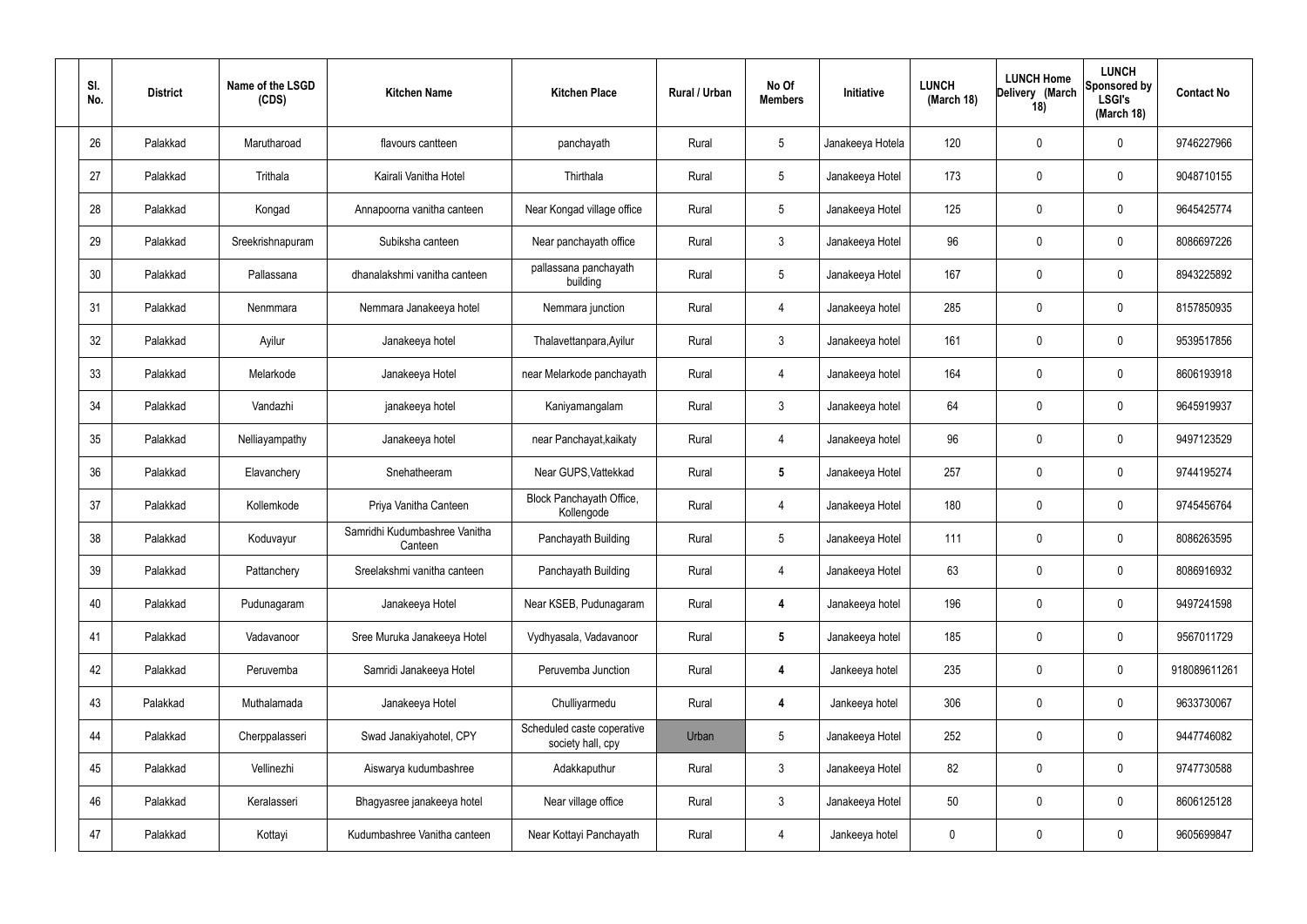| Sl. No. | District | Name of the LSGD (CDS) | Kitchen Name | Kitchen Place | Rural / Urban | No Of Members | Initiative | LUNCH (March 18) | LUNCH Home Delivery (March 18) | LUNCH Sponsored by LSGI's (March 18) | Contact No |
|---|---|---|---|---|---|---|---|---|---|---|---|
| 26 | Palakkad | Marutharoad | flavours cantteen | panchayath | Rural | 5 | Janakeeya Hotela | 120 | 0 | 0 | 9746227966 |
| 27 | Palakkad | Trithala | Kairali Vanitha Hotel | Thirthala | Rural | 5 | Janakeeya Hotel | 173 | 0 | 0 | 9048710155 |
| 28 | Palakkad | Kongad | Annapoorna vanitha canteen | Near Kongad village office | Rural | 5 | Janakeeya Hotel | 125 | 0 | 0 | 9645425774 |
| 29 | Palakkad | Sreekrishnapuram | Subiksha canteen | Near panchayath office | Rural | 3 | Janakeeya Hotel | 96 | 0 | 0 | 8086697226 |
| 30 | Palakkad | Pallassana | dhanalakshmi vanitha canteen | pallassana panchayath building | Rural | 5 | Janakeeya Hotel | 167 | 0 | 0 | 8943225892 |
| 31 | Palakkad | Nenmmara | Nemmara Janakeeya hotel | Nemmara junction | Rural | 4 | Janakeeya hotel | 285 | 0 | 0 | 8157850935 |
| 32 | Palakkad | Ayilur | Janakeeya hotel | Thalavettanpara,Ayilur | Rural | 3 | Janakeeya hotel | 161 | 0 | 0 | 9539517856 |
| 33 | Palakkad | Melarkode | Janakeeya Hotel | near Melarkode panchayath | Rural | 4 | Janakeeya hotel | 164 | 0 | 0 | 8606193918 |
| 34 | Palakkad | Vandazhi | janakeeya hotel | Kaniyamangalam | Rural | 3 | Janakeeya hotel | 64 | 0 | 0 | 9645919937 |
| 35 | Palakkad | Nelliayampathy | Janakeeya hotel | near Panchayat,kaikaty | Rural | 4 | Janakeeya hotel | 96 | 0 | 0 | 9497123529 |
| 36 | Palakkad | Elavanchery | Snehatheeram | Near GUPS,Vattekkad | Rural | **5** | Janakeeya Hotel | 257 | 0 | 0 | 9744195274 |
| 37 | Palakkad | Kollemkode | Priya Vanitha Canteen | Block Panchayath Office, Kollengode | Rural | 4 | Janakeeya Hotel | 180 | 0 | 0 | 9745456764 |
| 38 | Palakkad | Koduvayur | Samridhi Kudumbashree Vanitha Canteen | Panchayath Building | Rural | 5 | Janakeeya Hotel | 111 | 0 | 0 | 8086263595 |
| 39 | Palakkad | Pattanchery | Sreelakshmi vanitha canteen | Panchayath Building | Rural | 4 | Janakeeya Hotel | 63 | 0 | 0 | 8086916932 |
| 40 | Palakkad | Pudunagaram | Janakeeya Hotel | Near KSEB, Pudunagaram | Rural | **4** | Janakeeya hotel | 196 | 0 | 0 | 9497241598 |
| 41 | Palakkad | Vadavanoor | Sree Muruka Janakeeya Hotel | Vydhyasala, Vadavanoor | Rural | **5** | Janakeeya hotel | 185 | 0 | 0 | 9567011729 |
| 42 | Palakkad | Peruvemba | Samridi Janakeeya Hotel | Peruvemba Junction | Rural | **4** | Jankeeya hotel | 235 | 0 | 0 | 918089611261 |
| 43 | Palakkad | Muthalamada | Janakeeya Hotel | Chulliyarmedu | Rural | **4** | Jankeeya hotel | 306 | 0 | 0 | 9633730067 |
| 44 | Palakkad | Cherppalasseri | Swad Janakiyahotel, CPY | Scheduled caste coperative society hall, cpy | Urban | 5 | Janakeeya Hotel | 252 | 0 | 0 | 9447746082 |
| 45 | Palakkad | Vellinezhi | Aiswarya kudumbashree | Adakkaputhur | Rural | 3 | Janakeeya Hotel | 82 | 0 | 0 | 9747730588 |
| 46 | Palakkad | Keralasseri | Bhagyasree janakeeya hotel | Near village office | Rural | 3 | Janakeeya Hotel | 50 | 0 | 0 | 8606125128 |
| 47 | Palakkad | Kottayi | Kudumbashree Vanitha canteen | Near Kottayi Panchayath | Rural | 4 | Jankeeya hotel | 0 | 0 | 0 | 9605699847 |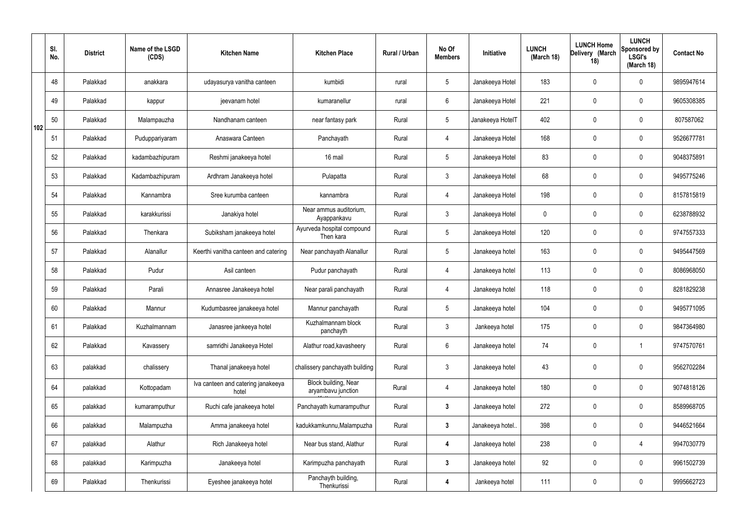|  | Sl. No. | District | Name of the LSGD (CDS) | Kitchen Name | Kitchen Place | Rural / Urban | No Of Members | Initiative | LUNCH (March 18) | LUNCH Home Delivery (March 18) | LUNCH Sponsored by LSGI's (March 18) | Contact No |
|---|---|---|---|---|---|---|---|---|---|---|---|---|
| 102 | 48 | Palakkad | anakkara | udayasurya vanitha canteen | kumbidi | rural | 5 | Janakeeya Hotel | 183 | 0 | 0 | 9895947614 |
|  | 49 | Palakkad | kappur | jeevanam hotel | kumaranellur | rural | 6 | Janakeeya Hotel | 221 | 0 | 0 | 9605308385 |
|  | 50 | Palakkad | Malampauzha | Nandhanam canteen | near fantasy park | Rural | 5 | Janakeeya HotelT | 402 | 0 | 0 | 807587062 |
|  | 51 | Palakkad | Puduppariyaram | Anaswara Canteen | Panchayath | Rural | 4 | Janakeeya Hotel | 168 | 0 | 0 | 9526677781 |
|  | 52 | Palakkad | kadambazhipuram | Reshmi janakeeya hotel | 16 mail | Rural | 5 | Janakeeya Hotel | 83 | 0 | 0 | 9048375891 |
|  | 53 | Palakkad | Kadambazhipuram | Ardhram Janakeeya hotel | Pulapatta | Rural | 3 | Janakeeya Hotel | 68 | 0 | 0 | 9495775246 |
|  | 54 | Palakkad | Kannambra | Sree kurumba canteen | kannambra | Rural | 4 | Janakeeya Hotel | 198 | 0 | 0 | 8157815819 |
|  | 55 | Palakkad | karakkurissi | Janakiya hotel | Near ammus auditorium, Ayappankavu | Rural | 3 | Janakeeya Hotel | 0 | 0 | 0 | 6238788932 |
|  | 56 | Palakkad | Thenkara | Subiksham janakeeya hotel | Ayurveda hospital compound Then kara | Rural | 5 | Janakeeya Hotel | 120 | 0 | 0 | 9747557333 |
|  | 57 | Palakkad | Alanallur | Keerthi vanitha canteen and catering | Near panchayath Alanallur | Rural | 5 | Janakeeya hotel | 163 | 0 | 0 | 9495447569 |
|  | 58 | Palakkad | Pudur | Asil canteen | Pudur panchayath | Rural | 4 | Janakeeya hotel | 113 | 0 | 0 | 8086968050 |
|  | 59 | Palakkad | Parali | Annasree Janakeeya hotel | Near parali panchayath | Rural | 4 | Janakeeya hotel | 118 | 0 | 0 | 8281829238 |
|  | 60 | Palakkad | Mannur | Kudumbasree janakeeya hotel | Mannur panchayath | Rural | 5 | Janakeeya hotel | 104 | 0 | 0 | 9495771095 |
|  | 61 | Palakkad | Kuzhalmannam | Janasree jankeeya hotel | Kuzhalmannam block panchayth | Rural | 3 | Jankeeya hotel | 175 | 0 | 0 | 9847364980 |
|  | 62 | Palakkad | Kavassery | samridhi Janakeeya Hotel | Alathur road,kavasheery | Rural | 6 | Janakeeya hotel | 74 | 0 | 1 | 9747570761 |
|  | 63 | palakkad | chalissery | Thanal janakeeya hotel | chalissery panchayath building | Rural | 3 | Janakeeya hotel | 43 | 0 | 0 | 9562702284 |
|  | 64 | palakkad | Kottopadam | Iva canteen and catering janakeeya hotel | Block building, Near aryambavu junction | Rural | 4 | Janakeeya hotel | 180 | 0 | 0 | 9074818126 |
|  | 65 | palakkad | kumaramputhur | Ruchi cafe janakeeya hotel | Panchayath kumaramputhur | Rural | **3** | Janakeeya hotel | 272 | 0 | 0 | 8589968705 |
|  | 66 | palakkad | Malampuzha | Amma janakeeya hotel | kadukkamkunnu,Malampuzha | Rural | **3** | Janakeeya hotel.. | 398 | 0 | 0 | 9446521664 |
|  | 67 | palakkad | Alathur | Rich Janakeeya hotel | Near bus stand, Alathur | Rural | **4** | Janakeeya hotel | 238 | 0 | 4 | 9947030779 |
|  | 68 | palakkad | Karimpuzha | Janakeeya hotel | Karimpuzha panchayath | Rural | **3** | Janakeeya hotel | 92 | 0 | 0 | 9961502739 |
|  | 69 | Palakkad | Thenkurissi | Eyeshee janakeeya hotel | Panchayth building, Thenkurissi | Rural | **4** | Jankeeya hotel | 111 | 0 | 0 | 9995662723 |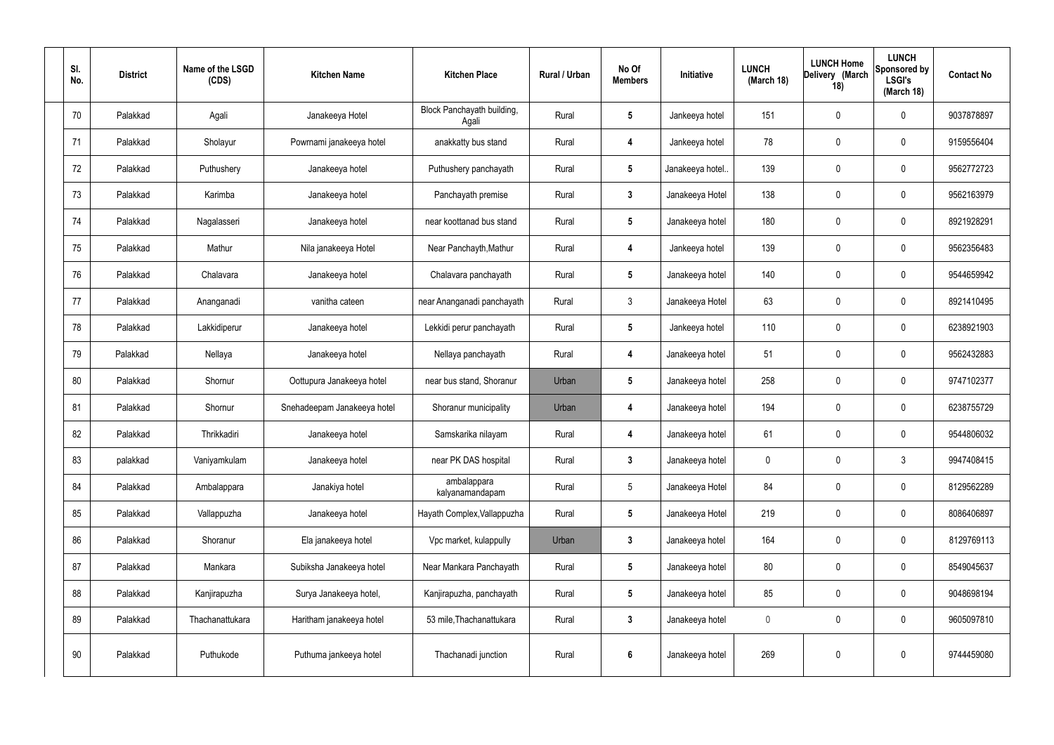| Sl. No. | District | Name of the LSGD (CDS) | Kitchen Name | Kitchen Place | Rural / Urban | No Of Members | Initiative | LUNCH (March 18) | LUNCH Home Delivery (March 18) | LUNCH Sponsored by LSGI's (March 18) | Contact No |
|---|---|---|---|---|---|---|---|---|---|---|---|
| 70 | Palakkad | Agali | Janakeeya Hotel | Block Panchayath building, Agali | Rural | 5 | Jankeeya hotel | 151 | 0 | 0 | 9037878897 |
| 71 | Palakkad | Sholayur | Powrnami janakeeya hotel | anakkatty bus stand | Rural | 4 | Jankeeya hotel | 78 | 0 | 0 | 9159556404 |
| 72 | Palakkad | Puthushery | Janakeeya hotel | Puthushery panchayath | Rural | 5 | Janakeeya hotel.. | 139 | 0 | 0 | 9562772723 |
| 73 | Palakkad | Karimba | Janakeeya hotel | Panchayath premise | Rural | 3 | Janakeeya Hotel | 138 | 0 | 0 | 9562163979 |
| 74 | Palakkad | Nagalasseri | Janakeeya hotel | near koottanad bus stand | Rural | 5 | Janakeeya hotel | 180 | 0 | 0 | 8921928291 |
| 75 | Palakkad | Mathur | Nila janakeeya Hotel | Near Panchayth,Mathur | Rural | 4 | Jankeeya hotel | 139 | 0 | 0 | 9562356483 |
| 76 | Palakkad | Chalavara | Janakeeya hotel | Chalavara panchayath | Rural | 5 | Janakeeya hotel | 140 | 0 | 0 | 9544659942 |
| 77 | Palakkad | Ananganadi | vanitha cateen | near Ananganadi panchayath | Rural | 3 | Janakeeya Hotel | 63 | 0 | 0 | 8921410495 |
| 78 | Palakkad | Lakkidiperur | Janakeeya hotel | Lekkidi perur panchayath | Rural | 5 | Jankeeya hotel | 110 | 0 | 0 | 6238921903 |
| 79 | Palakkad | Nellaya | Janakeeya hotel | Nellaya panchayath | Rural | 4 | Janakeeya hotel | 51 | 0 | 0 | 9562432883 |
| 80 | Palakkad | Shornur | Oottupura Janakeeya hotel | near bus stand, Shoranur | Urban | 5 | Janakeeya hotel | 258 | 0 | 0 | 9747102377 |
| 81 | Palakkad | Shornur | Snehadeepam Janakeeya hotel | Shoranur municipality | Urban | 4 | Janakeeya hotel | 194 | 0 | 0 | 6238755729 |
| 82 | Palakkad | Thrikkadiri | Janakeeya hotel | Samskarika nilayam | Rural | 4 | Janakeeya hotel | 61 | 0 | 0 | 9544806032 |
| 83 | palakkad | Vaniyamkulam | Janakeeya hotel | near PK DAS hospital | Rural | 3 | Janakeeya hotel | 0 | 0 | 3 | 9947408415 |
| 84 | Palakkad | Ambalappara | Janakiya hotel | ambalappara kalyanamandapam | Rural | 5 | Janakeeya Hotel | 84 | 0 | 0 | 8129562289 |
| 85 | Palakkad | Vallappuzha | Janakeeya hotel | Hayath Complex,Vallappuzha | Rural | 5 | Janakeeya Hotel | 219 | 0 | 0 | 8086406897 |
| 86 | Palakkad | Shoranur | Ela janakeeya hotel | Vpc market, kulappully | Urban | 3 | Janakeeya hotel | 164 | 0 | 0 | 8129769113 |
| 87 | Palakkad | Mankara | Subiksha Janakeeya hotel | Near Mankara Panchayath | Rural | 5 | Janakeeya hotel | 80 | 0 | 0 | 8549045637 |
| 88 | Palakkad | Kanjirapuzha | Surya Janakeeya hotel, | Kanjirapuzha, panchayath | Rural | 5 | Janakeeya hotel | 85 | 0 | 0 | 9048698194 |
| 89 | Palakkad | Thachanattukara | Haritham janakeeya hotel | 53 mile,Thachanattukara | Rural | 3 | Janakeeya hotel | 0 | 0 | 0 | 9605097810 |
| 90 | Palakkad | Puthukode | Puthuma jankeeya hotel | Thachanadi junction | Rural | 6 | Janakeeya hotel | 269 | 0 | 0 | 9744459080 |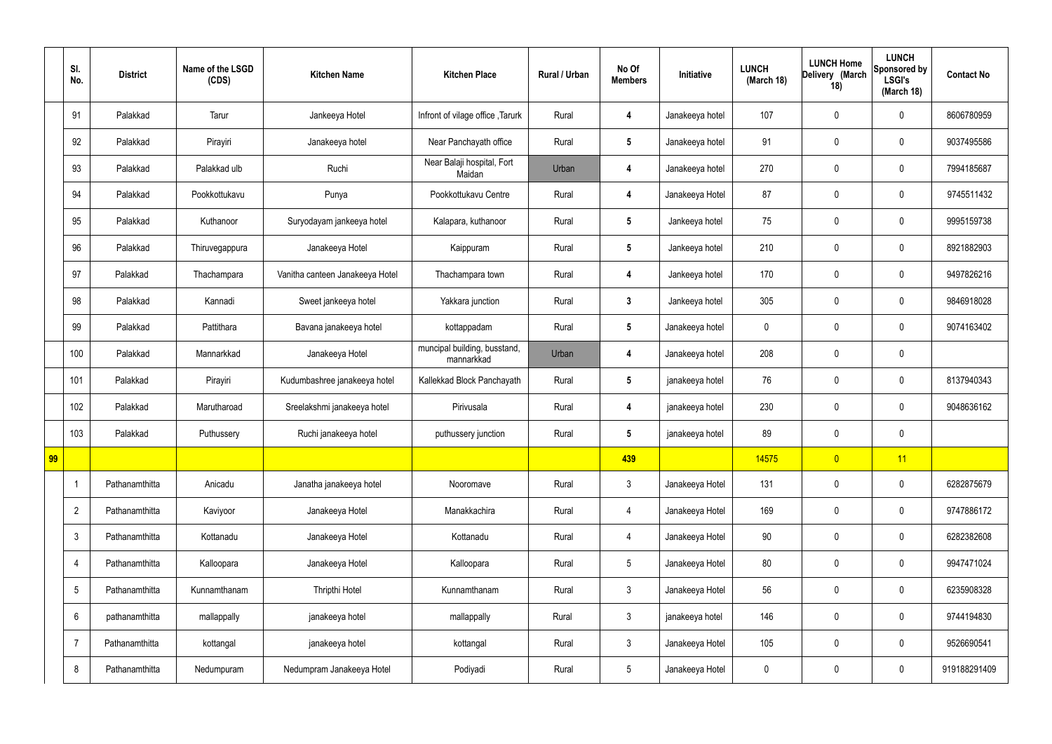| | Sl. No. | District | Name of the LSGD (CDS) | Kitchen Name | Kitchen Place | Rural / Urban | No Of Members | Initiative | LUNCH (March 18) | LUNCH Home Delivery (March 18) | LUNCH Sponsored by LSGI's (March 18) | Contact No |
|---|---|---|---|---|---|---|---|---|---|---|---|---|
| | 91 | Palakkad | Tarur | Jankeeya Hotel | Infront of vilage office ,Tarurk | Rural | 4 | Janakeeya hotel | 107 | 0 | 0 | 8606780959 |
| | 92 | Palakkad | Pirayiri | Janakeeya hotel | Near Panchayath office | Rural | 5 | Janakeeya hotel | 91 | 0 | 0 | 9037495586 |
| | 93 | Palakkad | Palakkad ulb | Ruchi | Near Balaji hospital, Fort Maidan | Urban | 4 | Janakeeya hotel | 270 | 0 | 0 | 7994185687 |
| | 94 | Palakkad | Pookkottukavu | Punya | Pookkottukavu Centre | Rural | 4 | Janakeeya Hotel | 87 | 0 | 0 | 9745511432 |
| | 95 | Palakkad | Kuthanoor | Suryodayam jankeeya hotel | Kalapara, kuthanoor | Rural | 5 | Jankeeya hotel | 75 | 0 | 0 | 9995159738 |
| | 96 | Palakkad | Thiruvegappura | Janakeeya Hotel | Kaippuram | Rural | 5 | Jankeeya hotel | 210 | 0 | 0 | 8921882903 |
| | 97 | Palakkad | Thachampara | Vanitha canteen Janakeeya Hotel | Thachampara town | Rural | 4 | Jankeeya hotel | 170 | 0 | 0 | 9497826216 |
| | 98 | Palakkad | Kannadi | Sweet jankeeya hotel | Yakkara junction | Rural | 3 | Jankeeya hotel | 305 | 0 | 0 | 9846918028 |
| | 99 | Palakkad | Pattithara | Bavana janakeeya hotel | kottappadam | Rural | 5 | Janakeeya hotel | 0 | 0 | 0 | 9074163402 |
| | 100 | Palakkad | Mannarkkad | Janakeeya Hotel | muncipal building, busstand, mannarkkad | Urban | 4 | Janakeeya hotel | 208 | 0 | 0 | |
| | 101 | Palakkad | Pirayiri | Kudumbashree janakeeya hotel | Kallekkad Block Panchayath | Rural | 5 | janakeeya hotel | 76 | 0 | 0 | 8137940343 |
| | 102 | Palakkad | Marutharoad | Sreelakshmi janakeeya hotel | Pirivusala | Rural | 4 | janakeeya hotel | 230 | 0 | 0 | 9048636162 |
| | 103 | Palakkad | Puthussery | Ruchi janakeeya hotel | puthussery junction | Rural | 5 | janakeeya hotel | 89 | 0 | 0 | |
| 99 | | | | | | | 439 | | 14575 | 0 | 11 | |
| | 1 | Pathanamthitta | Anicadu | Janatha janakeeya hotel | Nooromave | Rural | 3 | Janakeeya Hotel | 131 | 0 | 0 | 6282875679 |
| | 2 | Pathanamthitta | Kaviyoor | Janakeeya Hotel | Manakkachira | Rural | 4 | Janakeeya Hotel | 169 | 0 | 0 | 9747886172 |
| | 3 | Pathanamthitta | Kottanadu | Janakeeya Hotel | Kottanadu | Rural | 4 | Janakeeya Hotel | 90 | 0 | 0 | 6282382608 |
| | 4 | Pathanamthitta | Kalloopara | Janakeeya Hotel | Kalloopara | Rural | 5 | Janakeeya Hotel | 80 | 0 | 0 | 9947471024 |
| | 5 | Pathanamthitta | Kunnamthanam | Thripthi Hotel | Kunnamthanam | Rural | 3 | Janakeeya Hotel | 56 | 0 | 0 | 6235908328 |
| | 6 | pathanamthitta | mallappally | janakeeya hotel | mallappally | Rural | 3 | janakeeya hotel | 146 | 0 | 0 | 9744194830 |
| | 7 | Pathanamthitta | kottangal | janakeeya hotel | kottangal | Rural | 3 | Janakeeya Hotel | 105 | 0 | 0 | 9526690541 |
| | 8 | Pathanamthitta | Nedumpuram | Nedumpram Janakeeya Hotel | Podiyadi | Rural | 5 | Janakeeya Hotel | 0 | 0 | 0 | 919188291409 |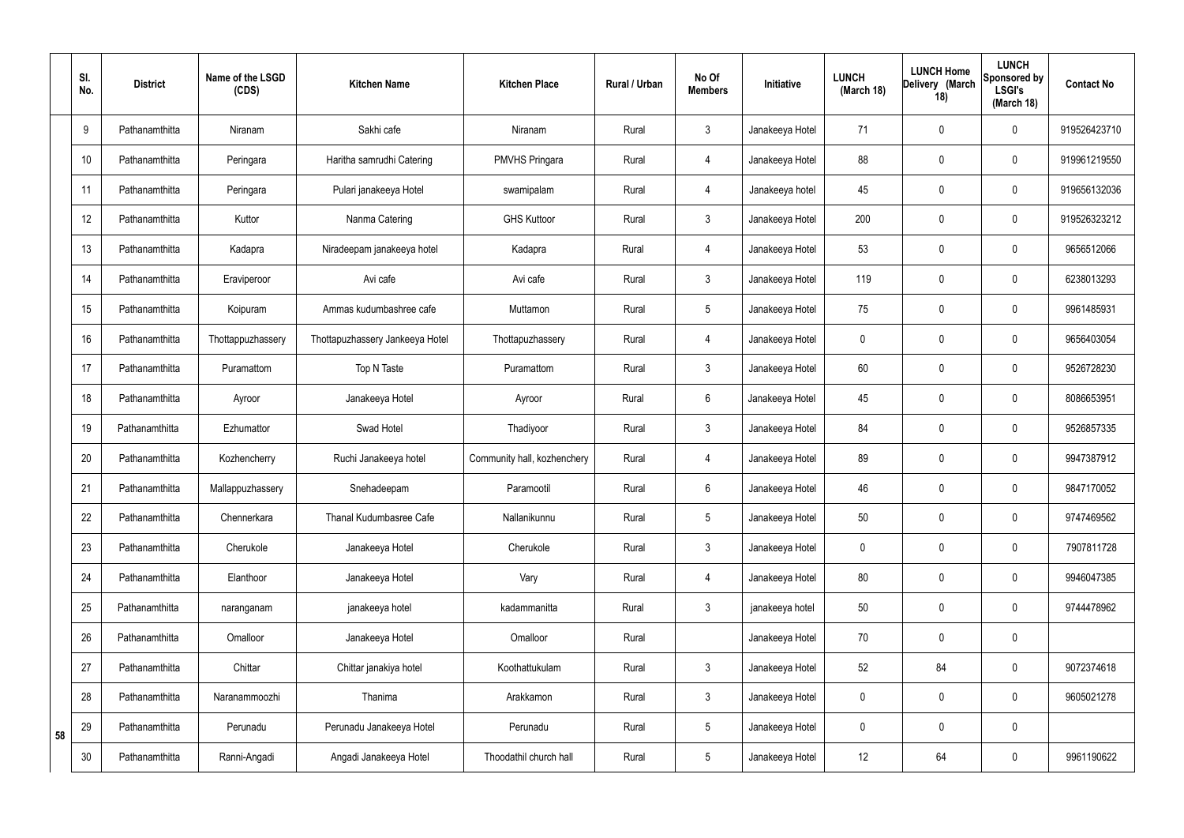| | Sl. No. | District | Name of the LSGD (CDS) | Kitchen Name | Kitchen Place | Rural / Urban | No Of Members | Initiative | LUNCH (March 18) | LUNCH Home Delivery (March 18) | LUNCH Sponsored by LSGI's (March 18) | Contact No |
|---|---|---|---|---|---|---|---|---|---|---|---|---|
| | 9 | Pathanamthitta | Niranam | Sakhi cafe | Niranam | Rural | 3 | Janakeeya Hotel | 71 | 0 | 0 | 919526423710 |
| | 10 | Pathanamthitta | Peringara | Haritha samrudhi Catering | PMVHS Pringara | Rural | 4 | Janakeeya Hotel | 88 | 0 | 0 | 919961219550 |
| | 11 | Pathanamthitta | Peringara | Pulari janakeeya Hotel | swamipalam | Rural | 4 | Janakeeya hotel | 45 | 0 | 0 | 919656132036 |
| | 12 | Pathanamthitta | Kuttor | Nanma Catering | GHS Kuttoor | Rural | 3 | Janakeeya Hotel | 200 | 0 | 0 | 919526323212 |
| | 13 | Pathanamthitta | Kadapra | Niradeepam janakeeya hotel | Kadapra | Rural | 4 | Janakeeya Hotel | 53 | 0 | 0 | 9656512066 |
| | 14 | Pathanamthitta | Eraviperoor | Avi cafe | Avi cafe | Rural | 3 | Janakeeya Hotel | 119 | 0 | 0 | 6238013293 |
| | 15 | Pathanamthitta | Koipuram | Ammas kudumbashree cafe | Muttamon | Rural | 5 | Janakeeya Hotel | 75 | 0 | 0 | 9961485931 |
| | 16 | Pathanamthitta | Thottappuzhassery | Thottapuzhassery Jankeeya Hotel | Thottapuzhassery | Rural | 4 | Janakeeya Hotel | 0 | 0 | 0 | 9656403054 |
| | 17 | Pathanamthitta | Puramattom | Top N Taste | Puramattom | Rural | 3 | Janakeeya Hotel | 60 | 0 | 0 | 9526728230 |
| | 18 | Pathanamthitta | Ayroor | Janakeeya Hotel | Ayroor | Rural | 6 | Janakeeya Hotel | 45 | 0 | 0 | 8086653951 |
| | 19 | Pathanamthitta | Ezhumattor | Swad Hotel | Thadiyoor | Rural | 3 | Janakeeya Hotel | 84 | 0 | 0 | 9526857335 |
| | 20 | Pathanamthitta | Kozhencherry | Ruchi Janakeeya hotel | Community hall, kozhenchery | Rural | 4 | Janakeeya Hotel | 89 | 0 | 0 | 9947387912 |
| | 21 | Pathanamthitta | Mallappuzhassery | Snehadeepam | Paramootil | Rural | 6 | Janakeeya Hotel | 46 | 0 | 0 | 9847170052 |
| | 22 | Pathanamthitta | Chennerkara | Thanal Kudumbasree Cafe | Nallanikunnu | Rural | 5 | Janakeeya Hotel | 50 | 0 | 0 | 9747469562 |
| | 23 | Pathanamthitta | Cherukole | Janakeeya Hotel | Cherukole | Rural | 3 | Janakeeya Hotel | 0 | 0 | 0 | 7907811728 |
| | 24 | Pathanamthitta | Elanthoor | Janakeeya Hotel | Vary | Rural | 4 | Janakeeya Hotel | 80 | 0 | 0 | 9946047385 |
| | 25 | Pathanamthitta | naranganam | janakeeya hotel | kadammanitta | Rural | 3 | janakeeya hotel | 50 | 0 | 0 | 9744478962 |
| | 26 | Pathanamthitta | Omalloor | Janakeeya Hotel | Omalloor | Rural | | Janakeeya Hotel | 70 | 0 | 0 | |
| | 27 | Pathanamthitta | Chittar | Chittar janakiya hotel | Koothattukulam | Rural | 3 | Janakeeya Hotel | 52 | 84 | 0 | 9072374618 |
| | 28 | Pathanamthitta | Naranammoozhi | Thanima | Arakkamon | Rural | 3 | Janakeeya Hotel | 0 | 0 | 0 | 9605021278 |
| 58 | 29 | Pathanamthitta | Perunadu | Perunadu Janakeeya Hotel | Perunadu | Rural | 5 | Janakeeya Hotel | 0 | 0 | 0 | |
| | 30 | Pathanamthitta | Ranni-Angadi | Angadi Janakeeya Hotel | Thoodathil church hall | Rural | 5 | Janakeeya Hotel | 12 | 64 | 0 | 9961190622 |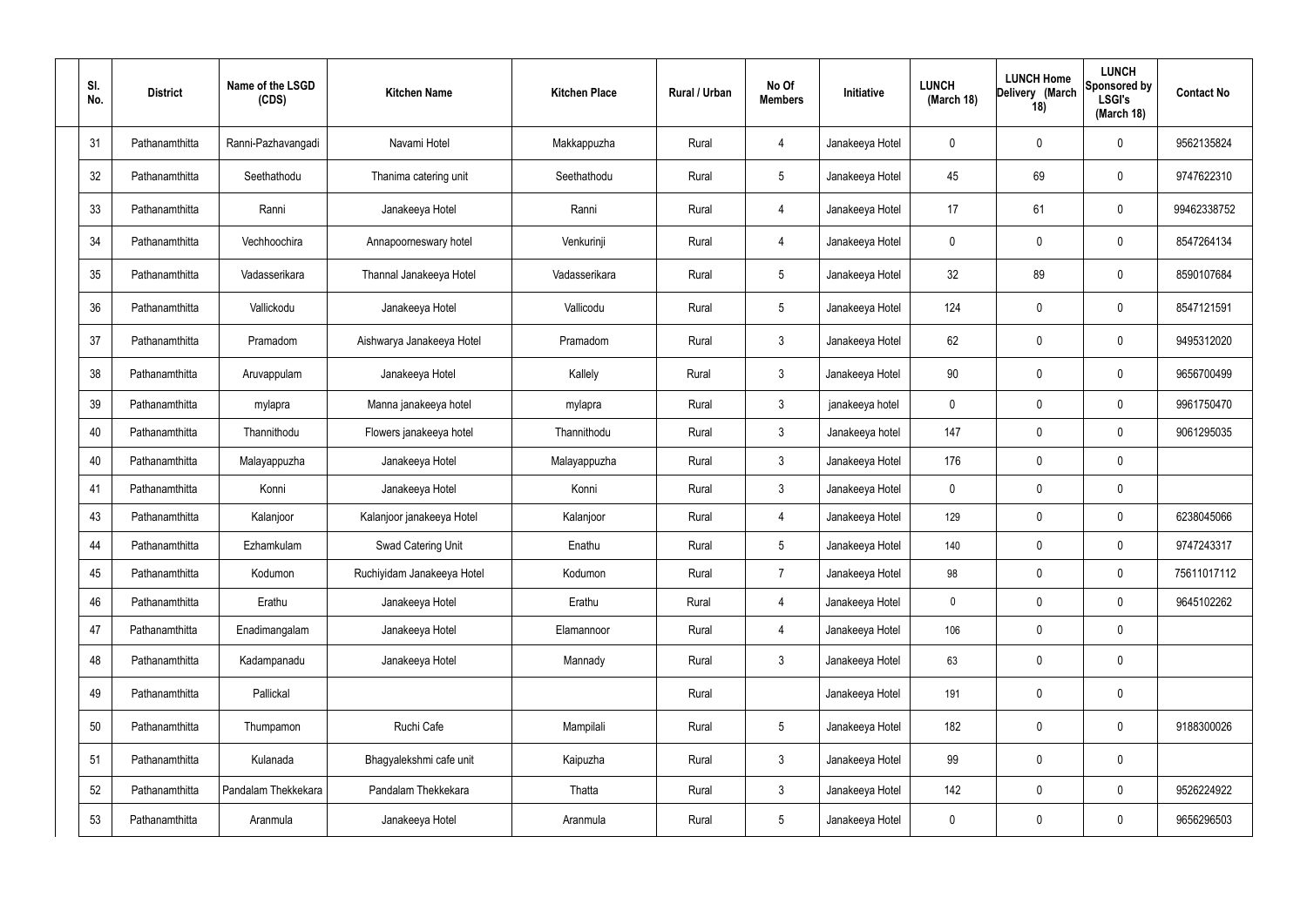| Sl. No. | District | Name of the LSGD (CDS) | Kitchen Name | Kitchen Place | Rural / Urban | No Of Members | Initiative | LUNCH (March 18) | LUNCH Home Delivery (March 18) | LUNCH Sponsored by LSGI's (March 18) | Contact No |
|---|---|---|---|---|---|---|---|---|---|---|---|
| 31 | Pathanamthitta | Ranni-Pazhavangadi | Navami Hotel | Makkappuzha | Rural | 4 | Janakeeya Hotel | 0 | 0 | 0 | 9562135824 |
| 32 | Pathanamthitta | Seethathodu | Thanima catering unit | Seethathodu | Rural | 5 | Janakeeya Hotel | 45 | 69 | 0 | 9747622310 |
| 33 | Pathanamthitta | Ranni | Janakeeya Hotel | Ranni | Rural | 4 | Janakeeya Hotel | 17 | 61 | 0 | 99462338752 |
| 34 | Pathanamthitta | Vechhoochira | Annapoorneswary hotel | Venkurinji | Rural | 4 | Janakeeya Hotel | 0 | 0 | 0 | 8547264134 |
| 35 | Pathanamthitta | Vadasserikara | Thannal Janakeeya Hotel | Vadasserikara | Rural | 5 | Janakeeya Hotel | 32 | 89 | 0 | 8590107684 |
| 36 | Pathanamthitta | Vallickodu | Janakeeya Hotel | Vallicodu | Rural | 5 | Janakeeya Hotel | 124 | 0 | 0 | 8547121591 |
| 37 | Pathanamthitta | Pramadom | Aishwarya Janakeeya Hotel | Pramadom | Rural | 3 | Janakeeya Hotel | 62 | 0 | 0 | 9495312020 |
| 38 | Pathanamthitta | Aruvappulam | Janakeeya Hotel | Kallely | Rural | 3 | Janakeeya Hotel | 90 | 0 | 0 | 9656700499 |
| 39 | Pathanamthitta | mylapra | Manna janakeeya hotel | mylapra | Rural | 3 | janakeeya hotel | 0 | 0 | 0 | 9961750470 |
| 40 | Pathanamthitta | Thannithodu | Flowers janakeeya hotel | Thannithodu | Rural | 3 | Janakeeya hotel | 147 | 0 | 0 | 9061295035 |
| 40 | Pathanamthitta | Malayappuzha | Janakeeya Hotel | Malayappuzha | Rural | 3 | Janakeeya Hotel | 176 | 0 | 0 | |
| 41 | Pathanamthitta | Konni | Janakeeya Hotel | Konni | Rural | 3 | Janakeeya Hotel | 0 | 0 | 0 | |
| 43 | Pathanamthitta | Kalanjoor | Kalanjoor janakeeya Hotel | Kalanjoor | Rural | 4 | Janakeeya Hotel | 129 | 0 | 0 | 6238045066 |
| 44 | Pathanamthitta | Ezhamkulam | Swad Catering Unit | Enathu | Rural | 5 | Janakeeya Hotel | 140 | 0 | 0 | 9747243317 |
| 45 | Pathanamthitta | Kodumon | Ruchiyidam Janakeeya Hotel | Kodumon | Rural | 7 | Janakeeya Hotel | 98 | 0 | 0 | 75611017112 |
| 46 | Pathanamthitta | Erathu | Janakeeya Hotel | Erathu | Rural | 4 | Janakeeya Hotel | 0 | 0 | 0 | 9645102262 |
| 47 | Pathanamthitta | Enadimangalam | Janakeeya Hotel | Elamannoor | Rural | 4 | Janakeeya Hotel | 106 | 0 | 0 | |
| 48 | Pathanamthitta | Kadampanadu | Janakeeya Hotel | Mannady | Rural | 3 | Janakeeya Hotel | 63 | 0 | 0 | |
| 49 | Pathanamthitta | Pallickal | | | Rural | | Janakeeya Hotel | 191 | 0 | 0 | |
| 50 | Pathanamthitta | Thumpamon | Ruchi Cafe | Mampilali | Rural | 5 | Janakeeya Hotel | 182 | 0 | 0 | 9188300026 |
| 51 | Pathanamthitta | Kulanada | Bhagyalekshmi cafe unit | Kaipuzha | Rural | 3 | Janakeeya Hotel | 99 | 0 | 0 | |
| 52 | Pathanamthitta | Pandalam Thekkekara | Pandalam Thekkekara | Thatta | Rural | 3 | Janakeeya Hotel | 142 | 0 | 0 | 9526224922 |
| 53 | Pathanamthitta | Aranmula | Janakeeya Hotel | Aranmula | Rural | 5 | Janakeeya Hotel | 0 | 0 | 0 | 9656296503 |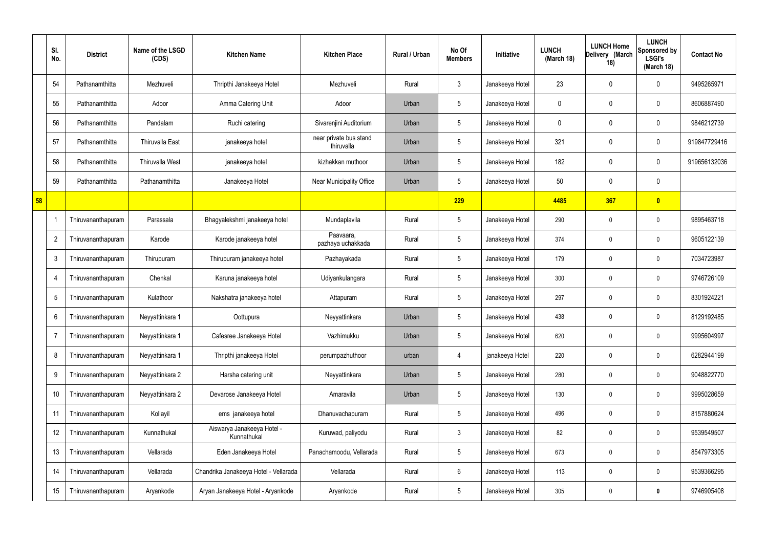| | Sl. No. | District | Name of the LSGD (CDS) | Kitchen Name | Kitchen Place | Rural / Urban | No Of Members | Initiative | LUNCH (March 18) | LUNCH Home Delivery (March 18) | LUNCH Sponsored by LSGI's (March 18) | Contact No |
|---|---|---|---|---|---|---|---|---|---|---|---|---|
| | 54 | Pathanamthitta | Mezhuveli | Thripthi Janakeeya Hotel | Mezhuveli | Rural | 3 | Janakeeya Hotel | 23 | 0 | 0 | 9495265971 |
| | 55 | Pathanamthitta | Adoor | Amma Catering Unit | Adoor | Urban | 5 | Janakeeya Hotel | 0 | 0 | 0 | 8606887490 |
| | 56 | Pathanamthitta | Pandalam | Ruchi catering | Sivarenjini Auditorium | Urban | 5 | Janakeeya Hotel | 0 | 0 | 0 | 9846212739 |
| | 57 | Pathanamthitta | Thiruvalla East | janakeeya hotel | near private bus stand thiruvalla | Urban | 5 | Janakeeya Hotel | 321 | 0 | 0 | 919847729416 |
| | 58 | Pathanamthitta | Thiruvalla West | janakeeya hotel | kizhakkan muthoor | Urban | 5 | Janakeeya Hotel | 182 | 0 | 0 | 919656132036 |
| | 59 | Pathanamthitta | Pathanamthitta | Janakeeya Hotel | Near Municipality Office | Urban | 5 | Janakeeya Hotel | 50 | 0 | 0 | |
| **58** | | | | | | | **229** | | **4485** | **367** | **0** | |
| | 1 | Thiruvananthapuram | Parassala | Bhagyalekshmi janakeeya hotel | Mundaplavila | Rural | 5 | Janakeeya Hotel | 290 | 0 | 0 | 9895463718 |
| | 2 | Thiruvananthapuram | Karode | Karode janakeeya hotel | Paavaara, pazhaya uchakkada | Rural | 5 | Janakeeya Hotel | 374 | 0 | 0 | 9605122139 |
| | 3 | Thiruvananthapuram | Thirupuram | Thirupuram janakeeya hotel | Pazhayakada | Rural | 5 | Janakeeya Hotel | 179 | 0 | 0 | 7034723987 |
| | 4 | Thiruvananthapuram | Chenkal | Karuna janakeeya hotel | Udiyankulangara | Rural | 5 | Janakeeya Hotel | 300 | 0 | 0 | 9746726109 |
| | 5 | Thiruvananthapuram | Kulathoor | Nakshatra janakeeya hotel | Attapuram | Rural | 5 | Janakeeya Hotel | 297 | 0 | 0 | 8301924221 |
| | 6 | Thiruvananthapuram | Neyyattinkara 1 | Oottupura | Neyyattinkara | Urban | 5 | Janakeeya Hotel | 438 | 0 | 0 | 8129192485 |
| | 7 | Thiruvananthapuram | Neyyattinkara 1 | Cafesree Janakeeya Hotel | Vazhimukku | Urban | 5 | Janakeeya Hotel | 620 | 0 | 0 | 9995604997 |
| | 8 | Thiruvananthapuram | Neyyattinkara 1 | Thripthi janakeeya Hotel | perumpazhuthoor | urban | 4 | janakeeya Hotel | 220 | 0 | 0 | 6282944199 |
| | 9 | Thiruvananthapuram | Neyyattinkara 2 | Harsha catering unit | Neyyattinkara | Urban | 5 | Janakeeya Hotel | 280 | 0 | 0 | 9048822770 |
| | 10 | Thiruvananthapuram | Neyyattinkara 2 | Devarose Janakeeya Hotel | Amaravila | Urban | 5 | Janakeeya Hotel | 130 | 0 | 0 | 9995028659 |
| | 11 | Thiruvananthapuram | Kollayil | ems janakeeya hotel | Dhanuvachapuram | Rural | 5 | Janakeeya Hotel | 496 | 0 | 0 | 8157880624 |
| | 12 | Thiruvananthapuram | Kunnathukal | Aiswarya Janakeeya Hotel - Kunnathukal | Kuruwad, paliyodu | Rural | 3 | Janakeeya Hotel | 82 | 0 | 0 | 9539549507 |
| | 13 | Thiruvananthapuram | Vellarada | Eden Janakeeya Hotel | Panachamoodu, Vellarada | Rural | 5 | Janakeeya Hotel | 673 | 0 | 0 | 8547973305 |
| | 14 | Thiruvananthapuram | Vellarada | Chandrika Janakeeya Hotel - Vellarada | Vellarada | Rural | 6 | Janakeeya Hotel | 113 | 0 | 0 | 9539366295 |
| | 15 | Thiruvananthapuram | Aryankode | Aryan Janakeeya Hotel - Aryankode | Aryankode | Rural | 5 | Janakeeya Hotel | 305 | 0 | 0 | 9746905408 |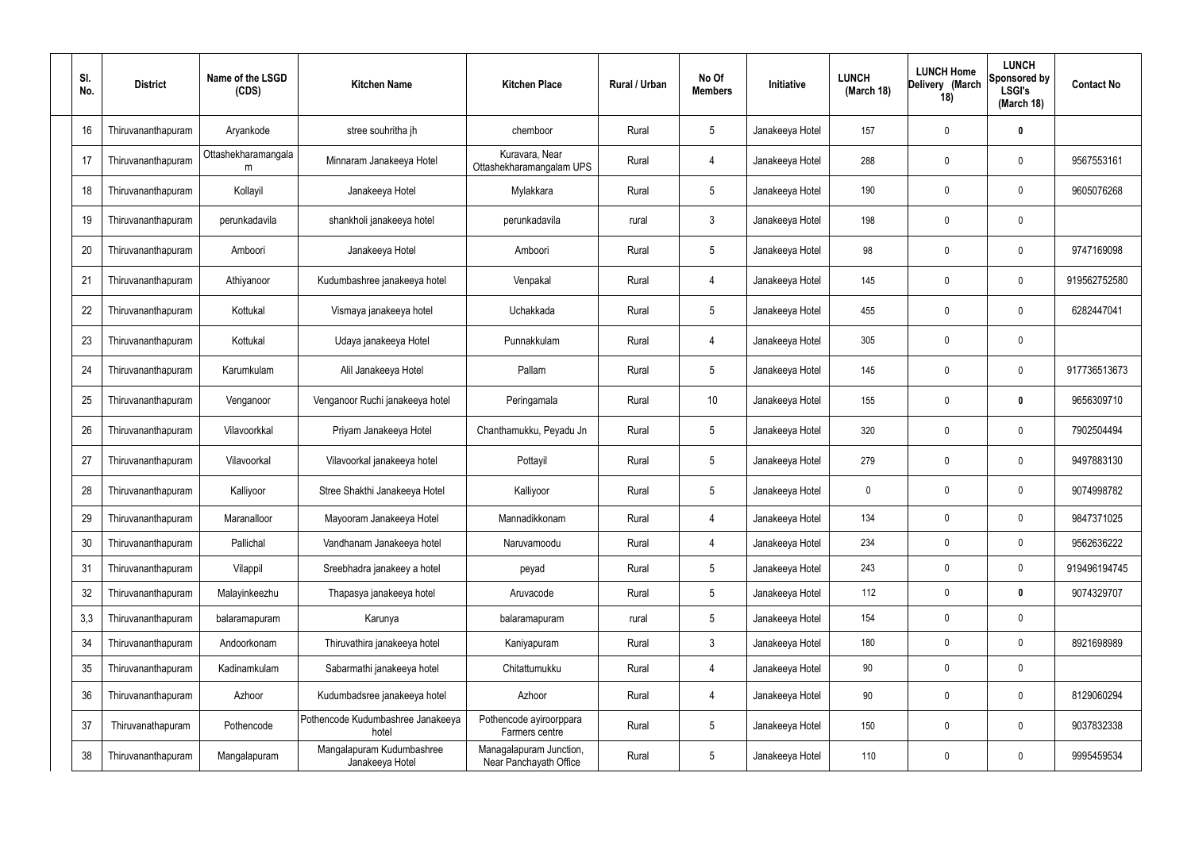| Sl. No. | District | Name of the LSGD (CDS) | Kitchen Name | Kitchen Place | Rural / Urban | No Of Members | Initiative | LUNCH (March 18) | LUNCH Home Delivery (March 18) | LUNCH Sponsored by LSGI's (March 18) | Contact No |
|---|---|---|---|---|---|---|---|---|---|---|---|
| 16 | Thiruvananthapuram | Aryankode | stree souhritha jh | chemboor | Rural | 5 | Janakeeya Hotel | 157 | 0 | 0 | |
| 17 | Thiruvananthapuram | Ottashekharamangalam | Minnaram Janakeeya Hotel | Kuravara, Near Ottashekharamangalam UPS | Rural | 4 | Janakeeya Hotel | 288 | 0 | 0 | 9567553161 |
| 18 | Thiruvananthapuram | Kollayil | Janakeeya Hotel | Mylakkara | Rural | 5 | Janakeeya Hotel | 190 | 0 | 0 | 9605076268 |
| 19 | Thiruvananthapuram | perunkadavila | shankholi janakeeya hotel | perunkadavila | rural | 3 | Janakeeya Hotel | 198 | 0 | 0 | |
| 20 | Thiruvananthapuram | Amboori | Janakeeya Hotel | Amboori | Rural | 5 | Janakeeya Hotel | 98 | 0 | 0 | 9747169098 |
| 21 | Thiruvananthapuram | Athiyanoor | Kudumbashree janakeeya hotel | Venpakal | Rural | 4 | Janakeeya Hotel | 145 | 0 | 0 | 919562752580 |
| 22 | Thiruvananthapuram | Kottukal | Vismaya janakeeya hotel | Uchakkada | Rural | 5 | Janakeeya Hotel | 455 | 0 | 0 | 6282447041 |
| 23 | Thiruvananthapuram | Kottukal | Udaya janakeeya Hotel | Punnakkulam | Rural | 4 | Janakeeya Hotel | 305 | 0 | 0 | |
| 24 | Thiruvananthapuram | Karumkulam | Alil Janakeeya Hotel | Pallam | Rural | 5 | Janakeeya Hotel | 145 | 0 | 0 | 917736513673 |
| 25 | Thiruvananthapuram | Venganoor | Venganoor Ruchi janakeeya hotel | Peringamala | Rural | 10 | Janakeeya Hotel | 155 | 0 | 0 | 9656309710 |
| 26 | Thiruvananthapuram | Vilavoorkkal | Priyam Janakeeya Hotel | Chanthamukku, Peyadu Jn | Rural | 5 | Janakeeya Hotel | 320 | 0 | 0 | 7902504494 |
| 27 | Thiruvananthapuram | Vilavoorkal | Vilavoorkal janakeeya hotel | Pottayil | Rural | 5 | Janakeeya Hotel | 279 | 0 | 0 | 9497883130 |
| 28 | Thiruvananthapuram | Kalliyoor | Stree Shakthi Janakeeya Hotel | Kalliyoor | Rural | 5 | Janakeeya Hotel | 0 | 0 | 0 | 9074998782 |
| 29 | Thiruvananthapuram | Maranalloor | Mayooram Janakeeya Hotel | Mannadikkonam | Rural | 4 | Janakeeya Hotel | 134 | 0 | 0 | 9847371025 |
| 30 | Thiruvananthapuram | Pallichal | Vandhanam Janakeeya hotel | Naruvamoodu | Rural | 4 | Janakeeya Hotel | 234 | 0 | 0 | 9562636222 |
| 31 | Thiruvananthapuram | Vilappil | Sreebhadra janakeey a hotel | peyad | Rural | 5 | Janakeeya Hotel | 243 | 0 | 0 | 919496194745 |
| 32 | Thiruvananthapuram | Malayinkeezhu | Thapasya janakeeya hotel | Aruvacode | Rural | 5 | Janakeeya Hotel | 112 | 0 | 0 | 9074329707 |
| 3,3 | Thiruvananthapuram | balaramapuram | Karunya | balaramapuram | rural | 5 | Janakeeya Hotel | 154 | 0 | 0 | |
| 34 | Thiruvananthapuram | Andoorkonam | Thiruvathira janakeeya hotel | Kaniyapuram | Rural | 3 | Janakeeya Hotel | 180 | 0 | 0 | 8921698989 |
| 35 | Thiruvananthapuram | Kadinamkulam | Sabarmathi janakeeya hotel | Chitattumukku | Rural | 4 | Janakeeya Hotel | 90 | 0 | 0 | |
| 36 | Thiruvananthapuram | Azhoor | Kudumbadsree janakeeya hotel | Azhoor | Rural | 4 | Janakeeya Hotel | 90 | 0 | 0 | 8129060294 |
| 37 | Thiruvanathapuram | Pothencode | Pothencode Kudumbashree Janakeeya hotel | Pothencode ayiroorppara Farmers centre | Rural | 5 | Janakeeya Hotel | 150 | 0 | 0 | 9037832338 |
| 38 | Thiruvananthapuram | Mangalapuram | Mangalapuram Kudumbashree Janakeeya Hotel | Managalapuram Junction, Near Panchayath Office | Rural | 5 | Janakeeya Hotel | 110 | 0 | 0 | 9995459534 |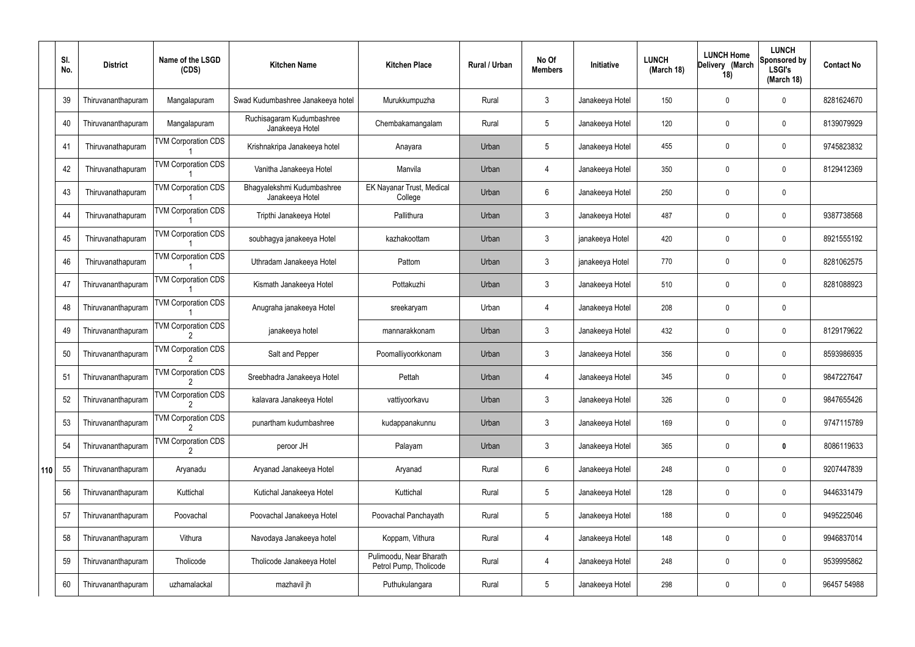| | Sl. No. | District | Name of the LSGD (CDS) | Kitchen Name | Kitchen Place | Rural / Urban | No Of Members | Initiative | LUNCH (March 18) | LUNCH Home Delivery (March 18) | LUNCH Sponsored by LSGI's (March 18) | Contact No |
|---|---|---|---|---|---|---|---|---|---|---|---|---|
| | 39 | Thiruvananthapuram | Mangalapuram | Swad Kudumbashree Janakeeya hotel | Murukkumpuzha | Rural | 3 | Janakeeya Hotel | 150 | 0 | 0 | 8281624670 |
| | 40 | Thiruvananthapuram | Mangalapuram | Ruchisagaram Kudumbashree Janakeeya Hotel | Chembakamangalam | Rural | 5 | Janakeeya Hotel | 120 | 0 | 0 | 8139079929 |
| | 41 | Thiruvanathapuram | TVM Corporation CDS 1 | Krishnakripa Janakeeya hotel | Anayara | Urban | 5 | Janakeeya Hotel | 455 | 0 | 0 | 9745823832 |
| | 42 | Thiruvanathapuram | TVM Corporation CDS 1 | Vanitha Janakeeya Hotel | Manvila | Urban | 4 | Janakeeya Hotel | 350 | 0 | 0 | 8129412369 |
| | 43 | Thiruvanathapuram | TVM Corporation CDS 1 | Bhagyalekshmi Kudumbashree Janakeeya Hotel | EK Nayanar Trust, Medical College | Urban | 6 | Janakeeya Hotel | 250 | 0 | 0 | |
| | 44 | Thiruvanathapuram | TVM Corporation CDS 1 | Tripthi Janakeeya Hotel | Pallithura | Urban | 3 | Janakeeya Hotel | 487 | 0 | 0 | 9387738568 |
| | 45 | Thiruvanathapuram | TVM Corporation CDS 1 | soubhagya janakeeya Hotel | kazhakoottam | Urban | 3 | janakeeya Hotel | 420 | 0 | 0 | 8921555192 |
| | 46 | Thiruvanathapuram | TVM Corporation CDS 1 | Uthradam Janakeeya Hotel | Pattom | Urban | 3 | janakeeya Hotel | 770 | 0 | 0 | 8281062575 |
| | 47 | Thiruvananthapuram | TVM Corporation CDS 1 | Kismath Janakeeya Hotel | Pottakuzhi | Urban | 3 | Janakeeya Hotel | 510 | 0 | 0 | 8281088923 |
| | 48 | Thiruvananthapuram | TVM Corporation CDS 1 | Anugraha janakeeya Hotel | sreekaryam | Urban | 4 | Janakeeya Hotel | 208 | 0 | 0 | |
| | 49 | Thiruvananthapuram | TVM Corporation CDS 2 | janakeeya hotel | mannarakkonam | Urban | 3 | Janakeeya Hotel | 432 | 0 | 0 | 8129179622 |
| | 50 | Thiruvananthapuram | TVM Corporation CDS 2 | Salt and Pepper | Poomalliyoorkkonam | Urban | 3 | Janakeeya Hotel | 356 | 0 | 0 | 8593986935 |
| | 51 | Thiruvananthapuram | TVM Corporation CDS 2 | Sreebhadra Janakeeya Hotel | Pettah | Urban | 4 | Janakeeya Hotel | 345 | 0 | 0 | 9847227647 |
| | 52 | Thiruvananthapuram | TVM Corporation CDS 2 | kalavara Janakeeya Hotel | vattiyoorkavu | Urban | 3 | Janakeeya Hotel | 326 | 0 | 0 | 9847655426 |
| | 53 | Thiruvananthapuram | TVM Corporation CDS 2 | punartham kudumbashree | kudappanakunnu | Urban | 3 | Janakeeya Hotel | 169 | 0 | 0 | 9747115789 |
| | 54 | Thiruvananthapuram | TVM Corporation CDS 2 | peroor JH | Palayam | Urban | 3 | Janakeeya Hotel | 365 | 0 | **0** | 8086119633 |
| 110 | 55 | Thiruvananthapuram | Aryanadu | Aryanad Janakeeya Hotel | Aryanad | Rural | 6 | Janakeeya Hotel | 248 | 0 | 0 | 9207447839 |
| | 56 | Thiruvananthapuram | Kuttichal | Kutichal Janakeeya Hotel | Kuttichal | Rural | 5 | Janakeeya Hotel | 128 | 0 | 0 | 9446331479 |
| | 57 | Thiruvananthapuram | Poovachal | Poovachal Janakeeya Hotel | Poovachal Panchayath | Rural | 5 | Janakeeya Hotel | 188 | 0 | 0 | 9495225046 |
| | 58 | Thiruvananthapuram | Vithura | Navodaya Janakeeya hotel | Koppam, Vithura | Rural | 4 | Janakeeya Hotel | 148 | 0 | 0 | 9946837014 |
| | 59 | Thiruvananthapuram | Tholicode | Tholicode Janakeeya Hotel | Pulimoodu, Near Bharath Petrol Pump, Tholicode | Rural | 4 | Janakeeya Hotel | 248 | 0 | 0 | 9539995862 |
| | 60 | Thiruvananthapuram | uzhamalackal | mazhavil jh | Puthukulangara | Rural | 5 | Janakeeya Hotel | 298 | 0 | 0 | 96457 54988 |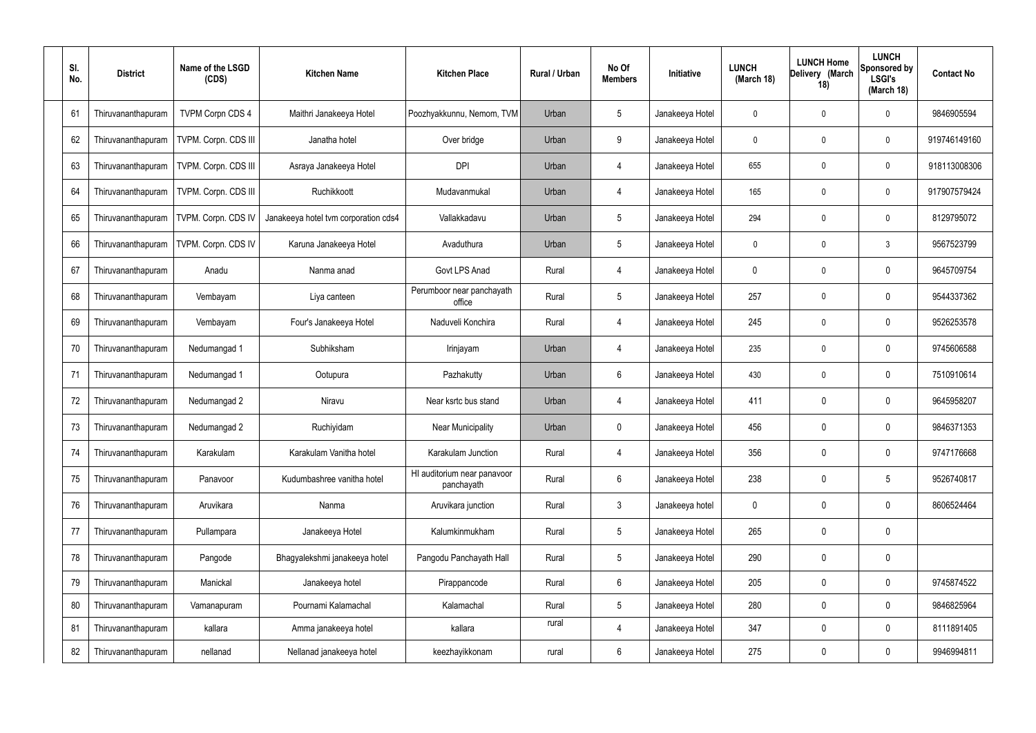| Sl. No. | District | Name of the LSGD (CDS) | Kitchen Name | Kitchen Place | Rural / Urban | No Of Members | Initiative | LUNCH (March 18) | LUNCH Home Delivery (March 18) | LUNCH Sponsored by LSGI's (March 18) | Contact No |
|---|---|---|---|---|---|---|---|---|---|---|---|
| 61 | Thiruvananthapuram | TVPM Corpn CDS 4 | Maithri Janakeeya Hotel | Poozhyakkunnu, Nemom, TVM | Urban | 5 | Janakeeya Hotel | 0 | 0 | 0 | 9846905594 |
| 62 | Thiruvananthapuram | TVPM. Corpn. CDS III | Janatha hotel | Over bridge | Urban | 9 | Janakeeya Hotel | 0 | 0 | 0 | 919746149160 |
| 63 | Thiruvananthapuram | TVPM. Corpn. CDS III | Asraya Janakeeya Hotel | DPI | Urban | 4 | Janakeeya Hotel | 655 | 0 | 0 | 918113008306 |
| 64 | Thiruvananthapuram | TVPM. Corpn. CDS III | Ruchikkoott | Mudavanmukal | Urban | 4 | Janakeeya Hotel | 165 | 0 | 0 | 917907579424 |
| 65 | Thiruvananthapuram | TVPM. Corpn. CDS IV | Janakeeya hotel tvm corporation cds4 | Vallakkadavu | Urban | 5 | Janakeeya Hotel | 294 | 0 | 0 | 8129795072 |
| 66 | Thiruvananthapuram | TVPM. Corpn. CDS IV | Karuna Janakeeya Hotel | Avaduthura | Urban | 5 | Janakeeya Hotel | 0 | 0 | 3 | 9567523799 |
| 67 | Thiruvananthapuram | Anadu | Nanma anad | Govt LPS Anad | Rural | 4 | Janakeeya Hotel | 0 | 0 | 0 | 9645709754 |
| 68 | Thiruvananthapuram | Vembayam | Liya canteen | Perumboor near panchayath office | Rural | 5 | Janakeeya Hotel | 257 | 0 | 0 | 9544337362 |
| 69 | Thiruvananthapuram | Vembayam | Four's Janakeeya Hotel | Naduveli Konchira | Rural | 4 | Janakeeya Hotel | 245 | 0 | 0 | 9526253578 |
| 70 | Thiruvananthapuram | Nedumangad 1 | Subhiksham | Irinjayam | Urban | 4 | Janakeeya Hotel | 235 | 0 | 0 | 9745606588 |
| 71 | Thiruvananthapuram | Nedumangad 1 | Ootupura | Pazhakutty | Urban | 6 | Janakeeya Hotel | 430 | 0 | 0 | 7510910614 |
| 72 | Thiruvananthapuram | Nedumangad 2 | Niravu | Near ksrtc bus stand | Urban | 4 | Janakeeya Hotel | 411 | 0 | 0 | 9645958207 |
| 73 | Thiruvananthapuram | Nedumangad 2 | Ruchiyidam | Near Municipality | Urban | 0 | Janakeeya Hotel | 456 | 0 | 0 | 9846371353 |
| 74 | Thiruvananthapuram | Karakulam | Karakulam Vanitha hotel | Karakulam Junction | Rural | 4 | Janakeeya Hotel | 356 | 0 | 0 | 9747176668 |
| 75 | Thiruvananthapuram | Panavoor | Kudumbashree vanitha hotel | Hl auditorium near panavoor panchayath | Rural | 6 | Janakeeya Hotel | 238 | 0 | 5 | 9526740817 |
| 76 | Thiruvananthapuram | Aruvikara | Nanma | Aruvikara junction | Rural | 3 | Janakeeya hotel | 0 | 0 | 0 | 8606524464 |
| 77 | Thiruvananthapuram | Pullampara | Janakeeya Hotel | Kalumkinmukham | Rural | 5 | Janakeeya Hotel | 265 | 0 | 0 | |
| 78 | Thiruvananthapuram | Pangode | Bhagyalekshmi janakeeya hotel | Pangodu Panchayath Hall | Rural | 5 | Janakeeya Hotel | 290 | 0 | 0 | |
| 79 | Thiruvananthapuram | Manickal | Janakeeya hotel | Pirappancode | Rural | 6 | Janakeeya Hotel | 205 | 0 | 0 | 9745874522 |
| 80 | Thiruvananthapuram | Vamanapuram | Pournami Kalamachal | Kalamachal | Rural | 5 | Janakeeya Hotel | 280 | 0 | 0 | 9846825964 |
| 81 | Thiruvananthapuram | kallara | Amma janakeeya hotel | kallara | rural | 4 | Janakeeya Hotel | 347 | 0 | 0 | 8111891405 |
| 82 | Thiruvananthapuram | nellanad | Nellanad janakeeya hotel | keezhayikkonam | rural | 6 | Janakeeya Hotel | 275 | 0 | 0 | 9946994811 |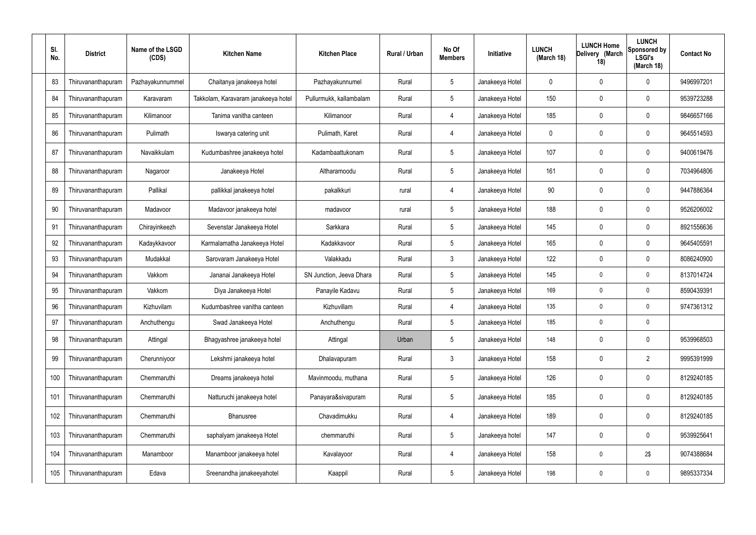| Sl. No. | District | Name of the LSGD (CDS) | Kitchen Name | Kitchen Place | Rural / Urban | No Of Members | Initiative | LUNCH (March 18) | LUNCH Home Delivery (March 18) | LUNCH Sponsored by LSGI's (March 18) | Contact No |
|---|---|---|---|---|---|---|---|---|---|---|---|
| 83 | Thiruvananthapuram | Pazhayakunnummel | Chaitanya janakeeya hotel | Pazhayakunnumel | Rural | 5 | Janakeeya Hotel | 0 | 0 | 0 | 9496997201 |
| 84 | Thiruvananthapuram | Karavaram | Takkolam, Karavaram janakeeya hotel | Pullurmukk, kallambalam | Rural | 5 | Janakeeya Hotel | 150 | 0 | 0 | 9539723288 |
| 85 | Thiruvananthapuram | Kilimanoor | Tanima vanitha canteen | Kilimanoor | Rural | 4 | Janakeeya Hotel | 185 | 0 | 0 | 9846657166 |
| 86 | Thiruvananthapuram | Pulimath | Iswarya catering unit | Pulimath, Karet | Rural | 4 | Janakeeya Hotel | 0 | 0 | 0 | 9645514593 |
| 87 | Thiruvananthapuram | Navaikkulam | Kudumbashree janakeeya hotel | Kadambaattukonam | Rural | 5 | Janakeeya Hotel | 107 | 0 | 0 | 9400619476 |
| 88 | Thiruvananthapuram | Nagaroor | Janakeeya Hotel | Altharamoodu | Rural | 5 | Janakeeya Hotel | 161 | 0 | 0 | 7034964806 |
| 89 | Thiruvananthapuram | Pallikal | pallikkal janakeeya hotel | pakalkkuri | rural | 4 | Janakeeya Hotel | 90 | 0 | 0 | 9447886364 |
| 90 | Thiruvananthapuram | Madavoor | Madavoor janakeeya hotel | madavoor | rural | 5 | Janakeeya Hotel | 188 | 0 | 0 | 9526206002 |
| 91 | Thiruvananthapuram | Chirayinkeezh | Sevenstar Janakeeya Hotel | Sarkkara | Rural | 5 | Janakeeya Hotel | 145 | 0 | 0 | 8921556636 |
| 92 | Thiruvananthapuram | Kadaykkavoor | Karmalamatha Janakeeya Hotel | Kadakkavoor | Rural | 5 | Janakeeya Hotel | 165 | 0 | 0 | 9645405591 |
| 93 | Thiruvananthapuram | Mudakkal | Sarovaram Janakeeya Hotel | Valakkadu | Rural | 3 | Janakeeya Hotel | 122 | 0 | 0 | 8086240900 |
| 94 | Thiruvananthapuram | Vakkom | Jananai Janakeeya Hotel | SN Junction, Jeeva Dhara | Rural | 5 | Janakeeya Hotel | 145 | 0 | 0 | 8137014724 |
| 95 | Thiruvananthapuram | Vakkom | Diya Janakeeya Hotel | Panayile Kadavu | Rural | 5 | Janakeeya Hotel | 169 | 0 | 0 | 8590439391 |
| 96 | Thiruvananthapuram | Kizhuvilam | Kudumbashree vanitha canteen | Kizhuvillam | Rural | 4 | Janakeeya Hotel | 135 | 0 | 0 | 9747361312 |
| 97 | Thiruvananthapuram | Anchuthengu | Swad Janakeeya Hotel | Anchuthengu | Rural | 5 | Janakeeya Hotel | 185 | 0 | 0 | |
| 98 | Thiruvananthapuram | Attingal | Bhagyashree janakeeya hotel | Attingal | Urban | 5 | Janakeeya Hotel | 148 | 0 | 0 | 9539968503 |
| 99 | Thiruvananthapuram | Cherunniyoor | Lekshmi janakeeya hotel | Dhalavapuram | Rural | 3 | Janakeeya Hotel | 158 | 0 | 2 | 9995391999 |
| 100 | Thiruvananthapuram | Chemmaruthi | Dreams janakeeya hotel | Mavinmoodu, muthana | Rural | 5 | Janakeeya Hotel | 126 | 0 | 0 | 8129240185 |
| 101 | Thiruvananthapuram | Chemmaruthi | Natturuchi janakeeya hotel | Panayara&sivapuram | Rural | 5 | Janakeeya Hotel | 185 | 0 | 0 | 8129240185 |
| 102 | Thiruvananthapuram | Chemmaruthi | Bhanusree | Chavadimukku | Rural | 4 | Janakeeya Hotel | 189 | 0 | 0 | 8129240185 |
| 103 | Thiruvananthapuram | Chemmaruthi | saphalyam janakeeya Hotel | chemmaruthi | Rural | 5 | Janakeeya hotel | 147 | 0 | 0 | 9539925641 |
| 104 | Thiruvananthapuram | Manamboor | Manamboor janakeeya hotel | Kavalayoor | Rural | 4 | Janakeeya Hotel | 158 | 0 | 2$ | 9074388684 |
| 105 | Thiruvananthapuram | Edava | Sreenandha janakeeyahotel | Kaappil | Rural | 5 | Janakeeya Hotel | 198 | 0 | 0 | 9895337334 |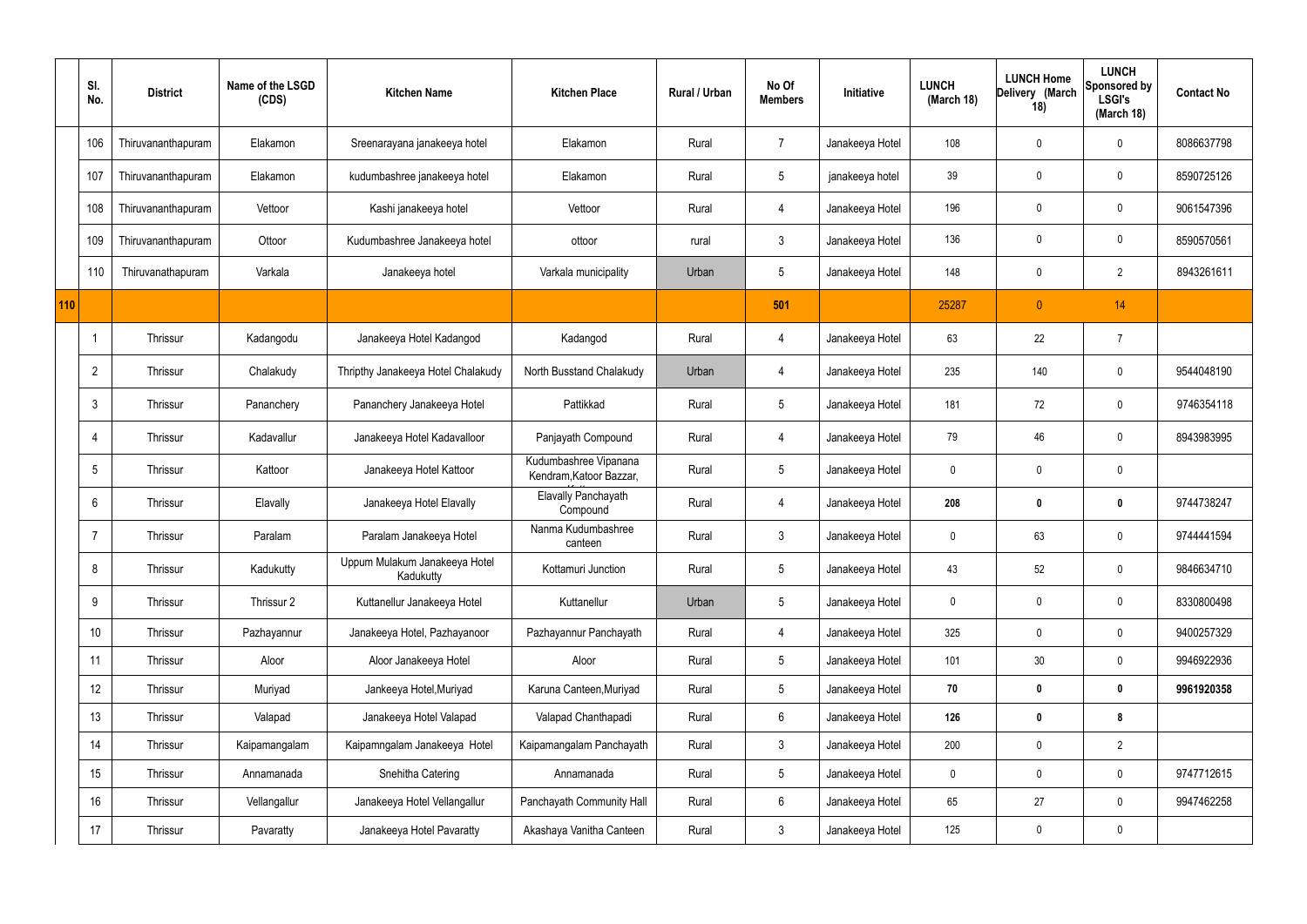|  | Sl. No. | District | Name of the LSGD (CDS) | Kitchen Name | Kitchen Place | Rural / Urban | No Of Members | Initiative | LUNCH (March 18) | LUNCH Home Delivery (March 18) | LUNCH Sponsored by LSGI's (March 18) | Contact No |
|---|---|---|---|---|---|---|---|---|---|---|---|---|
|  | 106 | Thiruvananthapuram | Elakamon | Sreenarayana janakeeya hotel | Elakamon | Rural | 7 | Janakeeya Hotel | 108 | 0 | 0 | 8086637798 |
|  | 107 | Thiruvananthapuram | Elakamon | kudumbashree janakeeya hotel | Elakamon | Rural | 5 | janakeeya hotel | 39 | 0 | 0 | 8590725126 |
|  | 108 | Thiruvananthapuram | Vettoor | Kashi janakeeya hotel | Vettoor | Rural | 4 | Janakeeya Hotel | 196 | 0 | 0 | 9061547396 |
|  | 109 | Thiruvananthapuram | Ottoor | Kudumbashree Janakeeya hotel | ottoor | rural | 3 | Janakeeya Hotel | 136 | 0 | 0 | 8590570561 |
|  | 110 | Thiruvanathapuram | Varkala | Janakeeya hotel | Varkala municipality | Urban | 5 | Janakeeya Hotel | 148 | 0 | 2 | 8943261611 |
| **110** |  |  |  |  |  |  | **501** |  | 25287 | 0 | 14 |  |
|  | 1 | Thrissur | Kadangodu | Janakeeya Hotel Kadangod | Kadangod | Rural | 4 | Janakeeya Hotel | 63 | 22 | 7 |  |
|  | 2 | Thrissur | Chalakudy | Thripthy Janakeeya Hotel Chalakudy | North Busstand Chalakudy | Urban | 4 | Janakeeya Hotel | 235 | 140 | 0 | 9544048190 |
|  | 3 | Thrissur | Pananchery | Pananchery Janakeeya Hotel | Pattikkad | Rural | 5 | Janakeeya Hotel | 181 | 72 | 0 | 9746354118 |
|  | 4 | Thrissur | Kadavallur | Janakeeya Hotel Kadavalloor | Panjayath Compound | Rural | 4 | Janakeeya Hotel | 79 | 46 | 0 | 8943983995 |
|  | 5 | Thrissur | Kattoor | Janakeeya Hotel Kattoor | Kudumbashree Vipanana Kendram,Katoor Bazzar, | Rural | 5 | Janakeeya Hotel | 0 | 0 | 0 |  |
|  | 6 | Thrissur | Elavally | Janakeeya Hotel Elavally | Elavally Panchayath Compound | Rural | 4 | Janakeeya Hotel | **208** | **0** | **0** | 9744738247 |
|  | 7 | Thrissur | Paralam | Paralam Janakeeya Hotel | Nanma Kudumbashree canteen | Rural | 3 | Janakeeya Hotel | 0 | 63 | 0 | 9744441594 |
|  | 8 | Thrissur | Kadukutty | Uppum Mulakum Janakeeya Hotel Kadukutty | Kottamuri Junction | Rural | 5 | Janakeeya Hotel | 43 | 52 | 0 | 9846634710 |
|  | 9 | Thrissur | Thrissur 2 | Kuttanellur Janakeeya Hotel | Kuttanellur | Urban | 5 | Janakeeya Hotel | 0 | 0 | 0 | 8330800498 |
|  | 10 | Thrissur | Pazhayannur | Janakeeya Hotel, Pazhayanoor | Pazhayannur Panchayath | Rural | 4 | Janakeeya Hotel | 325 | 0 | 0 | 9400257329 |
|  | 11 | Thrissur | Aloor | Aloor Janakeeya Hotel | Aloor | Rural | 5 | Janakeeya Hotel | 101 | 30 | 0 | 9946922936 |
|  | 12 | Thrissur | Muriyad | Jankeeya Hotel,Muriyad | Karuna Canteen,Muriyad | Rural | 5 | Janakeeya Hotel | **70** | **0** | **0** | **9961920358** |
|  | 13 | Thrissur | Valapad | Janakeeya Hotel Valapad | Valapad Chanthapadi | Rural | 6 | Janakeeya Hotel | **126** | **0** | **8** |  |
|  | 14 | Thrissur | Kaipamangalam | Kaipamngalam Janakeeya Hotel | Kaipamangalam Panchayath | Rural | 3 | Janakeeya Hotel | 200 | 0 | 2 |  |
|  | 15 | Thrissur | Annamanada | Snehitha Catering | Annamanada | Rural | 5 | Janakeeya Hotel | 0 | 0 | 0 | 9747712615 |
|  | 16 | Thrissur | Vellangallur | Janakeeya Hotel Vellangallur | Panchayath Community Hall | Rural | 6 | Janakeeya Hotel | 65 | 27 | 0 | 9947462258 |
|  | 17 | Thrissur | Pavaratty | Janakeeya Hotel Pavaratty | Akashaya Vanitha Canteen | Rural | 3 | Janakeeya Hotel | 125 | 0 | 0 |  |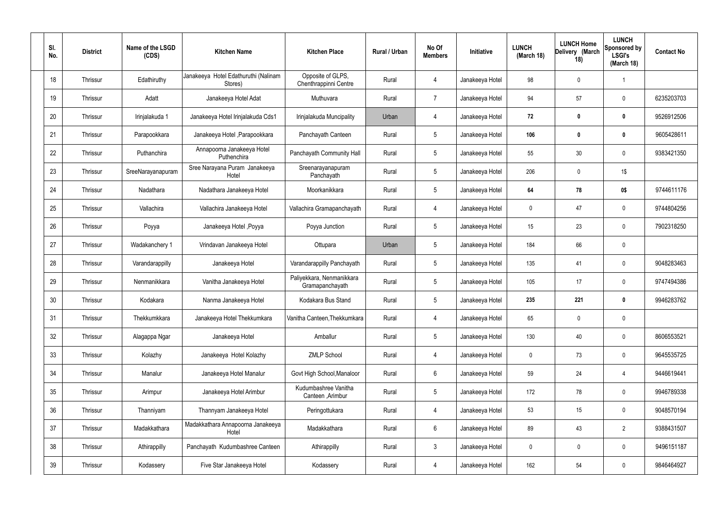| Sl. No. | District | Name of the LSGD (CDS) | Kitchen Name | Kitchen Place | Rural / Urban | No Of Members | Initiative | LUNCH (March 18) | LUNCH Home Delivery (March 18) | LUNCH Sponsored by LSGI's (March 18) | Contact No |
|---|---|---|---|---|---|---|---|---|---|---|---|
| 18 | Thrissur | Edathiruthy | Janakeeya Hotel Edathuruthi (Nalinam Stores) | Opposite of GLPS, Chenthrappinni Centre | Rural | 4 | Janakeeya Hotel | 98 | 0 | 1 | |
| 19 | Thrissur | Adatt | Janakeeya Hotel Adat | Muthuvara | Rural | 7 | Janakeeya Hotel | 94 | 57 | 0 | 6235203703 |
| 20 | Thrissur | Irinjalakuda 1 | Janakeeya Hotel Irinjalakuda Cds1 | Irinjalakuda Muncipality | Urban | 4 | Janakeeya Hotel | **72** | **0** | **0** | 9526912506 |
| 21 | Thrissur | Parapookkara | Janakeeya Hotel ,Parapookkara | Panchayath Canteen | Rural | 5 | Janakeeya Hotel | **106** | **0** | **0** | 9605428611 |
| 22 | Thrissur | Puthanchira | Annapoorna Janakeeya Hotel Puthenchira | Panchayath Community Hall | Rural | 5 | Janakeeya Hotel | 55 | 30 | 0 | 9383421350 |
| 23 | Thrissur | SreeNarayanapuram | Sree Narayana Puram Janakeeya Hotel | Sreenarayanapuram Panchayath | Rural | 5 | Janakeeya Hotel | 206 | 0 | 1$ | |
| 24 | Thrissur | Nadathara | Nadathara Janakeeya Hotel | Moorkanikkara | Rural | 5 | Janakeeya Hotel | **64** | **78** | **0$** | 9744611176 |
| 25 | Thrissur | Vallachira | Vallachira Janakeeya Hotel | Vallachira Gramapanchayath | Rural | 4 | Janakeeya Hotel | 0 | 47 | 0 | 9744804256 |
| 26 | Thrissur | Poyya | Janakeeya Hotel ,Poyya | Poyya Junction | Rural | 5 | Janakeeya Hotel | 15 | 23 | 0 | 7902318250 |
| 27 | Thrissur | Wadakanchery 1 | Vrindavan Janakeeya Hotel | Ottupara | Urban | 5 | Janakeeya Hotel | 184 | 66 | 0 | |
| 28 | Thrissur | Varandarappilly | Janakeeya Hotel | Varandarappilly Panchayath | Rural | 5 | Janakeeya Hotel | 135 | 41 | 0 | 9048283463 |
| 29 | Thrissur | Nenmanikkara | Vanitha Janakeeya Hotel | Paliyekkara, Nenmanikkara Gramapanchayath | Rural | 5 | Janakeeya Hotel | 105 | 17 | 0 | 9747494386 |
| 30 | Thrissur | Kodakara | Nanma Janakeeya Hotel | Kodakara Bus Stand | Rural | 5 | Janakeeya Hotel | **235** | **221** | **0** | 9946283762 |
| 31 | Thrissur | Thekkumkkara | Janakeeya Hotel Thekkumkara | Vanitha Canteen,Thekkumkara | Rural | 4 | Janakeeya Hotel | 65 | 0 | 0 | |
| 32 | Thrissur | Alagappa Ngar | Janakeeya Hotel | Amballur | Rural | 5 | Janakeeya Hotel | 130 | 40 | 0 | 8606553521 |
| 33 | Thrissur | Kolazhy | Janakeeya Hotel Kolazhy | ZMLP School | Rural | 4 | Janakeeya Hotel | 0 | 73 | 0 | 9645535725 |
| 34 | Thrissur | Manalur | Janakeeya Hotel Manalur | Govt High School,Manaloor | Rural | 6 | Janakeeya Hotel | 59 | 24 | 4 | 9446619441 |
| 35 | Thrissur | Arimpur | Janakeeya Hotel Arimbur | Kudumbashree Vanitha Canteen ,Arimbur | Rural | 5 | Janakeeya Hotel | 172 | 78 | 0 | 9946789338 |
| 36 | Thrissur | Thanniyam | Thannyam Janakeeya Hotel | Peringottukara | Rural | 4 | Janakeeya Hotel | 53 | 15 | 0 | 9048570194 |
| 37 | Thrissur | Madakkathara | Madakkathara Annapoorna Janakeeya Hotel | Madakkathara | Rural | 6 | Janakeeya Hotel | 89 | 43 | 2 | 9388431507 |
| 38 | Thrissur | Athirappilly | Panchayath Kudumbashree Canteen | Athirappilly | Rural | 3 | Janakeeya Hotel | 0 | 0 | 0 | 9496151187 |
| 39 | Thrissur | Kodassery | Five Star Janakeeya Hotel | Kodassery | Rural | 4 | Janakeeya Hotel | 162 | 54 | 0 | 9846464927 |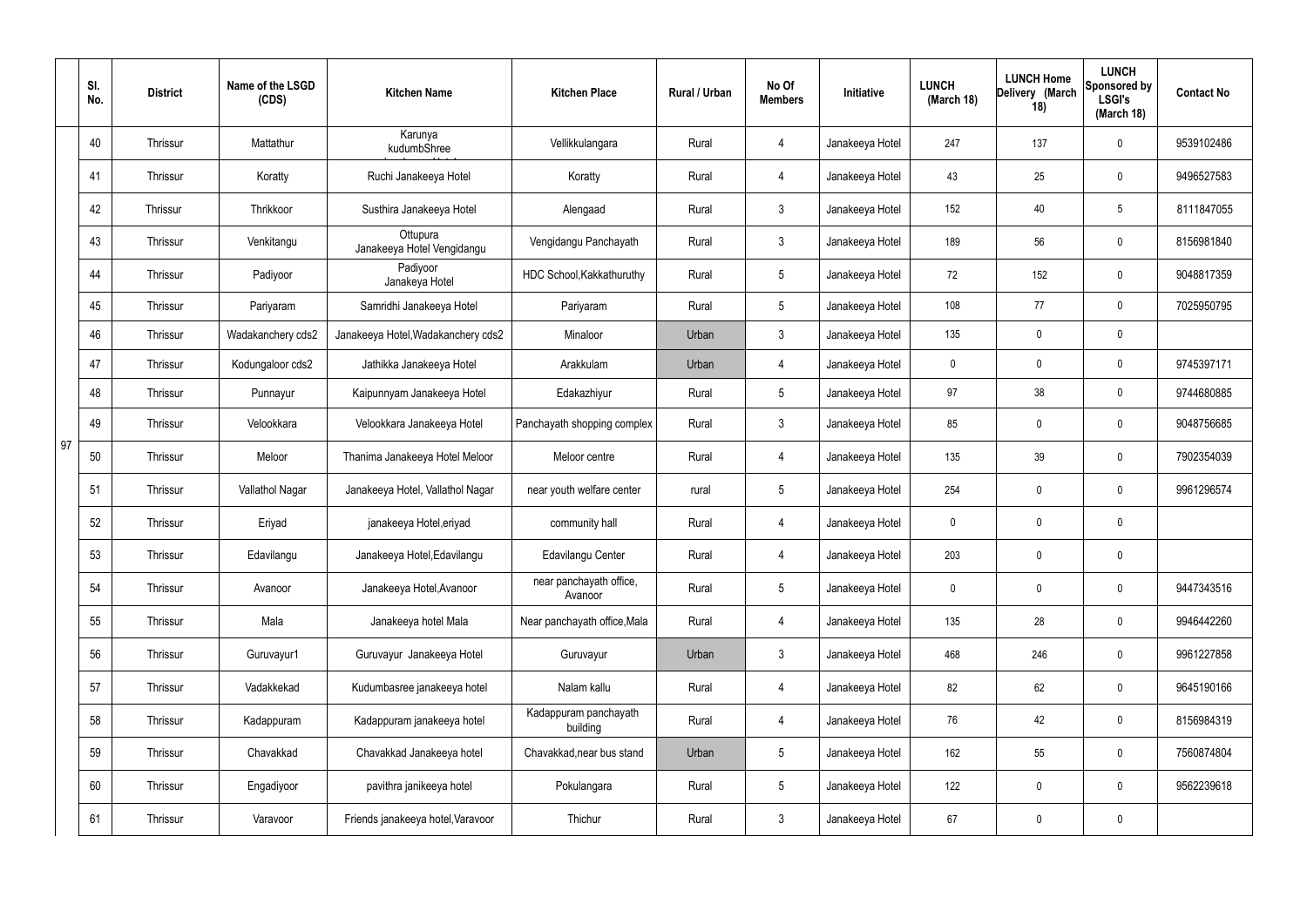|  | Sl. No. | District | Name of the LSGD (CDS) | Kitchen Name | Kitchen Place | Rural / Urban | No Of Members | Initiative | LUNCH (March 18) | LUNCH Home Delivery (March 18) | LUNCH Sponsored by LSGI's (March 18) | Contact No |
|---|---|---|---|---|---|---|---|---|---|---|---|---|
| 97 | 40 | Thrissur | Mattathur | Karunya kudumbShree | Vellikkulangara | Rural | 4 | Janakeeya Hotel | 247 | 137 | 0 | 9539102486 |
|  | 41 | Thrissur | Koratty | Ruchi Janakeeya Hotel | Koratty | Rural | 4 | Janakeeya Hotel | 43 | 25 | 0 | 9496527583 |
|  | 42 | Thrissur | Thrikkoor | Susthira Janakeeya Hotel | Alengaad | Rural | 3 | Janakeeya Hotel | 152 | 40 | 5 | 8111847055 |
|  | 43 | Thrissur | Venkitangu | Ottupura Janakeeya Hotel Vengidangu | Vengidangu Panchayath | Rural | 3 | Janakeeya Hotel | 189 | 56 | 0 | 8156981840 |
|  | 44 | Thrissur | Padiyoor | Padiyoor Janakeya Hotel | HDC School,Kakkathuruthy | Rural | 5 | Janakeeya Hotel | 72 | 152 | 0 | 9048817359 |
|  | 45 | Thrissur | Pariyaram | Samridhi Janakeeya Hotel | Pariyaram | Rural | 5 | Janakeeya Hotel | 108 | 77 | 0 | 7025950795 |
|  | 46 | Thrissur | Wadakanchery cds2 | Janakeeya Hotel,Wadakanchery cds2 | Minaloor | Urban | 3 | Janakeeya Hotel | 135 | 0 | 0 |  |
|  | 47 | Thrissur | Kodungaloor cds2 | Jathikka Janakeeya Hotel | Arakkulam | Urban | 4 | Janakeeya Hotel | 0 | 0 | 0 | 9745397171 |
|  | 48 | Thrissur | Punnayur | Kaipunnyam Janakeeya Hotel | Edakazhiyur | Rural | 5 | Janakeeya Hotel | 97 | 38 | 0 | 9744680885 |
|  | 49 | Thrissur | Velookkara | Velookkara Janakeeya Hotel | Panchayath shopping complex | Rural | 3 | Janakeeya Hotel | 85 | 0 | 0 | 9048756685 |
|  | 50 | Thrissur | Meloor | Thanima Janakeeya Hotel Meloor | Meloor centre | Rural | 4 | Janakeeya Hotel | 135 | 39 | 0 | 7902354039 |
|  | 51 | Thrissur | Vallathol Nagar | Janakeeya Hotel, Vallathol Nagar | near youth welfare center | rural | 5 | Janakeeya Hotel | 254 | 0 | 0 | 9961296574 |
|  | 52 | Thrissur | Eriyad | janakeeya Hotel,eriyad | community hall | Rural | 4 | Janakeeya Hotel | 0 | 0 | 0 |  |
|  | 53 | Thrissur | Edavilangu | Janakeeya Hotel,Edavilangu | Edavilangu Center | Rural | 4 | Janakeeya Hotel | 203 | 0 | 0 |  |
|  | 54 | Thrissur | Avanoor | Janakeeya Hotel,Avanoor | near panchayath office, Avanoor | Rural | 5 | Janakeeya Hotel | 0 | 0 | 0 | 9447343516 |
|  | 55 | Thrissur | Mala | Janakeeya hotel Mala | Near panchayath office,Mala | Rural | 4 | Janakeeya Hotel | 135 | 28 | 0 | 9946442260 |
|  | 56 | Thrissur | Guruvayur1 | Guruvayur Janakeeya Hotel | Guruvayur | Urban | 3 | Janakeeya Hotel | 468 | 246 | 0 | 9961227858 |
|  | 57 | Thrissur | Vadakkekad | Kudumbasree janakeeya hotel | Nalam kallu | Rural | 4 | Janakeeya Hotel | 82 | 62 | 0 | 9645190166 |
|  | 58 | Thrissur | Kadappuram | Kadappuram janakeeya hotel | Kadappuram panchayath building | Rural | 4 | Janakeeya Hotel | 76 | 42 | 0 | 8156984319 |
|  | 59 | Thrissur | Chavakkad | Chavakkad Janakeeya hotel | Chavakkad,near bus stand | Urban | 5 | Janakeeya Hotel | 162 | 55 | 0 | 7560874804 |
|  | 60 | Thrissur | Engadiyoor | pavithra janikeeya hotel | Pokulangara | Rural | 5 | Janakeeya Hotel | 122 | 0 | 0 | 9562239618 |
|  | 61 | Thrissur | Varavoor | Friends janakeeya hotel,Varavoor | Thichur | Rural | 3 | Janakeeya Hotel | 67 | 0 | 0 |  |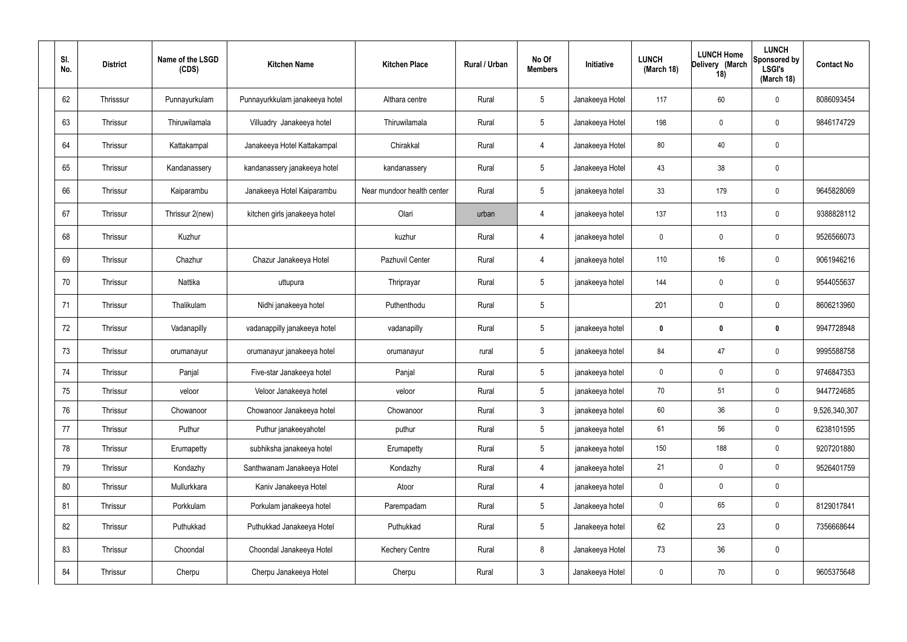| Sl. No. | District | Name of the LSGD (CDS) | Kitchen Name | Kitchen Place | Rural / Urban | No Of Members | Initiative | LUNCH (March 18) | LUNCH Home Delivery (March 18) | LUNCH Sponsored by LSGI's (March 18) | Contact No |
|---|---|---|---|---|---|---|---|---|---|---|---|
| 62 | Thrisssur | Punnayurkulam | Punnayurkkulam janakeeya hotel | Althara centre | Rural | 5 | Janakeeya Hotel | 117 | 60 | 0 | 8086093454 |
| 63 | Thrissur | Thiruwilamala | Villuadry Janakeeya hotel | Thiruwilamala | Rural | 5 | Janakeeya Hotel | 198 | 0 | 0 | 9846174729 |
| 64 | Thrissur | Kattakampal | Janakeeya Hotel Kattakampal | Chirakkal | Rural | 4 | Janakeeya Hotel | 80 | 40 | 0 | |
| 65 | Thrissur | Kandanassery | kandanassery janakeeya hotel | kandanassery | Rural | 5 | Janakeeya Hotel | 43 | 38 | 0 | |
| 66 | Thrissur | Kaiparambu | Janakeeya Hotel Kaiparambu | Near mundoor health center | Rural | 5 | janakeeya hotel | 33 | 179 | 0 | 9645828069 |
| 67 | Thrissur | Thrissur 2(new) | kitchen girls janakeeya hotel | Olari | urban | 4 | janakeeya hotel | 137 | 113 | 0 | 9388828112 |
| 68 | Thrissur | Kuzhur | | kuzhur | Rural | 4 | janakeeya hotel | 0 | 0 | 0 | 9526566073 |
| 69 | Thrissur | Chazhur | Chazur Janakeeya Hotel | Pazhuvil Center | Rural | 4 | janakeeya hotel | 110 | 16 | 0 | 9061946216 |
| 70 | Thrissur | Nattika | uttupura | Thriprayar | Rural | 5 | janakeeya hotel | 144 | 0 | 0 | 9544055637 |
| 71 | Thrissur | Thalikulam | Nidhi janakeeya hotel | Puthenthodu | Rural | 5 | | 201 | 0 | 0 | 8606213960 |
| 72 | Thrissur | Vadanapilly | vadanappilly janakeeya hotel | vadanapilly | Rural | 5 | janakeeya hotel | **0** | **0** | **0** | 9947728948 |
| 73 | Thrissur | orumanayur | orumanayur janakeeya hotel | orumanayur | rural | 5 | janakeeya hotel | 84 | 47 | 0 | 9995588758 |
| 74 | Thrissur | Panjal | Five-star Janakeeya hotel | Panjal | Rural | 5 | janakeeya hotel | 0 | 0 | 0 | 9746847353 |
| 75 | Thrissur | veloor | Veloor Janakeeya hotel | veloor | Rural | 5 | janakeeya hotel | 70 | 51 | 0 | 9447724685 |
| 76 | Thrissur | Chowanoor | Chowanoor Janakeeya hotel | Chowanoor | Rural | 3 | janakeeya hotel | 60 | 36 | 0 | 9,526,340,307 |
| 77 | Thrissur | Puthur | Puthur janakeeyahotel | puthur | Rural | 5 | janakeeya hotel | 61 | 56 | 0 | 6238101595 |
| 78 | Thrissur | Erumapetty | subhiksha janakeeya hotel | Erumapetty | Rural | 5 | janakeeya hotel | 150 | 188 | 0 | 9207201880 |
| 79 | Thrissur | Kondazhy | Santhwanam Janakeeya Hotel | Kondazhy | Rural | 4 | janakeeya hotel | 21 | 0 | 0 | 9526401759 |
| 80 | Thrissur | Mullurkkara | Kaniv Janakeeya Hotel | Atoor | Rural | 4 | janakeeya hotel | 0 | 0 | 0 | |
| 81 | Thrissur | Porkkulam | Porkulam janakeeya hotel | Parempadam | Rural | 5 | Janakeeya hotel | 0 | 65 | 0 | 8129017841 |
| 82 | Thrissur | Puthukkad | Puthukkad Janakeeya Hotel | Puthukkad | Rural | 5 | Janakeeya hotel | 62 | 23 | 0 | 7356668644 |
| 83 | Thrissur | Choondal | Choondal Janakeeya Hotel | Kechery Centre | Rural | 8 | Janakeeya Hotel | 73 | 36 | 0 | |
| 84 | Thrissur | Cherpu | Cherpu Janakeeya Hotel | Cherpu | Rural | 3 | Janakeeya Hotel | 0 | 70 | 0 | 9605375648 |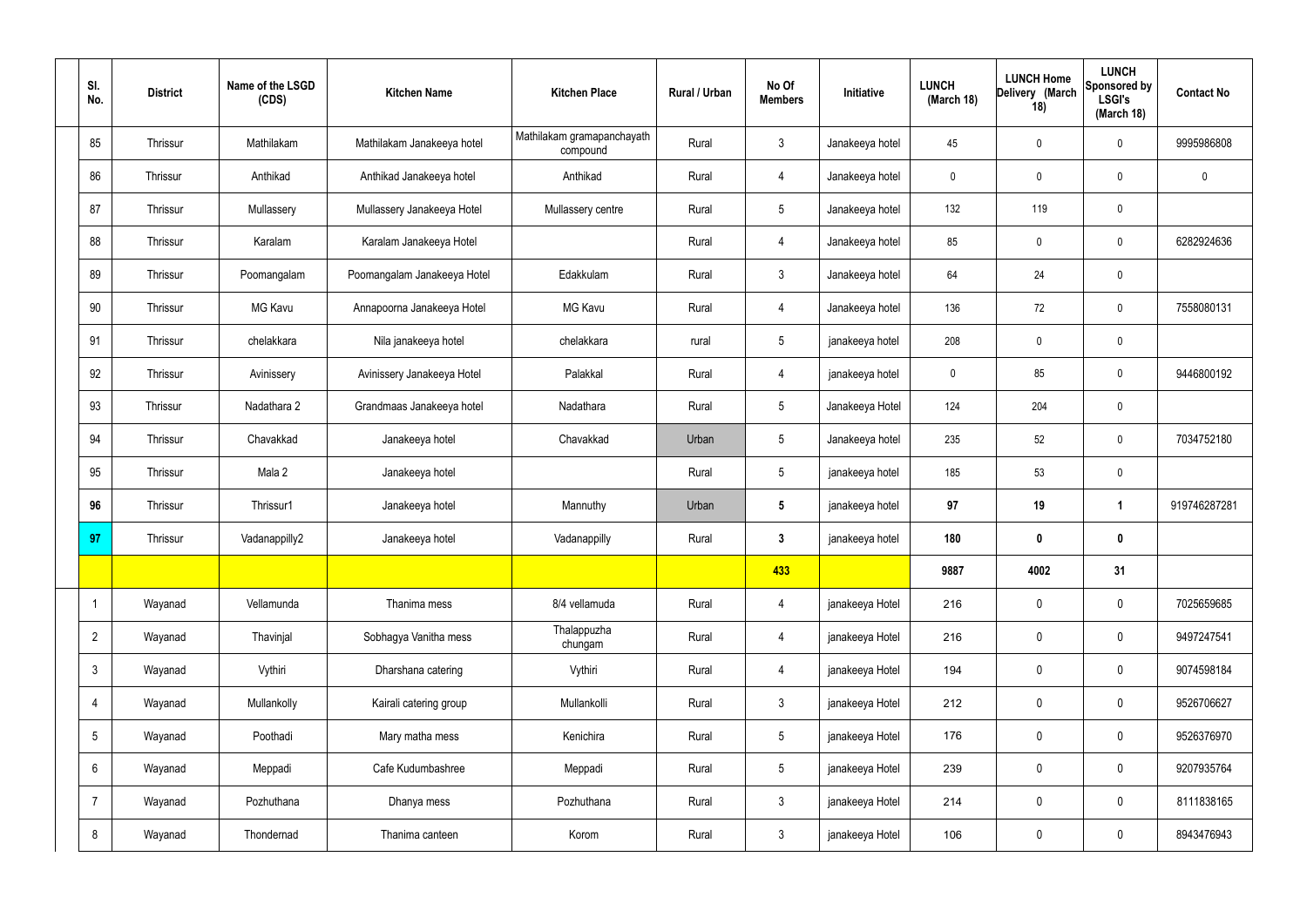| Sl. No. | District | Name of the LSGD (CDS) | Kitchen Name | Kitchen Place | Rural / Urban | No Of Members | Initiative | LUNCH (March 18) | LUNCH Home Delivery (March 18) | LUNCH Sponsored by LSGI's (March 18) | Contact No |
|---|---|---|---|---|---|---|---|---|---|---|---|
| 85 | Thrissur | Mathilakam | Mathilakam Janakeeya hotel | Mathilakam gramapanchayath compound | Rural | 3 | Janakeeya hotel | 45 | 0 | 0 | 9995986808 |
| 86 | Thrissur | Anthikad | Anthikad Janakeeya hotel | Anthikad | Rural | 4 | Janakeeya hotel | 0 | 0 | 0 | 0 |
| 87 | Thrissur | Mullassery | Mullassery Janakeeya Hotel | Mullassery centre | Rural | 5 | Janakeeya hotel | 132 | 119 | 0 | |
| 88 | Thrissur | Karalam | Karalam Janakeeya Hotel | | Rural | 4 | Janakeeya hotel | 85 | 0 | 0 | 6282924636 |
| 89 | Thrissur | Poomangalam | Poomangalam Janakeeya Hotel | Edakkulam | Rural | 3 | Janakeeya hotel | 64 | 24 | 0 | |
| 90 | Thrissur | MG Kavu | Annapoorna Janakeeya Hotel | MG Kavu | Rural | 4 | Janakeeya hotel | 136 | 72 | 0 | 7558080131 |
| 91 | Thrissur | chelakkara | Nila janakeeya hotel | chelakkara | rural | 5 | janakeeya hotel | 208 | 0 | 0 | |
| 92 | Thrissur | Avinissery | Avinissery Janakeeya Hotel | Palakkal | Rural | 4 | janakeeya hotel | 0 | 85 | 0 | 9446800192 |
| 93 | Thrissur | Nadathara 2 | Grandmaas Janakeeya hotel | Nadathara | Rural | 5 | Janakeeya Hotel | 124 | 204 | 0 | |
| 94 | Thrissur | Chavakkad | Janakeeya hotel | Chavakkad | Urban | 5 | Janakeeya hotel | 235 | 52 | 0 | 7034752180 |
| 95 | Thrissur | Mala 2 | Janakeeya hotel | | Rural | 5 | janakeeya hotel | 185 | 53 | 0 | |
| **96** | Thrissur | Thrissur1 | Janakeeya hotel | Mannuthy | Urban | **5** | janakeeya hotel | **97** | **19** | **1** | 919746287281 |
| **97** | Thrissur | Vadanappilly2 | Janakeeya hotel | Vadanappilly | Rural | **3** | janakeeya hotel | **180** | **0** | **0** | |
| | | | | | | **433** | | **9887** | **4002** | **31** | |
| 1 | Wayanad | Vellamunda | Thanima mess | 8/4 vellamuda | Rural | 4 | janakeeya Hotel | 216 | 0 | 0 | 7025659685 |
| 2 | Wayanad | Thavinjal | Sobhagya Vanitha mess | Thalappuzha chungam | Rural | 4 | janakeeya Hotel | 216 | 0 | 0 | 9497247541 |
| 3 | Wayanad | Vythiri | Dharshana catering | Vythiri | Rural | 4 | janakeeya Hotel | 194 | 0 | 0 | 9074598184 |
| 4 | Wayanad | Mullankolly | Kairali catering group | Mullankolli | Rural | 3 | janakeeya Hotel | 212 | 0 | 0 | 9526706627 |
| 5 | Wayanad | Poothadi | Mary matha mess | Kenichira | Rural | 5 | janakeeya Hotel | 176 | 0 | 0 | 9526376970 |
| 6 | Wayanad | Meppadi | Cafe Kudumbashree | Meppadi | Rural | 5 | janakeeya Hotel | 239 | 0 | 0 | 9207935764 |
| 7 | Wayanad | Pozhuthana | Dhanya mess | Pozhuthana | Rural | 3 | janakeeya Hotel | 214 | 0 | 0 | 8111838165 |
| 8 | Wayanad | Thondernad | Thanima canteen | Korom | Rural | 3 | janakeeya Hotel | 106 | 0 | 0 | 8943476943 |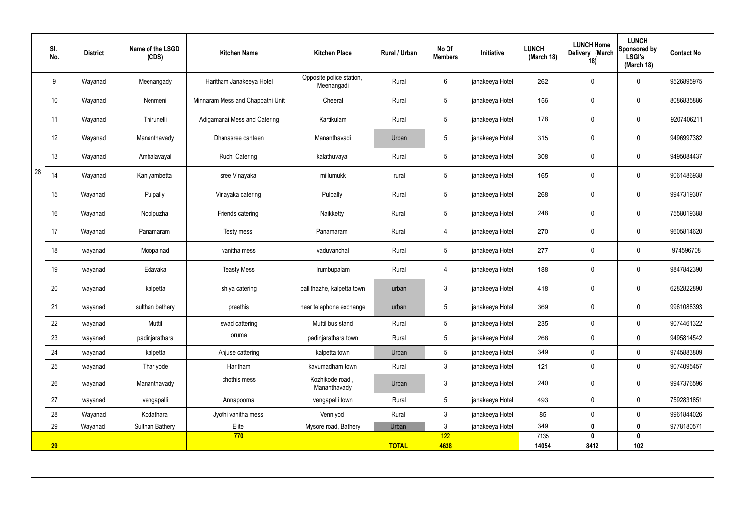| | Sl. No. | District | Name of the LSGD (CDS) | Kitchen Name | Kitchen Place | Rural / Urban | No Of Members | Initiative | LUNCH (March 18) | LUNCH Home Delivery (March 18) | LUNCH Sponsored by LSGI's (March 18) | Contact No |
|---|---|---|---|---|---|---|---|---|---|---|---|---|
| 28 | 9 | Wayanad | Meenangady | Haritham Janakeeya Hotel | Opposite police station, Meenangadi | Rural | 6 | janakeeya Hotel | 262 | 0 | 0 | 9526895975 |
| | 10 | Wayanad | Nenmeni | Minnaram Mess and Chappathi Unit | Cheeral | Rural | 5 | janakeeya Hotel | 156 | 0 | 0 | 8086835886 |
| | 11 | Wayanad | Thirunelli | Adigamanai Mess and Catering | Kartikulam | Rural | 5 | janakeeya Hotel | 178 | 0 | 0 | 9207406211 |
| | 12 | Wayanad | Mananthavady | Dhanasree canteen | Mananthavadi | Urban | 5 | janakeeya Hotel | 315 | 0 | 0 | 9496997382 |
| | 13 | Wayanad | Ambalavayal | Ruchi Catering | kalathuvayal | Rural | 5 | janakeeya Hotel | 308 | 0 | 0 | 9495084437 |
| | 14 | Wayanad | Kaniyambetta | sree Vinayaka | millumukk | rural | 5 | janakeeya Hotel | 165 | 0 | 0 | 9061486938 |
| | 15 | Wayanad | Pulpally | Vinayaka catering | Pulpally | Rural | 5 | janakeeya Hotel | 268 | 0 | 0 | 9947319307 |
| | 16 | Wayanad | Noolpuzha | Friends catering | Naikketty | Rural | 5 | janakeeya Hotel | 248 | 0 | 0 | 7558019388 |
| | 17 | Wayanad | Panamaram | Testy mess | Panamaram | Rural | 4 | janakeeya Hotel | 270 | 0 | 0 | 9605814620 |
| | 18 | wayanad | Moopainad | vanitha mess | vaduvanchal | Rural | 5 | janakeeya Hotel | 277 | 0 | 0 | 974596708 |
| | 19 | wayanad | Edavaka | Teasty Mess | Irumbupalam | Rural | 4 | janakeeya Hotel | 188 | 0 | 0 | 9847842390 |
| | 20 | wayanad | kalpetta | shiya catering | pallithazhe, kalpetta town | urban | 3 | janakeeya Hotel | 418 | 0 | 0 | 6282822890 |
| | 21 | wayanad | sulthan bathery | preethis | near telephone exchange | urban | 5 | janakeeya Hotel | 369 | 0 | 0 | 9961088393 |
| | 22 | wayanad | Muttil | swad cattering | Muttil bus stand | Rural | 5 | janakeeya Hotel | 235 | 0 | 0 | 9074461322 |
| | 23 | wayanad | padinjarathara | oruma | padinjarathara town | Rural | 5 | janakeeya Hotel | 268 | 0 | 0 | 9495814542 |
| | 24 | wayanad | kalpetta | Anjuse cattering | kalpetta town | Urban | 5 | janakeeya Hotel | 349 | 0 | 0 | 9745883809 |
| | 25 | wayanad | Thariyode | Haritham | kavumadham town | Rural | 3 | janakeeya Hotel | 121 | 0 | 0 | 9074095457 |
| | 26 | wayanad | Mananthavady | chothis mess | Kozhikode road , Mananthavady | Urban | 3 | janakeeya Hotel | 240 | 0 | 0 | 9947376596 |
| | 27 | wayanad | vengapalli | Annapoorna | vengapalli town | Rural | 5 | janakeeya Hotel | 493 | 0 | 0 | 7592831851 |
| | 28 | Wayanad | Kottathara | Jyothi vanitha mess | Venniyod | Rural | 3 | janakeeya Hotel | 85 | 0 | 0 | 9961844026 |
| | 29 | Wayanad | Sulthan Bathery | Elite | Mysore road, Bathery | Urban | 3 | janakeeya Hotel | 349 | **0** | **0** | 9778180571 |
| | | | | **770** | | | 122 | | 7135 | **0** | **0** | |
| | **29** | | | | | **TOTAL** | **4638** | | **14054** | **8412** | **102** | |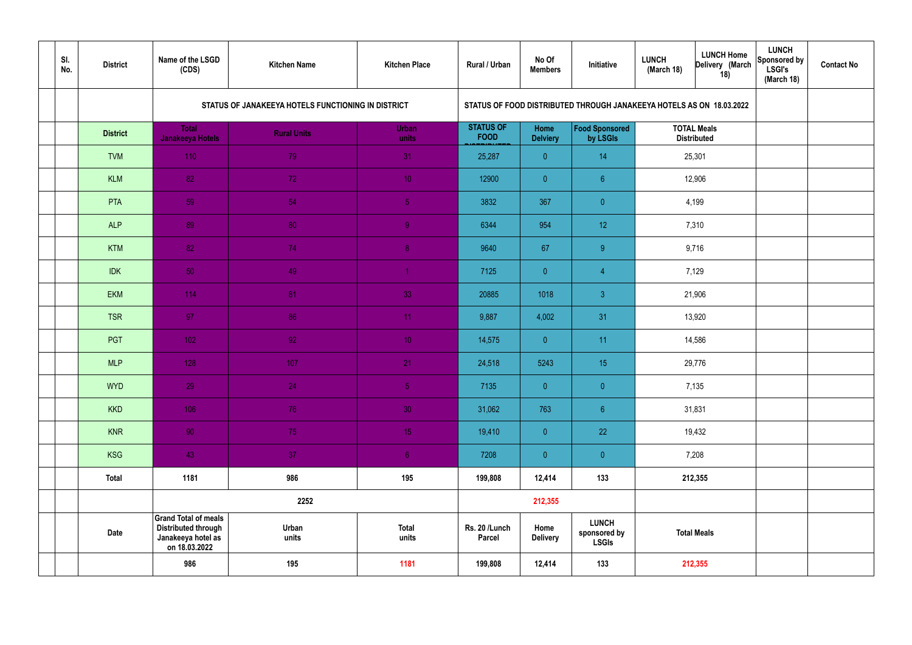| | Sl. No. | District | Name of the LSGD (CDS) | Kitchen Name | Kitchen Place | Rural / Urban | No Of Members | Initiative | LUNCH (March 18) | LUNCH Home Delivery (March 18) | LUNCH Sponsored by LSGI's (March 18) | Contact No |
|---|---|---|---|---|---|---|---|---|---|---|---|---|
| | | | STATUS OF JANAKEEYA HOTELS FUNCTIONING IN DISTRICT | | | STATUS OF FOOD DISTRIBUTED THROUGH JANAKEEYA HOTELS AS ON 18.03.2022 | | | | | | |
| | | District | Total Janakeeya Hotels | Rural Units | Urban units | STATUS OF FOOD DISTRIBUTED | Home Delviery | Food Sponsored by LSGIs | TOTAL Meals Distributed | | | |
| | | TVM | 110 | 79 | 31 | 25,287 | 0 | 14 | 25,301 | | | |
| | | KLM | 82 | 72 | 10 | 12900 | 0 | 6 | 12,906 | | | |
| | | PTA | 59 | 54 | 5 | 3832 | 367 | 0 | 4,199 | | | |
| | | ALP | 89 | 80 | 9 | 6344 | 954 | 12 | 7,310 | | | |
| | | KTM | 82 | 74 | 8 | 9640 | 67 | 9 | 9,716 | | | |
| | | IDK | 50 | 49 | 1 | 7125 | 0 | 4 | 7,129 | | | |
| | | EKM | 114 | 81 | 33 | 20885 | 1018 | 3 | 21,906 | | | |
| | | TSR | 97 | 86 | 11 | 9,887 | 4,002 | 31 | 13,920 | | | |
| | | PGT | 102 | 92 | 10 | 14,575 | 0 | 11 | 14,586 | | | |
| | | MLP | 128 | 107 | 21 | 24,518 | 5243 | 15 | 29,776 | | | |
| | | WYD | 29 | 24 | 5 | 7135 | 0 | 0 | 7,135 | | | |
| | | KKD | 106 | 76 | 30 | 31,062 | 763 | 6 | 31,831 | | | |
| | | KNR | 90 | 75 | 15 | 19,410 | 0 | 22 | 19,432 | | | |
| | | KSG | 43 | 37 | 6 | 7208 | 0 | 0 | 7,208 | | | |
| | | Total | 1181 | 986 | 195 | 199,808 | 12,414 | 133 | 212,355 | | | |
| | | | | 2252 | | | 212,355 | | | | | |
| | | Date | Grand Total of meals Distributed through Janakeeya hotel as on 18.03.2022 | Urban units | Total units | Rs. 20 /Lunch Parcel | Home Delivery | LUNCH sponsored by LSGIs | Total Meals | | | |
| | | | 986 | 195 | 1181 | 199,808 | 12,414 | 133 | 212,355 | | | |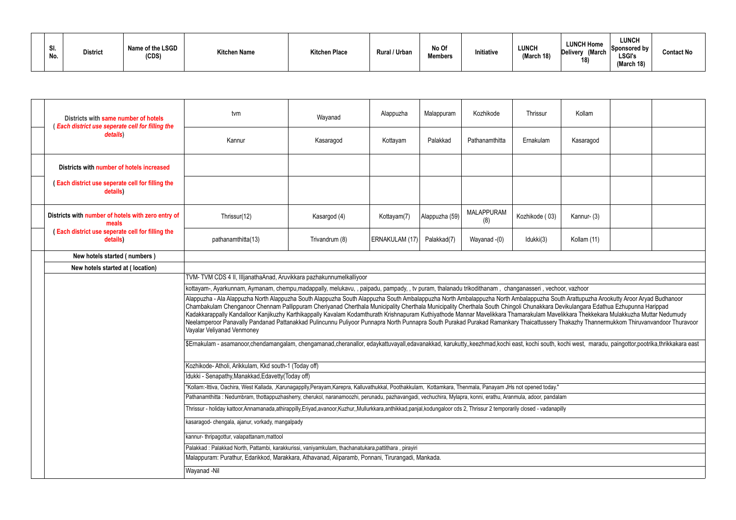| Sl. No. | District | Name of the LSGD (CDS) | Kitchen Name | Kitchen Place | Rural / Urban | No Of Members | Initiative | LUNCH (March 18) | LUNCH Home Delivery (March 18) | LUNCH Sponsored by LSGI's (March 18) | Contact No |
|---|---|---|---|---|---|---|---|---|---|---|---|

| | | | | | | | | | |
|---|---|---|---|---|---|---|---|---|---|
| Districts with same number of hotels ( *Each district use seperate cell for filling the details*) | tvm | Wayanad | Alappuzha | Malappuram | Kozhikode | Thrissur | Kollam | | |
| | Kannur | Kasaragod | Kottayam | Palakkad | Pathanamthitta | Ernakulam | Kasaragod | | |
| Districts with number of hotels increased | | | | | | | | | |
| ( Each district use seperate cell for filling the details) | | | | | | | | | |
| Districts with number of hotels with zero entry of meals ( Each district use seperate cell for filling the details) | Thrissur(12) | Kasargod (4) | Kottayam(7) | Alappuzha (59) | MALAPPURAM (8) | Kozhikode ( 03) | Kannur- (3) | | |
| | pathanamthitta(13) | Trivandrum (8) | ERNAKULAM (17) | Palakkad(7) | Wayanad -(0) | Idukki(3) | Kollam (11) | | |
| New hotels started ( numbers ) | | | | | | | | | |
| New hotels started at ( location) | | | | | | | | | |
| | TVM- TVM CDS 4 II, IlljanathaAnad, Aruvikkara pazhakunnumelkalliyoor | | | | | | | | |
| | kottayam-, Ayarkunnam, Aymanam, chempu,madappally, melukavu, , paipadu, pampady, , tv puram, thalanadu trikodithanam , changanasseri , vechoor, vazhoor | | | | | | | | |
| | Alappuzha - Ala Alappuzha North Alappuzha South Alappuzha South Alappuzha South Ambalappuzha North Ambalappuzha North Ambalappuzha South Arattupuzha Arookutty Aroor Aryad Budhanoor Chambakulam Chenganoor Chennam Pallippuram Cheriyanad Cherthala Municipality Cherthala Municipality Cherthala South Chingoli Chunakkara Devikulangara Edathua Ezhupunna Harippad Kadakkarappally Kandalloor Kanjikuzhy Karthikappally Kavalam Kodamthurath Krishnapuram Kuthiyathode Mannar Mavelikkara Thamarakulam Mavelikkara Thekkekara Mulakkuzha Muttar Nedumudy Neelamperoor Panavally Pandanad Pattanakkad Pulincunnu Puliyoor Punnapra North Punnapra South Purakad Purakad Ramankary Thaicattussery Thakazhy Thannermukkom Thiruvanvandoor Thuravoor Vayalar Veliyanad Venmoney | | | | | | | | |
| | $Ernakulam - asamanoor,chendamangalam, chengamanad,cheranallor, edaykattuvayall,edavanakkad, karukutty,,keezhmad,kochi east, kochi south, kochi west, maradu, paingottor,pootrika,thrikkakara east | | | | | | | | |
| | Kozhikode- Atholi, Arikkulam, Kkd south-1 (Today off) | | | | | | | | |
| | Idukki - Senapathy,Manakkad,Edavetty(Today off) | | | | | | | | |
| | "Kollam:-Ittiva, Oachira, West Kallada, ,Karunagapplly,Perayam,Karepra, Kalluvathukkal, Poothakkulam, Kottamkara, Thenmala, Panayam JHs not opened today." | | | | | | | | |
| | Pathanamthitta : Nedumbram, thottappuzhasherry, cherukol, naranamoozhi, perunadu, pazhavangadi, vechuchira, Mylapra, konni, erathu, Aranmula, adoor, pandalam | | | | | | | | |
| | Thrissur - holiday kattoor,Annamanada,athirappilly,Eriyad,avanoor,Kuzhur,,Mullurkkara,anthikkad,panjal,kodungaloor cds 2, Thrissur 2 temporarily closed - vadanapilly | | | | | | | | |
| | kasaragod- chengala, ajanur, vorkady, mangalpady | | | | | | | | |
| | kannur- thripagottur, valapattanam,mattool | | | | | | | | |
| | Palakkad : Palakkad North, Pattambi, karakkurissi, vaniyamkulam, thachanatukara,pattithara , pirayiri | | | | | | | | |
| | Malappuram: Purathur, Edarikkod, Marakkara, Athavanad, Aliparamb, Ponnani, Tirurangadi, Mankada. | | | | | | | | |
| | Wayanad -Nil | | | | | | | | |